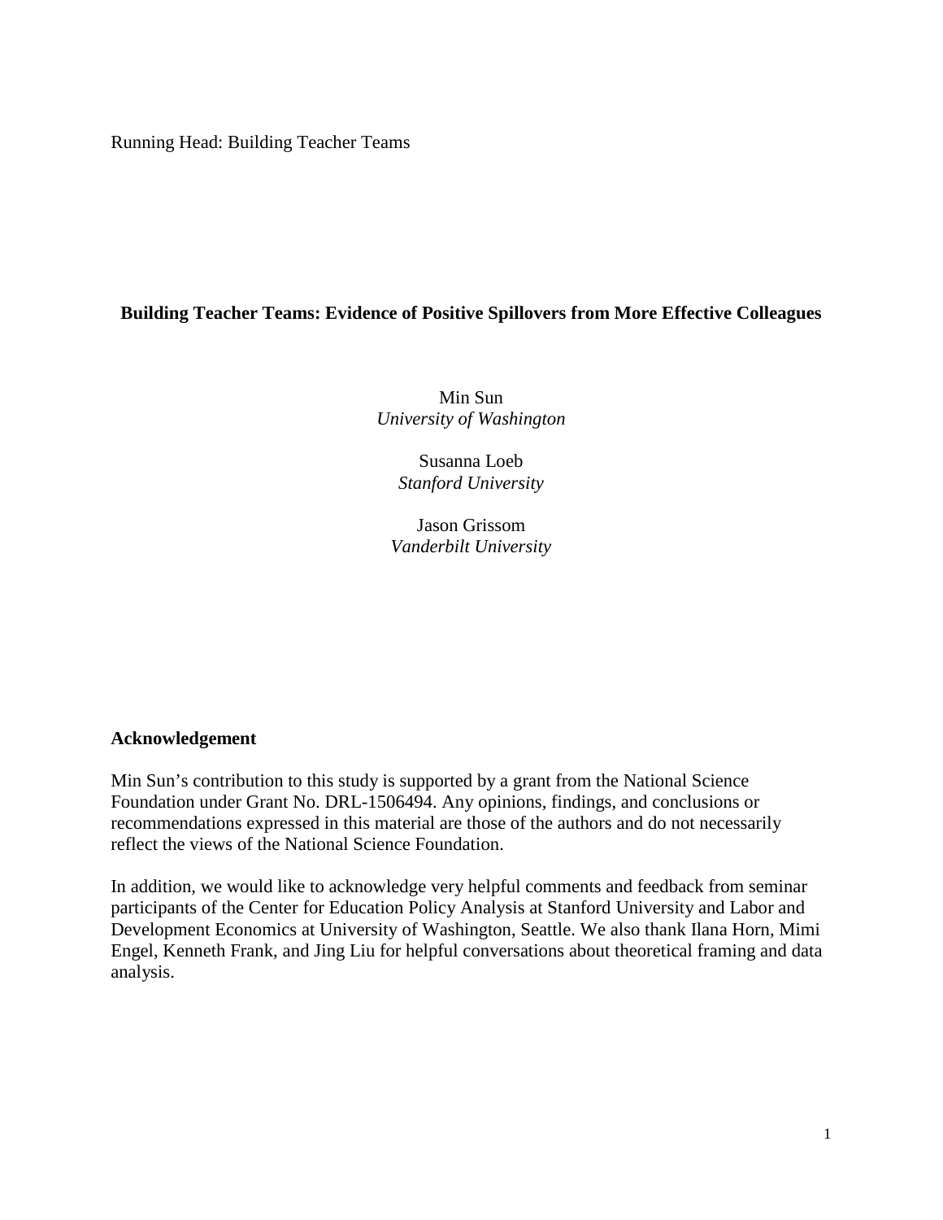Running Head: Building Teacher Teams

# Building Teacher Teams: Evidence of Positive Spillovers from More Effective Colleagues

Min Sun
*University of Washington*

Susanna Loeb
*Stanford University*

Jason Grissom
*Vanderbilt University*

## Acknowledgement

Min Sun's contribution to this study is supported by a grant from the National Science Foundation under Grant No. DRL-1506494. Any opinions, findings, and conclusions or recommendations expressed in this material are those of the authors and do not necessarily reflect the views of the National Science Foundation.

In addition, we would like to acknowledge very helpful comments and feedback from seminar participants of the Center for Education Policy Analysis at Stanford University and Labor and Development Economics at University of Washington, Seattle. We also thank Ilana Horn, Mimi Engel, Kenneth Frank, and Jing Liu for helpful conversations about theoretical framing and data analysis.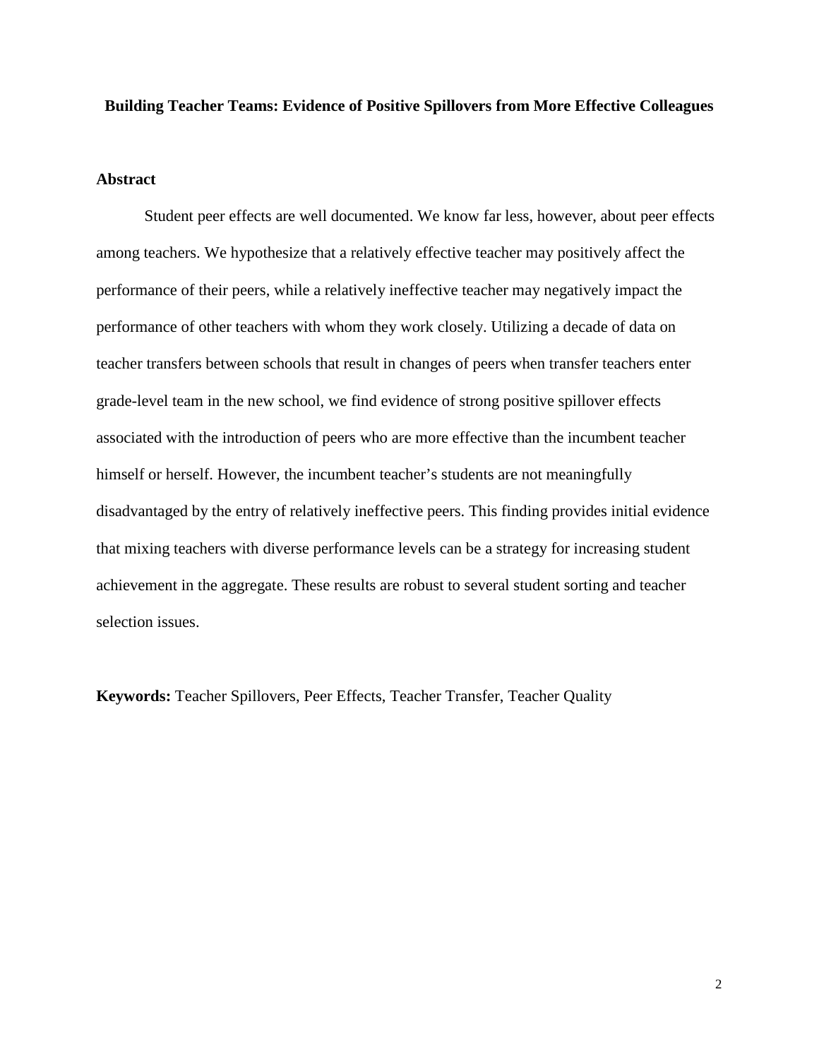**Building Teacher Teams: Evidence of Positive Spillovers from More Effective Colleagues**

## Abstract

Student peer effects are well documented. We know far less, however, about peer effects among teachers. We hypothesize that a relatively effective teacher may positively affect the performance of their peers, while a relatively ineffective teacher may negatively impact the performance of other teachers with whom they work closely. Utilizing a decade of data on teacher transfers between schools that result in changes of peers when transfer teachers enter grade-level team in the new school, we find evidence of strong positive spillover effects associated with the introduction of peers who are more effective than the incumbent teacher himself or herself. However, the incumbent teacher's students are not meaningfully disadvantaged by the entry of relatively ineffective peers. This finding provides initial evidence that mixing teachers with diverse performance levels can be a strategy for increasing student achievement in the aggregate. These results are robust to several student sorting and teacher selection issues.

**Keywords:** Teacher Spillovers, Peer Effects, Teacher Transfer, Teacher Quality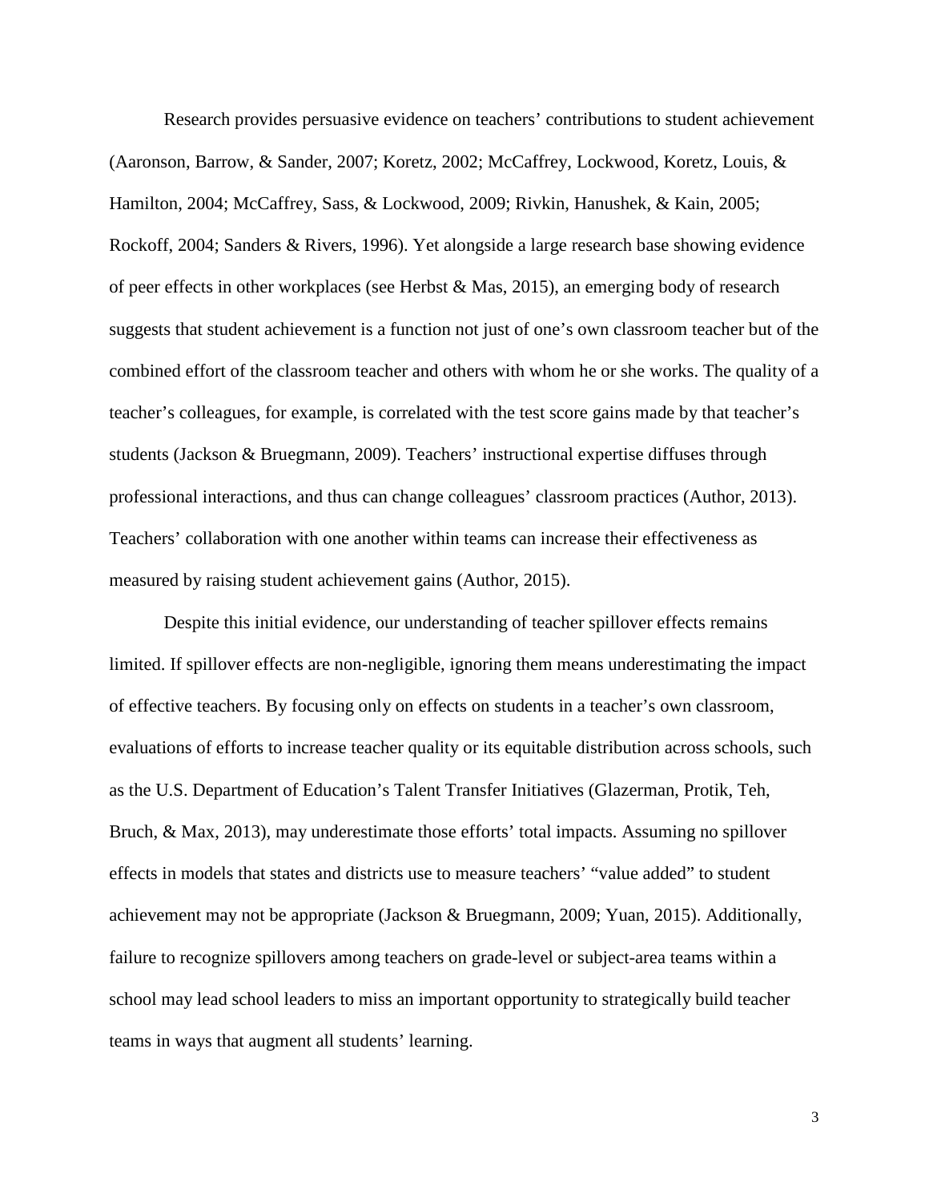Research provides persuasive evidence on teachers' contributions to student achievement (Aaronson, Barrow, & Sander, 2007; Koretz, 2002; McCaffrey, Lockwood, Koretz, Louis, & Hamilton, 2004; McCaffrey, Sass, & Lockwood, 2009; Rivkin, Hanushek, & Kain, 2005; Rockoff, 2004; Sanders & Rivers, 1996). Yet alongside a large research base showing evidence of peer effects in other workplaces (see Herbst & Mas, 2015), an emerging body of research suggests that student achievement is a function not just of one's own classroom teacher but of the combined effort of the classroom teacher and others with whom he or she works. The quality of a teacher's colleagues, for example, is correlated with the test score gains made by that teacher's students (Jackson & Bruegmann, 2009). Teachers' instructional expertise diffuses through professional interactions, and thus can change colleagues' classroom practices (Author, 2013). Teachers' collaboration with one another within teams can increase their effectiveness as measured by raising student achievement gains (Author, 2015).

Despite this initial evidence, our understanding of teacher spillover effects remains limited. If spillover effects are non-negligible, ignoring them means underestimating the impact of effective teachers. By focusing only on effects on students in a teacher's own classroom, evaluations of efforts to increase teacher quality or its equitable distribution across schools, such as the U.S. Department of Education's Talent Transfer Initiatives (Glazerman, Protik, Teh, Bruch, & Max, 2013), may underestimate those efforts' total impacts. Assuming no spillover effects in models that states and districts use to measure teachers' "value added" to student achievement may not be appropriate (Jackson & Bruegmann, 2009; Yuan, 2015). Additionally, failure to recognize spillovers among teachers on grade-level or subject-area teams within a school may lead school leaders to miss an important opportunity to strategically build teacher teams in ways that augment all students' learning.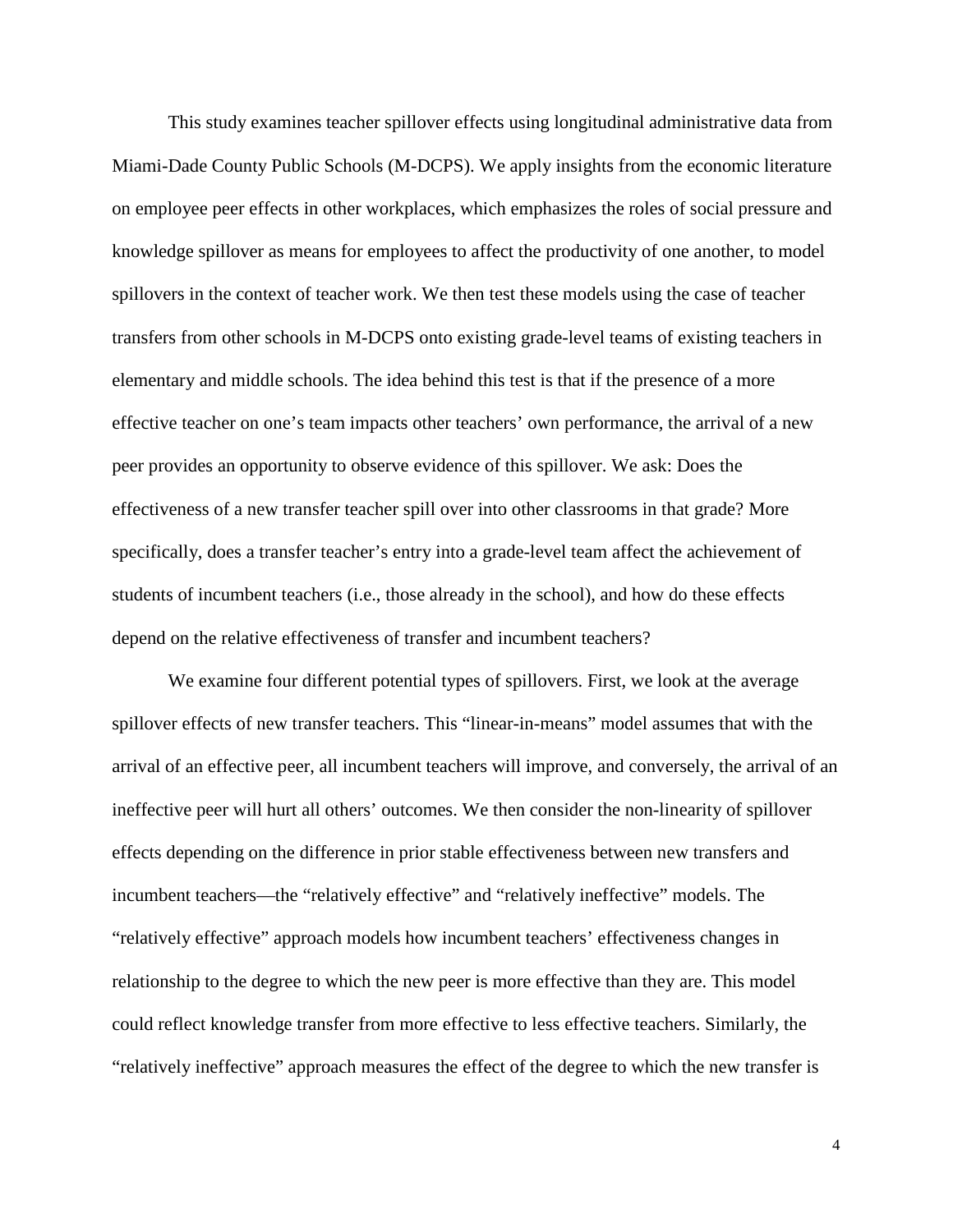This study examines teacher spillover effects using longitudinal administrative data from Miami-Dade County Public Schools (M-DCPS). We apply insights from the economic literature on employee peer effects in other workplaces, which emphasizes the roles of social pressure and knowledge spillover as means for employees to affect the productivity of one another, to model spillovers in the context of teacher work. We then test these models using the case of teacher transfers from other schools in M-DCPS onto existing grade-level teams of existing teachers in elementary and middle schools. The idea behind this test is that if the presence of a more effective teacher on one's team impacts other teachers' own performance, the arrival of a new peer provides an opportunity to observe evidence of this spillover. We ask: Does the effectiveness of a new transfer teacher spill over into other classrooms in that grade? More specifically, does a transfer teacher's entry into a grade-level team affect the achievement of students of incumbent teachers (i.e., those already in the school), and how do these effects depend on the relative effectiveness of transfer and incumbent teachers?

We examine four different potential types of spillovers. First, we look at the average spillover effects of new transfer teachers. This "linear-in-means" model assumes that with the arrival of an effective peer, all incumbent teachers will improve, and conversely, the arrival of an ineffective peer will hurt all others' outcomes. We then consider the non-linearity of spillover effects depending on the difference in prior stable effectiveness between new transfers and incumbent teachers—the "relatively effective" and "relatively ineffective" models. The "relatively effective" approach models how incumbent teachers' effectiveness changes in relationship to the degree to which the new peer is more effective than they are. This model could reflect knowledge transfer from more effective to less effective teachers. Similarly, the "relatively ineffective" approach measures the effect of the degree to which the new transfer is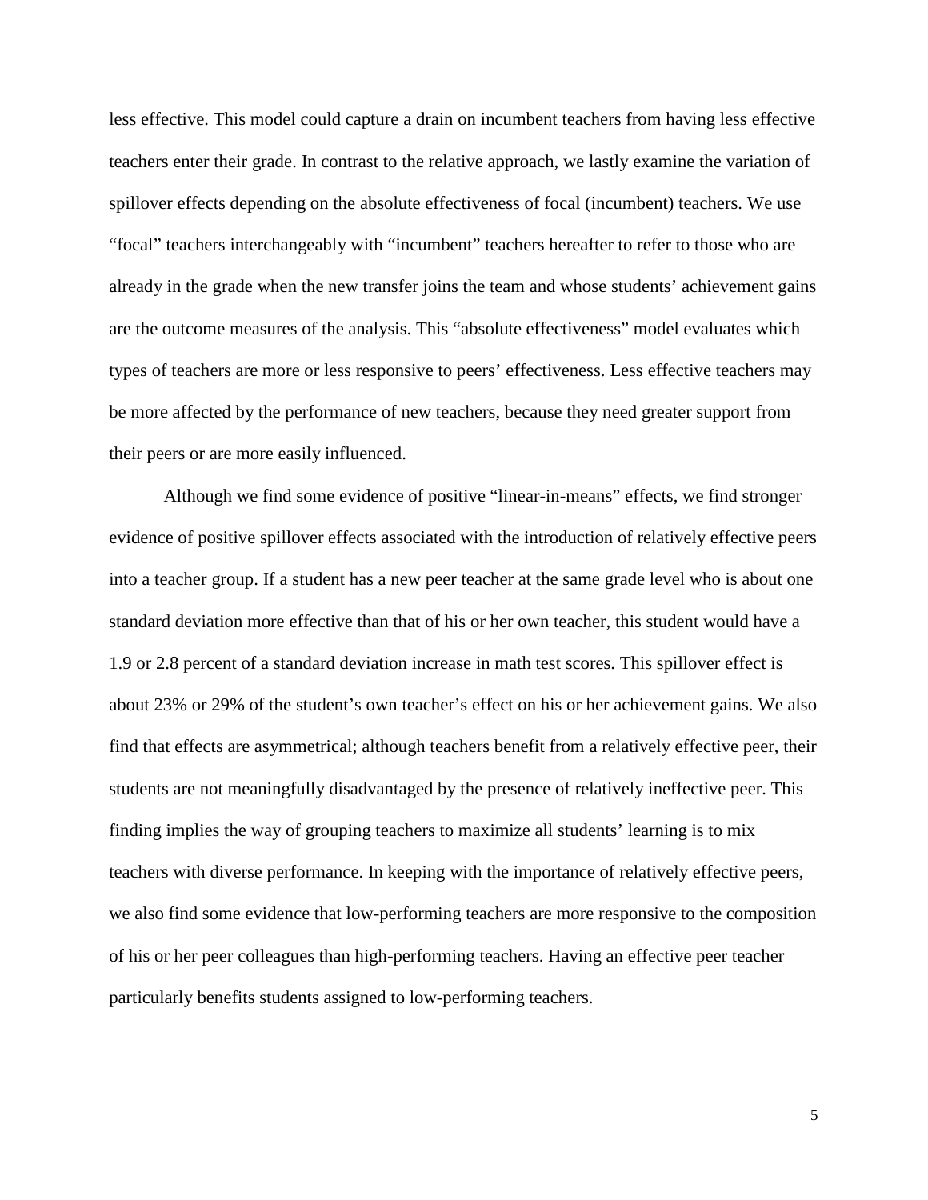less effective. This model could capture a drain on incumbent teachers from having less effective teachers enter their grade. In contrast to the relative approach, we lastly examine the variation of spillover effects depending on the absolute effectiveness of focal (incumbent) teachers. We use "focal" teachers interchangeably with "incumbent" teachers hereafter to refer to those who are already in the grade when the new transfer joins the team and whose students' achievement gains are the outcome measures of the analysis. This "absolute effectiveness" model evaluates which types of teachers are more or less responsive to peers' effectiveness. Less effective teachers may be more affected by the performance of new teachers, because they need greater support from their peers or are more easily influenced.

Although we find some evidence of positive "linear-in-means" effects, we find stronger evidence of positive spillover effects associated with the introduction of relatively effective peers into a teacher group. If a student has a new peer teacher at the same grade level who is about one standard deviation more effective than that of his or her own teacher, this student would have a 1.9 or 2.8 percent of a standard deviation increase in math test scores. This spillover effect is about 23% or 29% of the student's own teacher's effect on his or her achievement gains. We also find that effects are asymmetrical; although teachers benefit from a relatively effective peer, their students are not meaningfully disadvantaged by the presence of relatively ineffective peer. This finding implies the way of grouping teachers to maximize all students' learning is to mix teachers with diverse performance. In keeping with the importance of relatively effective peers, we also find some evidence that low-performing teachers are more responsive to the composition of his or her peer colleagues than high-performing teachers. Having an effective peer teacher particularly benefits students assigned to low-performing teachers.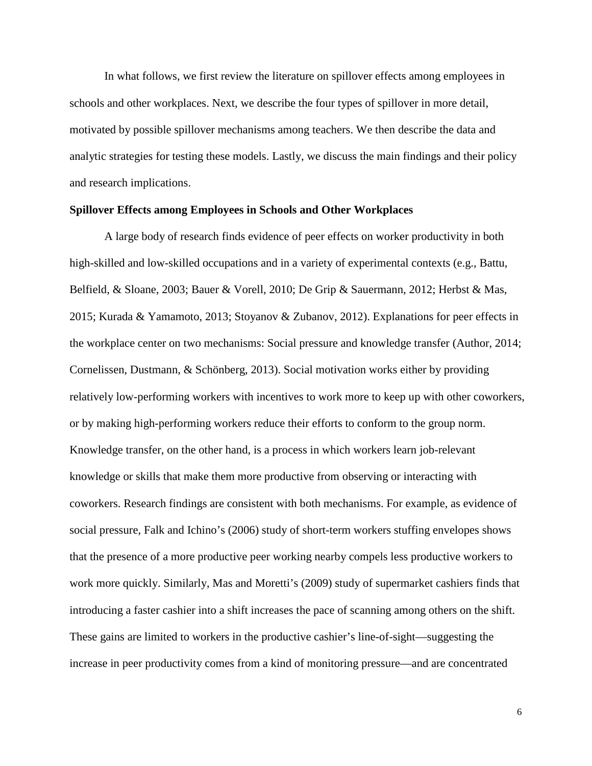In what follows, we first review the literature on spillover effects among employees in schools and other workplaces. Next, we describe the four types of spillover in more detail, motivated by possible spillover mechanisms among teachers. We then describe the data and analytic strategies for testing these models. Lastly, we discuss the main findings and their policy and research implications.

## Spillover Effects among Employees in Schools and Other Workplaces

A large body of research finds evidence of peer effects on worker productivity in both high-skilled and low-skilled occupations and in a variety of experimental contexts (e.g., Battu, Belfield, & Sloane, 2003; Bauer & Vorell, 2010; De Grip & Sauermann, 2012; Herbst & Mas, 2015; Kurada & Yamamoto, 2013; Stoyanov & Zubanov, 2012). Explanations for peer effects in the workplace center on two mechanisms: Social pressure and knowledge transfer (Author, 2014; Cornelissen, Dustmann, & Schönberg, 2013). Social motivation works either by providing relatively low-performing workers with incentives to work more to keep up with other coworkers, or by making high-performing workers reduce their efforts to conform to the group norm. Knowledge transfer, on the other hand, is a process in which workers learn job-relevant knowledge or skills that make them more productive from observing or interacting with coworkers. Research findings are consistent with both mechanisms. For example, as evidence of social pressure, Falk and Ichino's (2006) study of short-term workers stuffing envelopes shows that the presence of a more productive peer working nearby compels less productive workers to work more quickly. Similarly, Mas and Moretti's (2009) study of supermarket cashiers finds that introducing a faster cashier into a shift increases the pace of scanning among others on the shift. These gains are limited to workers in the productive cashier's line-of-sight—suggesting the increase in peer productivity comes from a kind of monitoring pressure—and are concentrated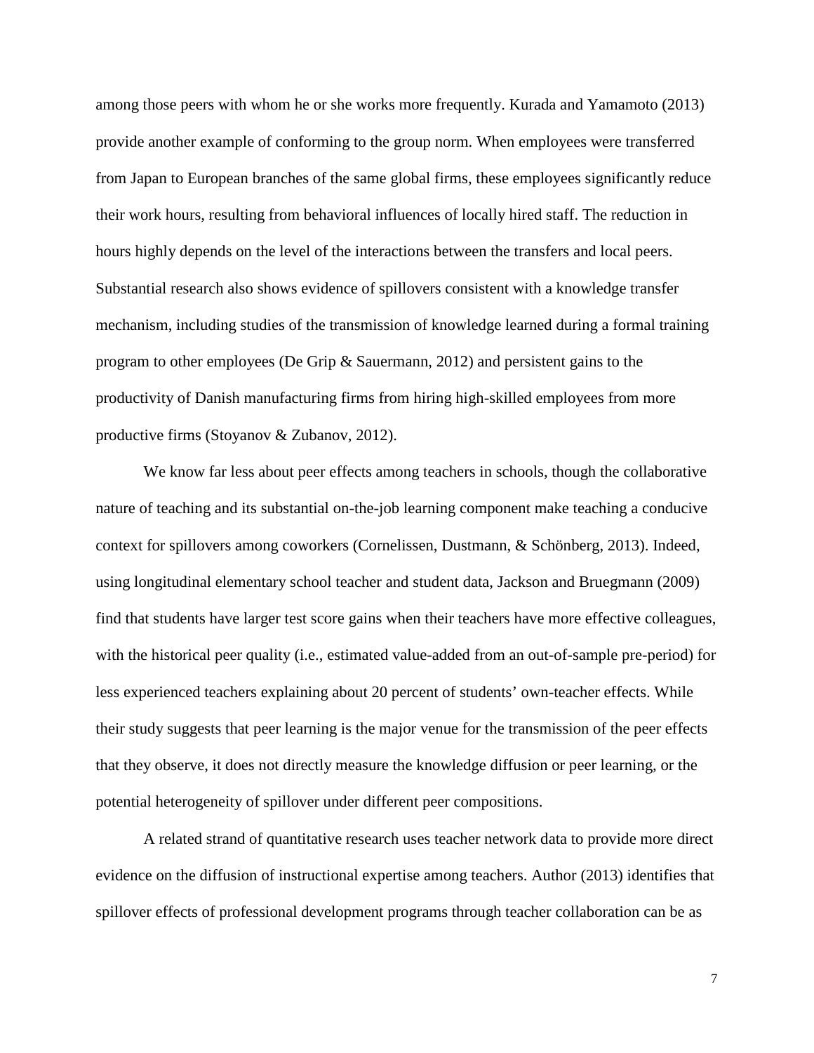among those peers with whom he or she works more frequently. Kurada and Yamamoto (2013) provide another example of conforming to the group norm. When employees were transferred from Japan to European branches of the same global firms, these employees significantly reduce their work hours, resulting from behavioral influences of locally hired staff. The reduction in hours highly depends on the level of the interactions between the transfers and local peers. Substantial research also shows evidence of spillovers consistent with a knowledge transfer mechanism, including studies of the transmission of knowledge learned during a formal training program to other employees (De Grip & Sauermann, 2012) and persistent gains to the productivity of Danish manufacturing firms from hiring high-skilled employees from more productive firms (Stoyanov & Zubanov, 2012).

We know far less about peer effects among teachers in schools, though the collaborative nature of teaching and its substantial on-the-job learning component make teaching a conducive context for spillovers among coworkers (Cornelissen, Dustmann, & Schönberg, 2013). Indeed, using longitudinal elementary school teacher and student data, Jackson and Bruegmann (2009) find that students have larger test score gains when their teachers have more effective colleagues, with the historical peer quality (i.e., estimated value-added from an out-of-sample pre-period) for less experienced teachers explaining about 20 percent of students' own-teacher effects. While their study suggests that peer learning is the major venue for the transmission of the peer effects that they observe, it does not directly measure the knowledge diffusion or peer learning, or the potential heterogeneity of spillover under different peer compositions.

A related strand of quantitative research uses teacher network data to provide more direct evidence on the diffusion of instructional expertise among teachers. Author (2013) identifies that spillover effects of professional development programs through teacher collaboration can be as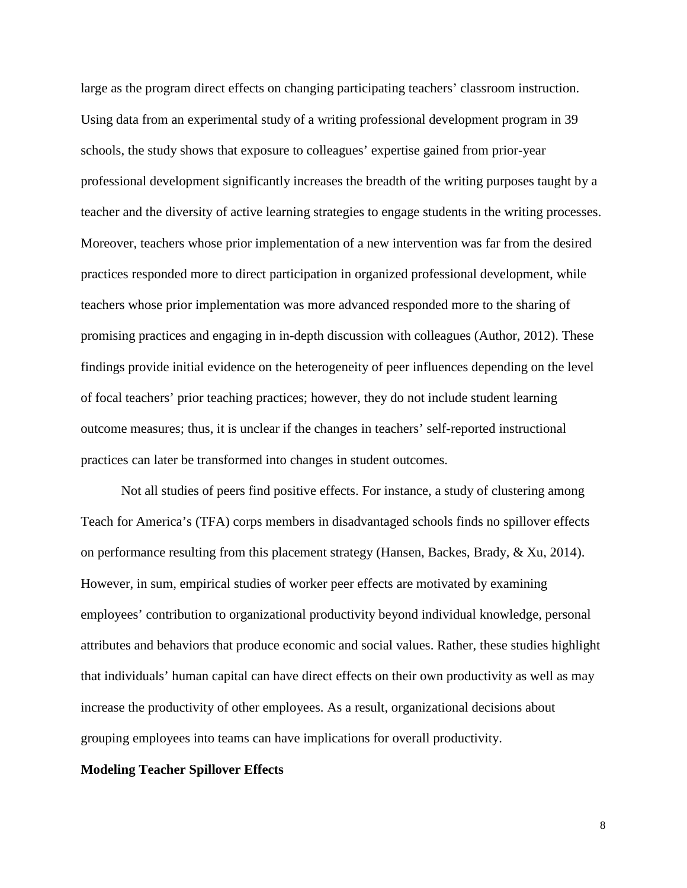large as the program direct effects on changing participating teachers' classroom instruction. Using data from an experimental study of a writing professional development program in 39 schools, the study shows that exposure to colleagues' expertise gained from prior-year professional development significantly increases the breadth of the writing purposes taught by a teacher and the diversity of active learning strategies to engage students in the writing processes. Moreover, teachers whose prior implementation of a new intervention was far from the desired practices responded more to direct participation in organized professional development, while teachers whose prior implementation was more advanced responded more to the sharing of promising practices and engaging in in-depth discussion with colleagues (Author, 2012). These findings provide initial evidence on the heterogeneity of peer influences depending on the level of focal teachers' prior teaching practices; however, they do not include student learning outcome measures; thus, it is unclear if the changes in teachers' self-reported instructional practices can later be transformed into changes in student outcomes.

Not all studies of peers find positive effects. For instance, a study of clustering among Teach for America's (TFA) corps members in disadvantaged schools finds no spillover effects on performance resulting from this placement strategy (Hansen, Backes, Brady, & Xu, 2014). However, in sum, empirical studies of worker peer effects are motivated by examining employees' contribution to organizational productivity beyond individual knowledge, personal attributes and behaviors that produce economic and social values. Rather, these studies highlight that individuals' human capital can have direct effects on their own productivity as well as may increase the productivity of other employees. As a result, organizational decisions about grouping employees into teams can have implications for overall productivity.

**Modeling Teacher Spillover Effects**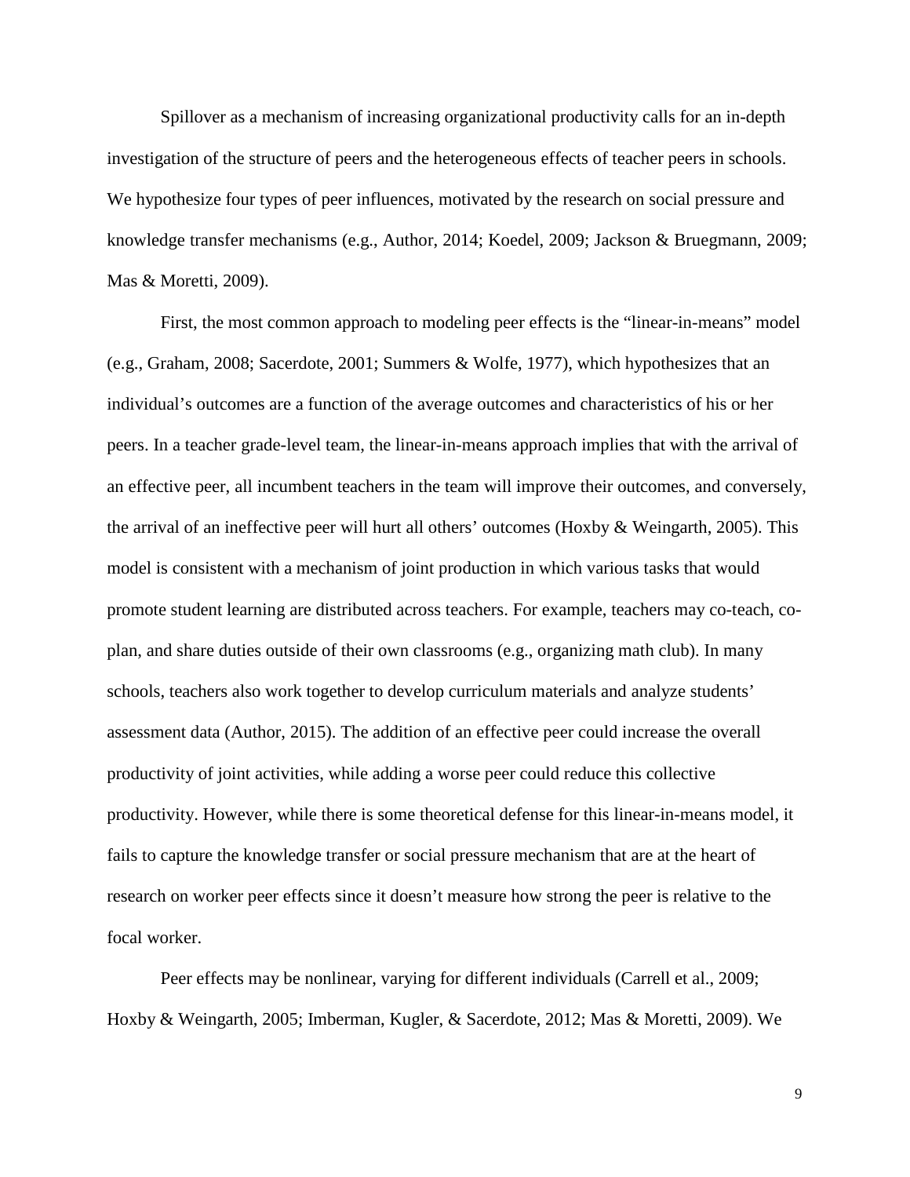Spillover as a mechanism of increasing organizational productivity calls for an in-depth investigation of the structure of peers and the heterogeneous effects of teacher peers in schools. We hypothesize four types of peer influences, motivated by the research on social pressure and knowledge transfer mechanisms (e.g., Author, 2014; Koedel, 2009; Jackson & Bruegmann, 2009; Mas & Moretti, 2009).

First, the most common approach to modeling peer effects is the "linear-in-means" model (e.g., Graham, 2008; Sacerdote, 2001; Summers & Wolfe, 1977), which hypothesizes that an individual's outcomes are a function of the average outcomes and characteristics of his or her peers. In a teacher grade-level team, the linear-in-means approach implies that with the arrival of an effective peer, all incumbent teachers in the team will improve their outcomes, and conversely, the arrival of an ineffective peer will hurt all others' outcomes (Hoxby & Weingarth, 2005). This model is consistent with a mechanism of joint production in which various tasks that would promote student learning are distributed across teachers. For example, teachers may co-teach, co-plan, and share duties outside of their own classrooms (e.g., organizing math club). In many schools, teachers also work together to develop curriculum materials and analyze students' assessment data (Author, 2015). The addition of an effective peer could increase the overall productivity of joint activities, while adding a worse peer could reduce this collective productivity. However, while there is some theoretical defense for this linear-in-means model, it fails to capture the knowledge transfer or social pressure mechanism that are at the heart of research on worker peer effects since it doesn't measure how strong the peer is relative to the focal worker.

Peer effects may be nonlinear, varying for different individuals (Carrell et al., 2009; Hoxby & Weingarth, 2005; Imberman, Kugler, & Sacerdote, 2012; Mas & Moretti, 2009). We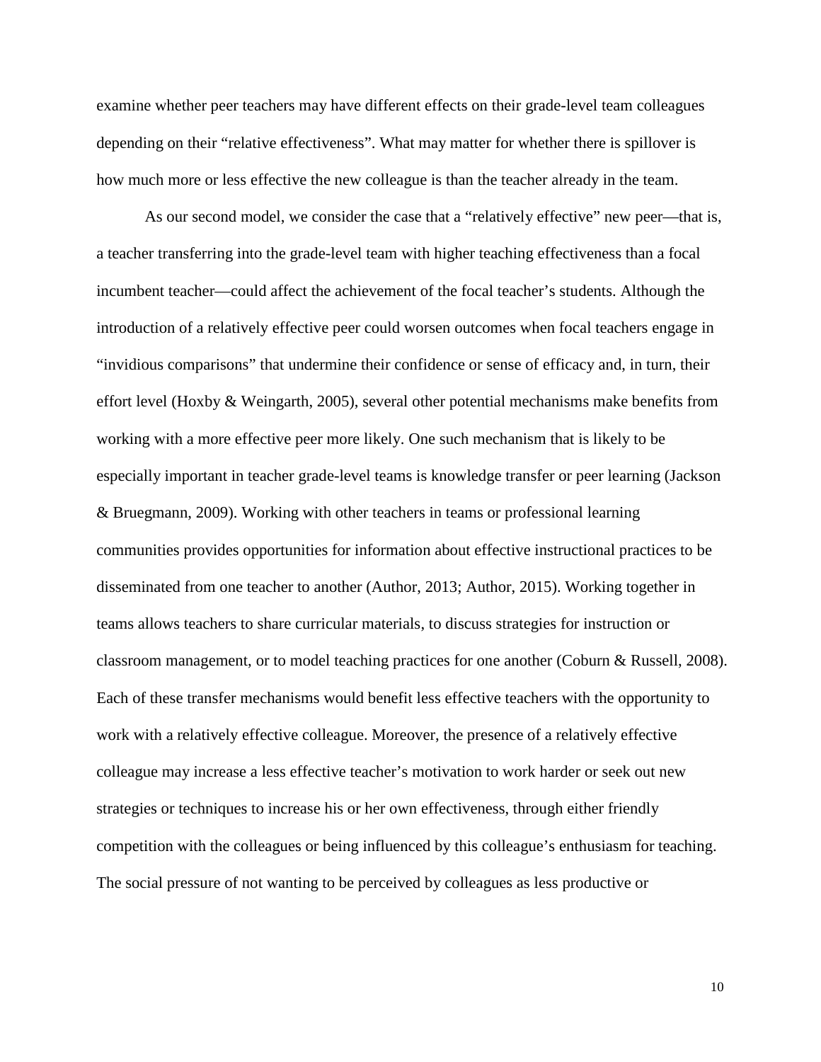examine whether peer teachers may have different effects on their grade-level team colleagues depending on their “relative effectiveness”. What may matter for whether there is spillover is how much more or less effective the new colleague is than the teacher already in the team.

As our second model, we consider the case that a “relatively effective” new peer—that is, a teacher transferring into the grade-level team with higher teaching effectiveness than a focal incumbent teacher—could affect the achievement of the focal teacher’s students. Although the introduction of a relatively effective peer could worsen outcomes when focal teachers engage in “invidious comparisons” that undermine their confidence or sense of efficacy and, in turn, their effort level (Hoxby & Weingarth, 2005), several other potential mechanisms make benefits from working with a more effective peer more likely. One such mechanism that is likely to be especially important in teacher grade-level teams is knowledge transfer or peer learning (Jackson & Bruegmann, 2009). Working with other teachers in teams or professional learning communities provides opportunities for information about effective instructional practices to be disseminated from one teacher to another (Author, 2013; Author, 2015). Working together in teams allows teachers to share curricular materials, to discuss strategies for instruction or classroom management, or to model teaching practices for one another (Coburn & Russell, 2008). Each of these transfer mechanisms would benefit less effective teachers with the opportunity to work with a relatively effective colleague. Moreover, the presence of a relatively effective colleague may increase a less effective teacher’s motivation to work harder or seek out new strategies or techniques to increase his or her own effectiveness, through either friendly competition with the colleagues or being influenced by this colleague’s enthusiasm for teaching. The social pressure of not wanting to be perceived by colleagues as less productive or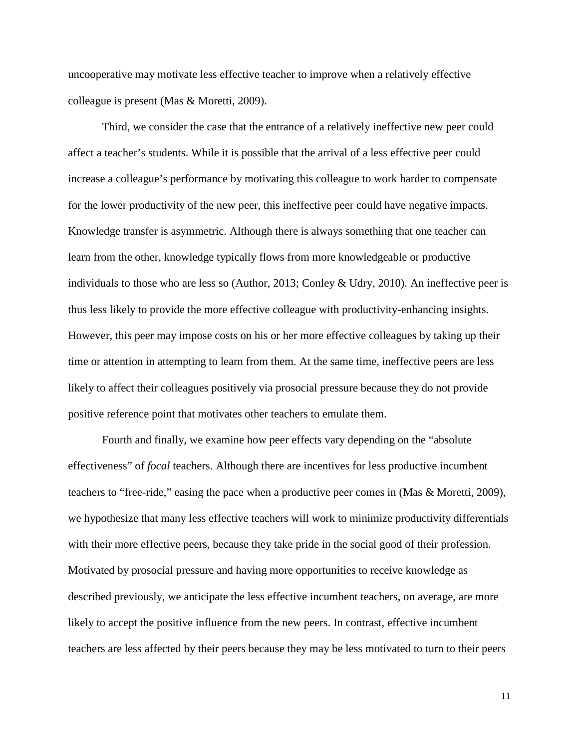uncooperative may motivate less effective teacher to improve when a relatively effective colleague is present (Mas & Moretti, 2009).

Third, we consider the case that the entrance of a relatively ineffective new peer could affect a teacher's students. While it is possible that the arrival of a less effective peer could increase a colleague's performance by motivating this colleague to work harder to compensate for the lower productivity of the new peer, this ineffective peer could have negative impacts. Knowledge transfer is asymmetric. Although there is always something that one teacher can learn from the other, knowledge typically flows from more knowledgeable or productive individuals to those who are less so (Author, 2013; Conley & Udry, 2010). An ineffective peer is thus less likely to provide the more effective colleague with productivity-enhancing insights. However, this peer may impose costs on his or her more effective colleagues by taking up their time or attention in attempting to learn from them. At the same time, ineffective peers are less likely to affect their colleagues positively via prosocial pressure because they do not provide positive reference point that motivates other teachers to emulate them.

Fourth and finally, we examine how peer effects vary depending on the "absolute effectiveness" of *focal* teachers. Although there are incentives for less productive incumbent teachers to "free-ride," easing the pace when a productive peer comes in (Mas & Moretti, 2009), we hypothesize that many less effective teachers will work to minimize productivity differentials with their more effective peers, because they take pride in the social good of their profession. Motivated by prosocial pressure and having more opportunities to receive knowledge as described previously, we anticipate the less effective incumbent teachers, on average, are more likely to accept the positive influence from the new peers. In contrast, effective incumbent teachers are less affected by their peers because they may be less motivated to turn to their peers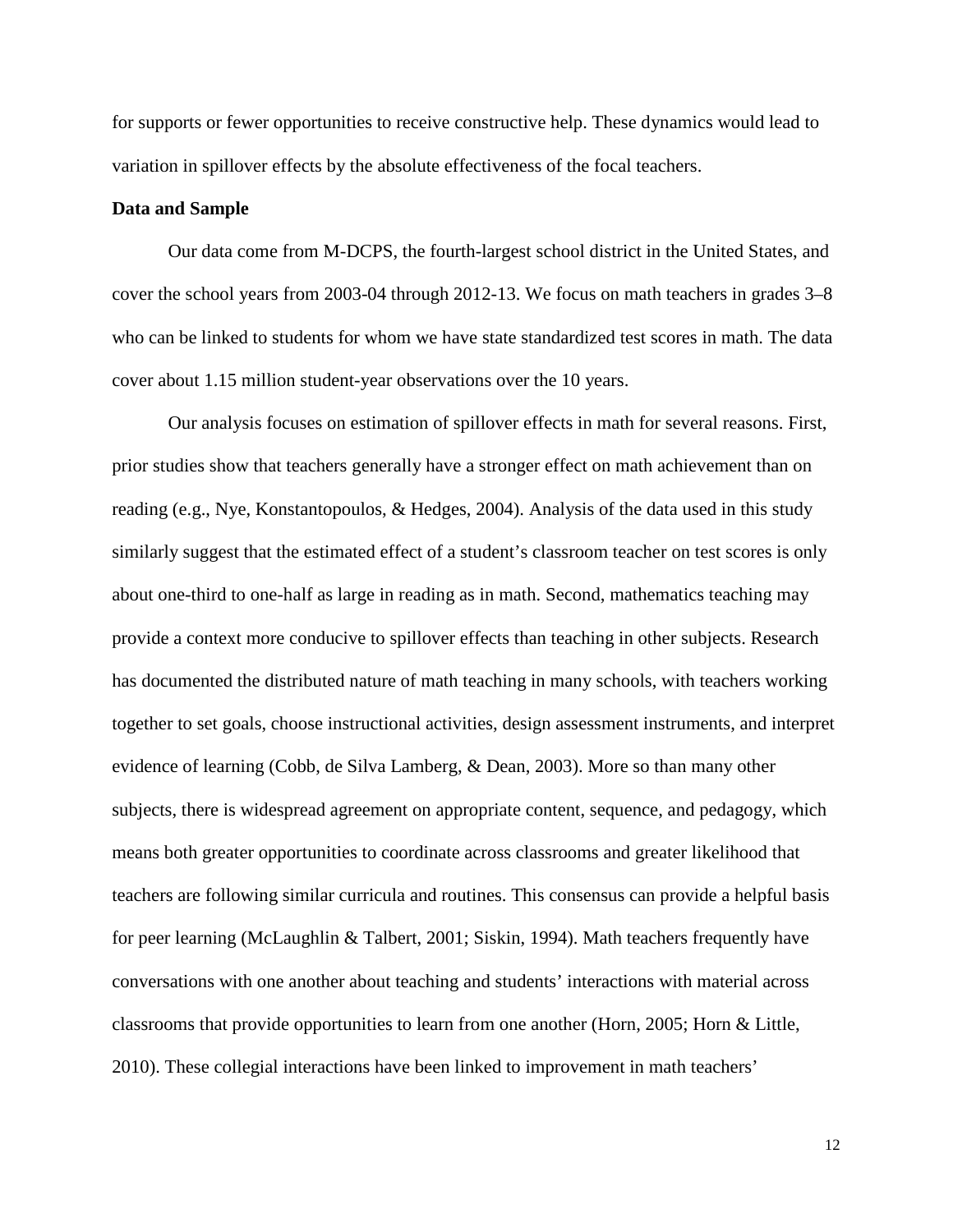for supports or fewer opportunities to receive constructive help. These dynamics would lead to variation in spillover effects by the absolute effectiveness of the focal teachers.

**Data and Sample**

Our data come from M-DCPS, the fourth-largest school district in the United States, and cover the school years from 2003-04 through 2012-13. We focus on math teachers in grades 3–8 who can be linked to students for whom we have state standardized test scores in math. The data cover about 1.15 million student-year observations over the 10 years.

Our analysis focuses on estimation of spillover effects in math for several reasons. First, prior studies show that teachers generally have a stronger effect on math achievement than on reading (e.g., Nye, Konstantopoulos, & Hedges, 2004). Analysis of the data used in this study similarly suggest that the estimated effect of a student's classroom teacher on test scores is only about one-third to one-half as large in reading as in math. Second, mathematics teaching may provide a context more conducive to spillover effects than teaching in other subjects. Research has documented the distributed nature of math teaching in many schools, with teachers working together to set goals, choose instructional activities, design assessment instruments, and interpret evidence of learning (Cobb, de Silva Lamberg, & Dean, 2003). More so than many other subjects, there is widespread agreement on appropriate content, sequence, and pedagogy, which means both greater opportunities to coordinate across classrooms and greater likelihood that teachers are following similar curricula and routines. This consensus can provide a helpful basis for peer learning (McLaughlin & Talbert, 2001; Siskin, 1994). Math teachers frequently have conversations with one another about teaching and students' interactions with material across classrooms that provide opportunities to learn from one another (Horn, 2005; Horn & Little, 2010). These collegial interactions have been linked to improvement in math teachers'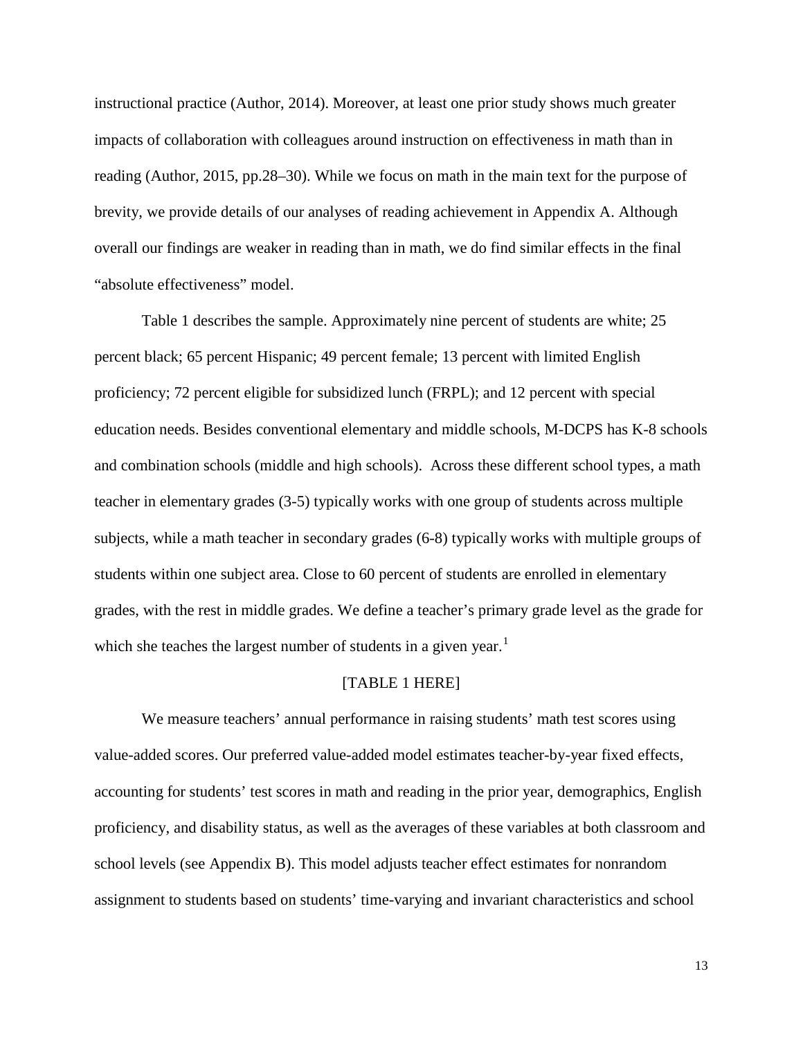instructional practice (Author, 2014). Moreover, at least one prior study shows much greater impacts of collaboration with colleagues around instruction on effectiveness in math than in reading (Author, 2015, pp.28–30). While we focus on math in the main text for the purpose of brevity, we provide details of our analyses of reading achievement in Appendix A. Although overall our findings are weaker in reading than in math, we do find similar effects in the final "absolute effectiveness" model.

Table 1 describes the sample. Approximately nine percent of students are white; 25 percent black; 65 percent Hispanic; 49 percent female; 13 percent with limited English proficiency; 72 percent eligible for subsidized lunch (FRPL); and 12 percent with special education needs. Besides conventional elementary and middle schools, M-DCPS has K-8 schools and combination schools (middle and high schools). Across these different school types, a math teacher in elementary grades (3-5) typically works with one group of students across multiple subjects, while a math teacher in secondary grades (6-8) typically works with multiple groups of students within one subject area. Close to 60 percent of students are enrolled in elementary grades, with the rest in middle grades. We define a teacher's primary grade level as the grade for which she teaches the largest number of students in a given year.[1]

[TABLE 1 HERE]

We measure teachers' annual performance in raising students' math test scores using value-added scores. Our preferred value-added model estimates teacher-by-year fixed effects, accounting for students' test scores in math and reading in the prior year, demographics, English proficiency, and disability status, as well as the averages of these variables at both classroom and school levels (see Appendix B). This model adjusts teacher effect estimates for nonrandom assignment to students based on students' time-varying and invariant characteristics and school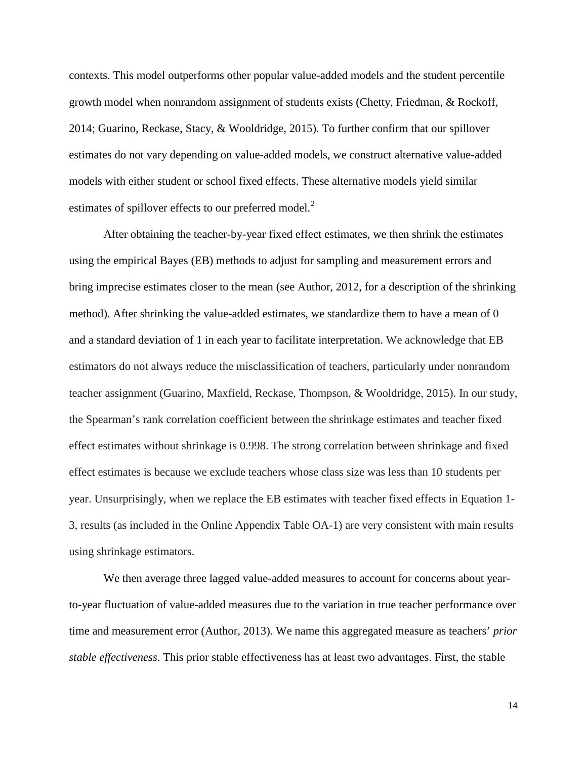contexts. This model outperforms other popular value-added models and the student percentile growth model when nonrandom assignment of students exists (Chetty, Friedman, & Rockoff, 2014; Guarino, Reckase, Stacy, & Wooldridge, 2015). To further confirm that our spillover estimates do not vary depending on value-added models, we construct alternative value-added models with either student or school fixed effects. These alternative models yield similar estimates of spillover effects to our preferred model.[2]

After obtaining the teacher-by-year fixed effect estimates, we then shrink the estimates using the empirical Bayes (EB) methods to adjust for sampling and measurement errors and bring imprecise estimates closer to the mean (see Author, 2012, for a description of the shrinking method). After shrinking the value-added estimates, we standardize them to have a mean of 0 and a standard deviation of 1 in each year to facilitate interpretation. We acknowledge that EB estimators do not always reduce the misclassification of teachers, particularly under nonrandom teacher assignment (Guarino, Maxfield, Reckase, Thompson, & Wooldridge, 2015). In our study, the Spearman's rank correlation coefficient between the shrinkage estimates and teacher fixed effect estimates without shrinkage is 0.998. The strong correlation between shrinkage and fixed effect estimates is because we exclude teachers whose class size was less than 10 students per year. Unsurprisingly, when we replace the EB estimates with teacher fixed effects in Equation 1-3, results (as included in the Online Appendix Table OA-1) are very consistent with main results using shrinkage estimators.

We then average three lagged value-added measures to account for concerns about year-to-year fluctuation of value-added measures due to the variation in true teacher performance over time and measurement error (Author, 2013). We name this aggregated measure as teachers' *prior stable effectiveness*. This prior stable effectiveness has at least two advantages. First, the stable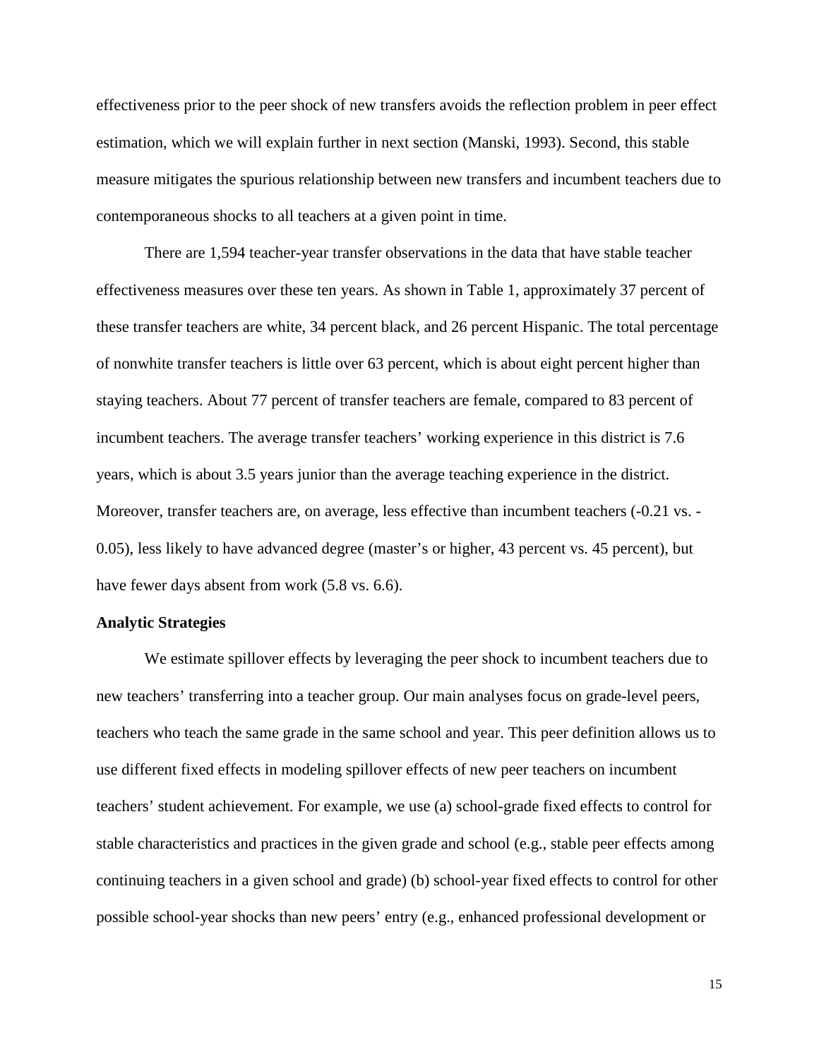effectiveness prior to the peer shock of new transfers avoids the reflection problem in peer effect estimation, which we will explain further in next section (Manski, 1993). Second, this stable measure mitigates the spurious relationship between new transfers and incumbent teachers due to contemporaneous shocks to all teachers at a given point in time.

There are 1,594 teacher-year transfer observations in the data that have stable teacher effectiveness measures over these ten years. As shown in Table 1, approximately 37 percent of these transfer teachers are white, 34 percent black, and 26 percent Hispanic. The total percentage of nonwhite transfer teachers is little over 63 percent, which is about eight percent higher than staying teachers. About 77 percent of transfer teachers are female, compared to 83 percent of incumbent teachers. The average transfer teachers' working experience in this district is 7.6 years, which is about 3.5 years junior than the average teaching experience in the district. Moreover, transfer teachers are, on average, less effective than incumbent teachers (-0.21 vs. -0.05), less likely to have advanced degree (master's or higher, 43 percent vs. 45 percent), but have fewer days absent from work (5.8 vs. 6.6).

**Analytic Strategies**

We estimate spillover effects by leveraging the peer shock to incumbent teachers due to new teachers' transferring into a teacher group. Our main analyses focus on grade-level peers, teachers who teach the same grade in the same school and year. This peer definition allows us to use different fixed effects in modeling spillover effects of new peer teachers on incumbent teachers' student achievement. For example, we use (a) school-grade fixed effects to control for stable characteristics and practices in the given grade and school (e.g., stable peer effects among continuing teachers in a given school and grade) (b) school-year fixed effects to control for other possible school-year shocks than new peers' entry (e.g., enhanced professional development or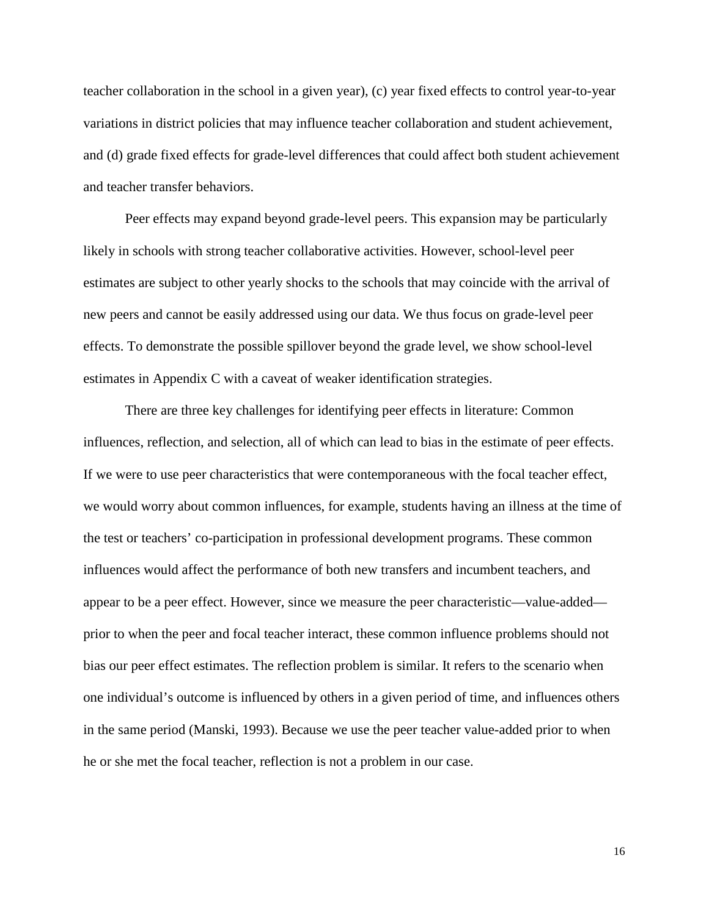teacher collaboration in the school in a given year), (c) year fixed effects to control year-to-year variations in district policies that may influence teacher collaboration and student achievement, and (d) grade fixed effects for grade-level differences that could affect both student achievement and teacher transfer behaviors.

Peer effects may expand beyond grade-level peers. This expansion may be particularly likely in schools with strong teacher collaborative activities. However, school-level peer estimates are subject to other yearly shocks to the schools that may coincide with the arrival of new peers and cannot be easily addressed using our data. We thus focus on grade-level peer effects. To demonstrate the possible spillover beyond the grade level, we show school-level estimates in Appendix C with a caveat of weaker identification strategies.

There are three key challenges for identifying peer effects in literature: Common influences, reflection, and selection, all of which can lead to bias in the estimate of peer effects. If we were to use peer characteristics that were contemporaneous with the focal teacher effect, we would worry about common influences, for example, students having an illness at the time of the test or teachers' co-participation in professional development programs. These common influences would affect the performance of both new transfers and incumbent teachers, and appear to be a peer effect. However, since we measure the peer characteristic—value-added—prior to when the peer and focal teacher interact, these common influence problems should not bias our peer effect estimates. The reflection problem is similar. It refers to the scenario when one individual's outcome is influenced by others in a given period of time, and influences others in the same period (Manski, 1993). Because we use the peer teacher value-added prior to when he or she met the focal teacher, reflection is not a problem in our case.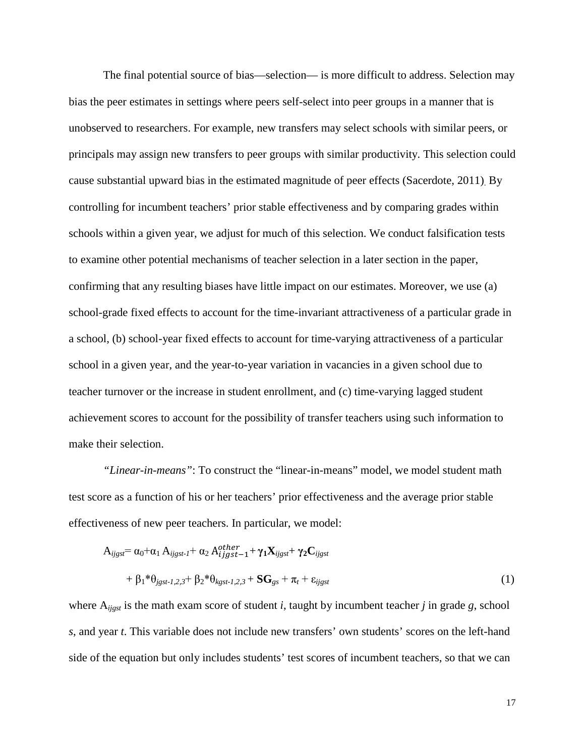The final potential source of bias—selection— is more difficult to address. Selection may bias the peer estimates in settings where peers self-select into peer groups in a manner that is unobserved to researchers. For example, new transfers may select schools with similar peers, or principals may assign new transfers to peer groups with similar productivity. This selection could cause substantial upward bias in the estimated magnitude of peer effects (Sacerdote, 2011). By controlling for incumbent teachers' prior stable effectiveness and by comparing grades within schools within a given year, we adjust for much of this selection. We conduct falsification tests to examine other potential mechanisms of teacher selection in a later section in the paper, confirming that any resulting biases have little impact on our estimates. Moreover, we use (a) school-grade fixed effects to account for the time-invariant attractiveness of a particular grade in a school, (b) school-year fixed effects to account for time-varying attractiveness of a particular school in a given year, and the year-to-year variation in vacancies in a given school due to teacher turnover or the increase in student enrollment, and (c) time-varying lagged student achievement scores to account for the possibility of transfer teachers using such information to make their selection.

*"Linear-in-means"*: To construct the "linear-in-means" model, we model student math test score as a function of his or her teachers' prior effectiveness and the average prior stable effectiveness of new peer teachers. In particular, we model:

$$
\begin{aligned}
A_{ijgst} = {} & \alpha_0 + \alpha_1 A_{ijgst-1} + \alpha_2 A^{other}_{ijgst-1} + \boldsymbol{\gamma_1}\mathbf{X}_{ijgst} + \boldsymbol{\gamma_2}\mathbf{C}_{ijgst} \\
& + \beta_1 {*} \theta_{jgst-1,2,3} + \beta_2 {*} \theta_{kgst-1,2,3} + \mathbf{SG}_{gs} + \pi_t + \varepsilon_{ijgst} \qquad (1)
\end{aligned}
$$

where $A_{ijgst}$ is the math exam score of student $i$, taught by incumbent teacher $j$ in grade $g$, school $s$, and year $t$. This variable does not include new transfers' own students' scores on the left-hand side of the equation but only includes students' test scores of incumbent teachers, so that we can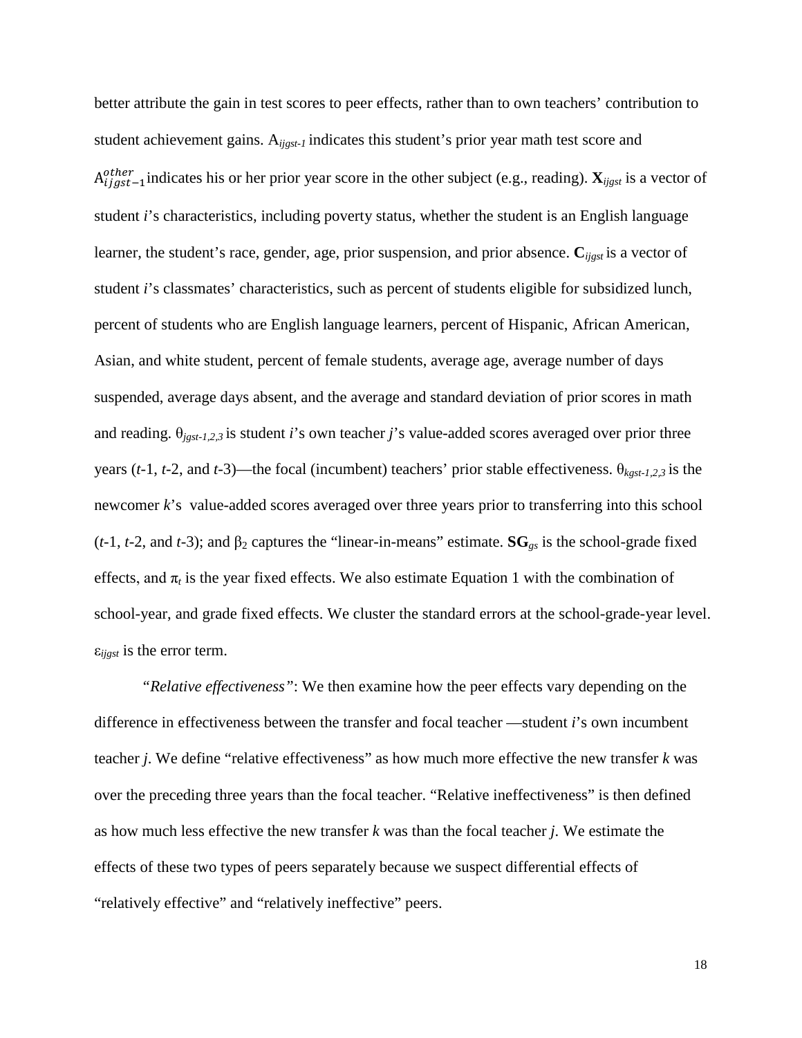better attribute the gain in test scores to peer effects, rather than to own teachers' contribution to student achievement gains. $A_{ijgst-1}$ indicates this student's prior year math test score and $A^{other}_{ijgst-1}$ indicates his or her prior year score in the other subject (e.g., reading). $\mathbf{X}_{ijgst}$ is a vector of student *i*'s characteristics, including poverty status, whether the student is an English language learner, the student's race, gender, age, prior suspension, and prior absence. $\mathbf{C}_{ijgst}$ is a vector of student *i*'s classmates' characteristics, such as percent of students eligible for subsidized lunch, percent of students who are English language learners, percent of Hispanic, African American, Asian, and white student, percent of female students, average age, average number of days suspended, average days absent, and the average and standard deviation of prior scores in math and reading. $\theta_{jgst-1,2,3}$ is student *i*'s own teacher *j*'s value-added scores averaged over prior three years (*t*-1, *t*-2, and *t*-3)—the focal (incumbent) teachers' prior stable effectiveness. $\theta_{kgst-1,2,3}$ is the newcomer *k*'s value-added scores averaged over three years prior to transferring into this school (*t*-1, *t*-2, and *t*-3); and $\beta_2$ captures the "linear-in-means" estimate. $\mathbf{SG}_{gs}$ is the school-grade fixed effects, and $\pi_t$ is the year fixed effects. We also estimate Equation 1 with the combination of school-year, and grade fixed effects. We cluster the standard errors at the school-grade-year level. $\varepsilon_{ijgst}$ is the error term.

*"Relative effectiveness"*: We then examine how the peer effects vary depending on the difference in effectiveness between the transfer and focal teacher —student *i*'s own incumbent teacher *j*. We define "relative effectiveness" as how much more effective the new transfer *k* was over the preceding three years than the focal teacher. "Relative ineffectiveness" is then defined as how much less effective the new transfer *k* was than the focal teacher *j*. We estimate the effects of these two types of peers separately because we suspect differential effects of "relatively effective" and "relatively ineffective" peers.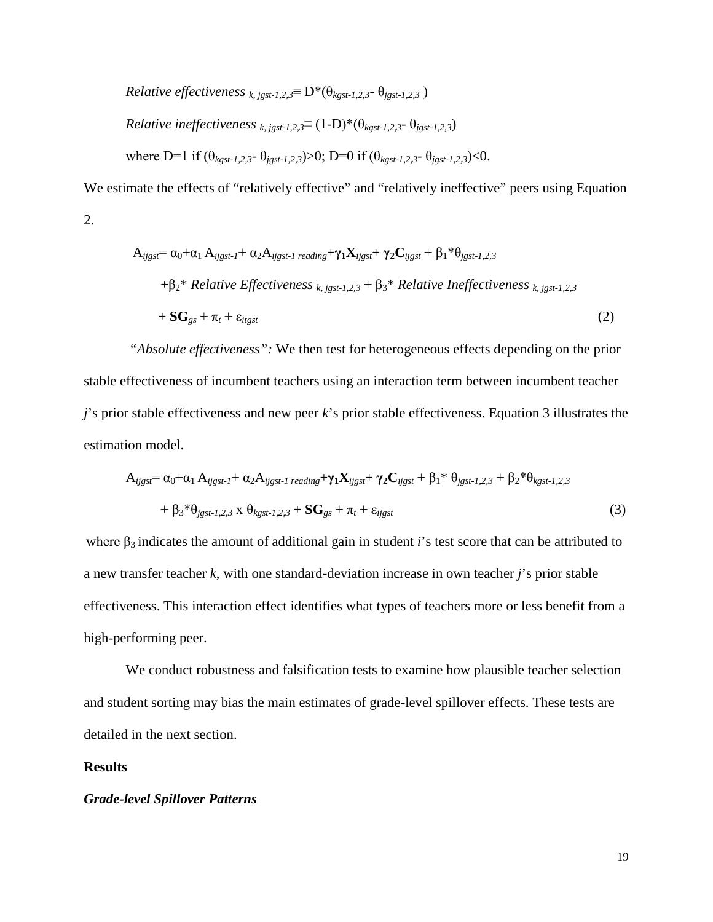$$\textit{Relative effectiveness}_{k,\, jgst\text{-}1,2,3} \equiv D^*(\theta_{kgst\text{-}1,2,3} - \theta_{jgst\text{-}1,2,3})$$

$$\textit{Relative ineffectiveness}_{k,\, jgst\text{-}1,2,3} \equiv (1\text{-}D)^*(\theta_{kgst\text{-}1,2,3} - \theta_{jgst\text{-}1,2,3})$$

where $D=1$ if $(\theta_{kgst\text{-}1,2,3} - \theta_{jgst\text{-}1,2,3})>0$; $D=0$ if $(\theta_{kgst\text{-}1,2,3} - \theta_{jgst\text{-}1,2,3})<0$.

We estimate the effects of "relatively effective" and "relatively ineffective" peers using Equation 2.

$$A_{ijgst} = \alpha_0 + \alpha_1 A_{ijgst\text{-}1} + \alpha_2 A_{ijgst\text{-}1\ reading} + \boldsymbol{\gamma_1 X}_{ijgst} + \boldsymbol{\gamma_2 C}_{ijgst} + \beta_1{}^*\theta_{jgst\text{-}1,2,3}$$
$$+ \beta_2{}^*\ \textit{Relative Effectiveness}_{k,\, jgst\text{-}1,2,3} + \beta_3{}^*\ \textit{Relative Ineffectiveness}_{k,\, jgst\text{-}1,2,3}$$
$$+ \mathbf{SG}_{gs} + \pi_t + \varepsilon_{itgst} \tag{2}$$

*"Absolute effectiveness":* We then test for heterogeneous effects depending on the prior stable effectiveness of incumbent teachers using an interaction term between incumbent teacher *j*'s prior stable effectiveness and new peer *k*'s prior stable effectiveness. Equation 3 illustrates the estimation model.

$$A_{ijgst} = \alpha_0 + \alpha_1 A_{ijgst\text{-}1} + \alpha_2 A_{ijgst\text{-}1\ reading} + \boldsymbol{\gamma_1 X}_{ijgst} + \boldsymbol{\gamma_2 C}_{ijgst} + \beta_1{}^*\ \theta_{jgst\text{-}1,2,3} + \beta_2{}^*\theta_{kgst\text{-}1,2,3}$$
$$+ \beta_3{}^*\theta_{jgst\text{-}1,2,3} \times \theta_{kgst\text{-}1,2,3} + \mathbf{SG}_{gs} + \pi_t + \varepsilon_{ijgst} \tag{3}$$

where $\beta_3$ indicates the amount of additional gain in student *i*'s test score that can be attributed to a new transfer teacher *k*, with one standard-deviation increase in own teacher *j*'s prior stable effectiveness. This interaction effect identifies what types of teachers more or less benefit from a high-performing peer.

We conduct robustness and falsification tests to examine how plausible teacher selection and student sorting may bias the main estimates of grade-level spillover effects. These tests are detailed in the next section.

## Results

### *Grade-level Spillover Patterns*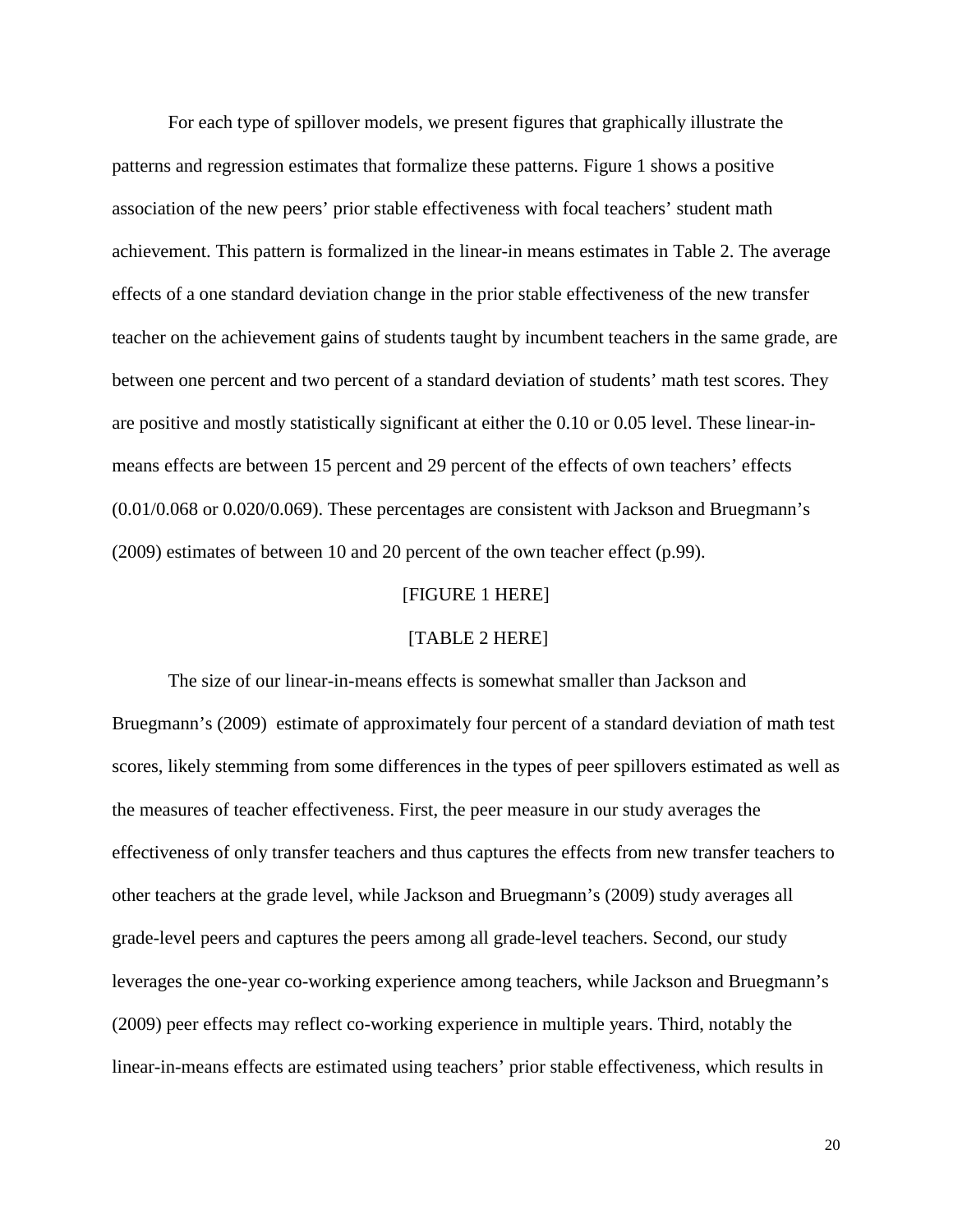For each type of spillover models, we present figures that graphically illustrate the patterns and regression estimates that formalize these patterns. Figure 1 shows a positive association of the new peers' prior stable effectiveness with focal teachers' student math achievement. This pattern is formalized in the linear-in means estimates in Table 2. The average effects of a one standard deviation change in the prior stable effectiveness of the new transfer teacher on the achievement gains of students taught by incumbent teachers in the same grade, are between one percent and two percent of a standard deviation of students' math test scores. They are positive and mostly statistically significant at either the 0.10 or 0.05 level. These linear-in-means effects are between 15 percent and 29 percent of the effects of own teachers' effects (0.01/0.068 or 0.020/0.069). These percentages are consistent with Jackson and Bruegmann's (2009) estimates of between 10 and 20 percent of the own teacher effect (p.99).

[FIGURE 1 HERE]

[TABLE 2 HERE]

The size of our linear-in-means effects is somewhat smaller than Jackson and Bruegmann's (2009) estimate of approximately four percent of a standard deviation of math test scores, likely stemming from some differences in the types of peer spillovers estimated as well as the measures of teacher effectiveness. First, the peer measure in our study averages the effectiveness of only transfer teachers and thus captures the effects from new transfer teachers to other teachers at the grade level, while Jackson and Bruegmann's (2009) study averages all grade-level peers and captures the peers among all grade-level teachers. Second, our study leverages the one-year co-working experience among teachers, while Jackson and Bruegmann's (2009) peer effects may reflect co-working experience in multiple years. Third, notably the linear-in-means effects are estimated using teachers' prior stable effectiveness, which results in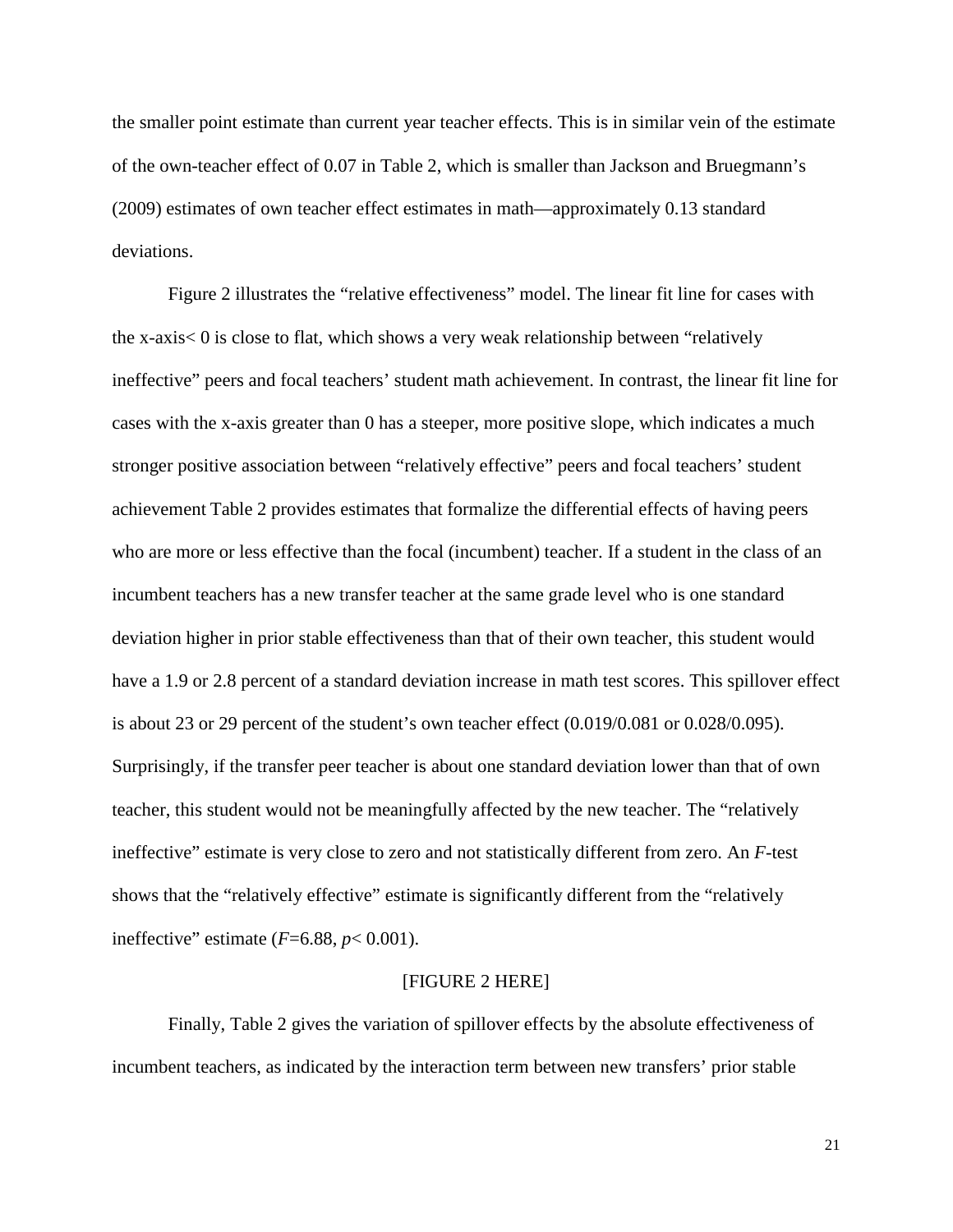the smaller point estimate than current year teacher effects. This is in similar vein of the estimate of the own-teacher effect of 0.07 in Table 2, which is smaller than Jackson and Bruegmann's (2009) estimates of own teacher effect estimates in math—approximately 0.13 standard deviations.

Figure 2 illustrates the "relative effectiveness" model. The linear fit line for cases with the x-axis< 0 is close to flat, which shows a very weak relationship between "relatively ineffective" peers and focal teachers' student math achievement. In contrast, the linear fit line for cases with the x-axis greater than 0 has a steeper, more positive slope, which indicates a much stronger positive association between "relatively effective" peers and focal teachers' student achievement Table 2 provides estimates that formalize the differential effects of having peers who are more or less effective than the focal (incumbent) teacher. If a student in the class of an incumbent teachers has a new transfer teacher at the same grade level who is one standard deviation higher in prior stable effectiveness than that of their own teacher, this student would have a 1.9 or 2.8 percent of a standard deviation increase in math test scores. This spillover effect is about 23 or 29 percent of the student's own teacher effect (0.019/0.081 or 0.028/0.095). Surprisingly, if the transfer peer teacher is about one standard deviation lower than that of own teacher, this student would not be meaningfully affected by the new teacher. The "relatively ineffective" estimate is very close to zero and not statistically different from zero. An *F*-test shows that the "relatively effective" estimate is significantly different from the "relatively ineffective" estimate ($F$=6.88, $p$< 0.001).

[FIGURE 2 HERE]

Finally, Table 2 gives the variation of spillover effects by the absolute effectiveness of incumbent teachers, as indicated by the interaction term between new transfers' prior stable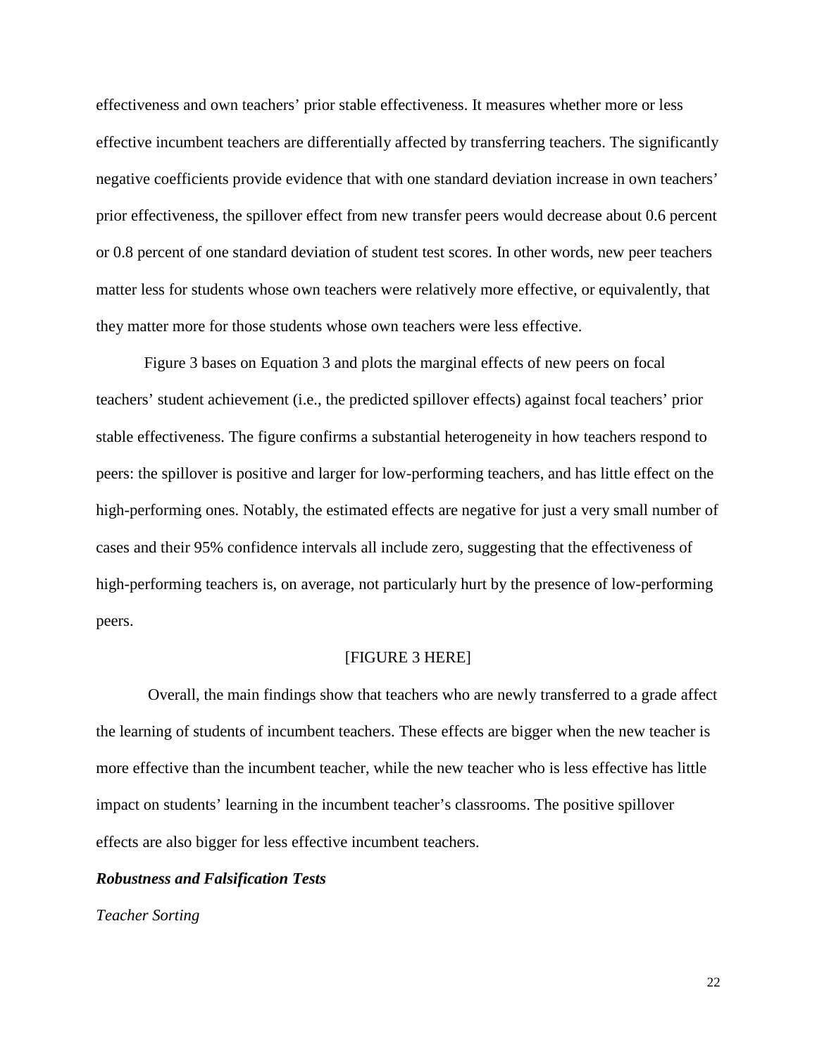effectiveness and own teachers' prior stable effectiveness. It measures whether more or less effective incumbent teachers are differentially affected by transferring teachers. The significantly negative coefficients provide evidence that with one standard deviation increase in own teachers' prior effectiveness, the spillover effect from new transfer peers would decrease about 0.6 percent or 0.8 percent of one standard deviation of student test scores. In other words, new peer teachers matter less for students whose own teachers were relatively more effective, or equivalently, that they matter more for those students whose own teachers were less effective.

Figure 3 bases on Equation 3 and plots the marginal effects of new peers on focal teachers' student achievement (i.e., the predicted spillover effects) against focal teachers' prior stable effectiveness. The figure confirms a substantial heterogeneity in how teachers respond to peers: the spillover is positive and larger for low-performing teachers, and has little effect on the high-performing ones. Notably, the estimated effects are negative for just a very small number of cases and their 95% confidence intervals all include zero, suggesting that the effectiveness of high-performing teachers is, on average, not particularly hurt by the presence of low-performing peers.

[FIGURE 3 HERE]

Overall, the main findings show that teachers who are newly transferred to a grade affect the learning of students of incumbent teachers. These effects are bigger when the new teacher is more effective than the incumbent teacher, while the new teacher who is less effective has little impact on students' learning in the incumbent teacher's classrooms. The positive spillover effects are also bigger for less effective incumbent teachers.

### ***Robustness and Falsification Tests***

*Teacher Sorting*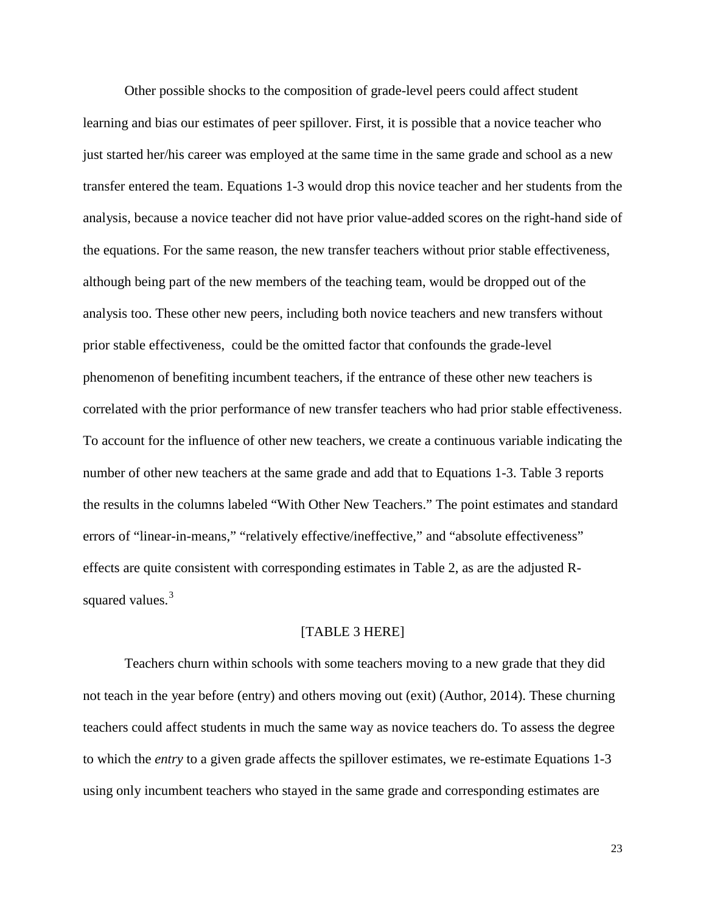Other possible shocks to the composition of grade-level peers could affect student learning and bias our estimates of peer spillover. First, it is possible that a novice teacher who just started her/his career was employed at the same time in the same grade and school as a new transfer entered the team. Equations 1-3 would drop this novice teacher and her students from the analysis, because a novice teacher did not have prior value-added scores on the right-hand side of the equations. For the same reason, the new transfer teachers without prior stable effectiveness, although being part of the new members of the teaching team, would be dropped out of the analysis too. These other new peers, including both novice teachers and new transfers without prior stable effectiveness, could be the omitted factor that confounds the grade-level phenomenon of benefiting incumbent teachers, if the entrance of these other new teachers is correlated with the prior performance of new transfer teachers who had prior stable effectiveness. To account for the influence of other new teachers, we create a continuous variable indicating the number of other new teachers at the same grade and add that to Equations 1-3. Table 3 reports the results in the columns labeled "With Other New Teachers." The point estimates and standard errors of "linear-in-means," "relatively effective/ineffective," and "absolute effectiveness" effects are quite consistent with corresponding estimates in Table 2, as are the adjusted R-squared values.[3]

[TABLE 3 HERE]

Teachers churn within schools with some teachers moving to a new grade that they did not teach in the year before (entry) and others moving out (exit) (Author, 2014). These churning teachers could affect students in much the same way as novice teachers do. To assess the degree to which the *entry* to a given grade affects the spillover estimates, we re-estimate Equations 1-3 using only incumbent teachers who stayed in the same grade and corresponding estimates are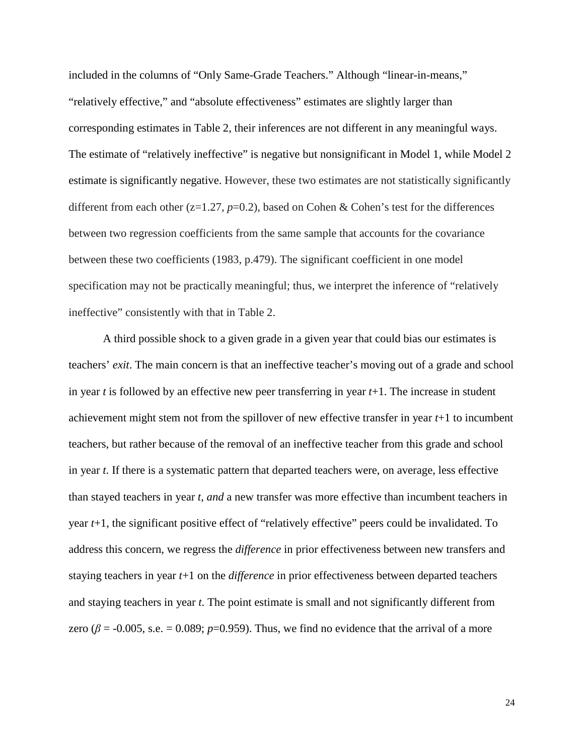included in the columns of "Only Same-Grade Teachers." Although "linear-in-means," "relatively effective," and "absolute effectiveness" estimates are slightly larger than corresponding estimates in Table 2, their inferences are not different in any meaningful ways. The estimate of "relatively ineffective" is negative but nonsignificant in Model 1, while Model 2 estimate is significantly negative. However, these two estimates are not statistically significantly different from each other ($z=1.27$, $p=0.2$), based on Cohen & Cohen's test for the differences between two regression coefficients from the same sample that accounts for the covariance between these two coefficients (1983, p.479). The significant coefficient in one model specification may not be practically meaningful; thus, we interpret the inference of "relatively ineffective" consistently with that in Table 2.

A third possible shock to a given grade in a given year that could bias our estimates is teachers' *exit*. The main concern is that an ineffective teacher's moving out of a grade and school in year $t$ is followed by an effective new peer transferring in year $t+1$. The increase in student achievement might stem not from the spillover of new effective transfer in year $t+1$ to incumbent teachers, but rather because of the removal of an ineffective teacher from this grade and school in year $t$. If there is a systematic pattern that departed teachers were, on average, less effective than stayed teachers in year $t$, *and* a new transfer was more effective than incumbent teachers in year $t+1$, the significant positive effect of "relatively effective" peers could be invalidated. To address this concern, we regress the *difference* in prior effectiveness between new transfers and staying teachers in year $t+1$ on the *difference* in prior effectiveness between departed teachers and staying teachers in year $t$. The point estimate is small and not significantly different from zero ($\beta = -0.005$, s.e. $= 0.089$; $p=0.959$). Thus, we find no evidence that the arrival of a more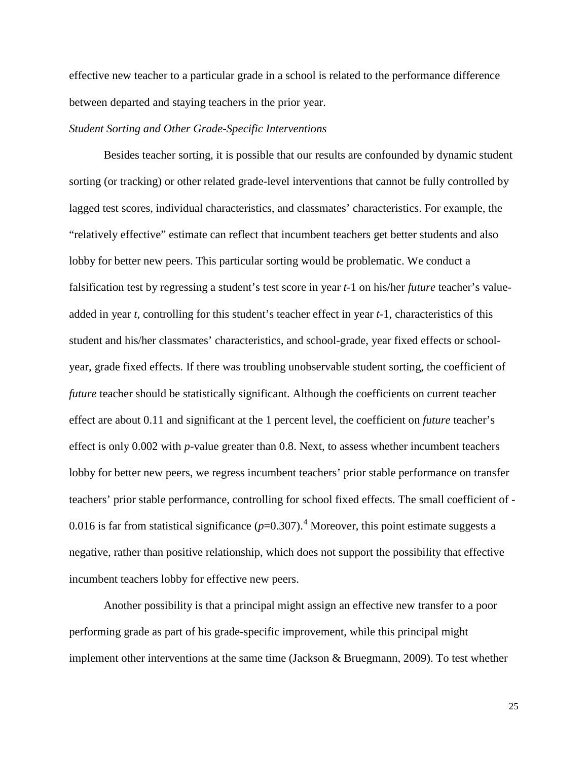effective new teacher to a particular grade in a school is related to the performance difference between departed and staying teachers in the prior year.

*Student Sorting and Other Grade-Specific Interventions*

Besides teacher sorting, it is possible that our results are confounded by dynamic student sorting (or tracking) or other related grade-level interventions that cannot be fully controlled by lagged test scores, individual characteristics, and classmates' characteristics. For example, the "relatively effective" estimate can reflect that incumbent teachers get better students and also lobby for better new peers. This particular sorting would be problematic. We conduct a falsification test by regressing a student's test score in year $t$-1 on his/her *future* teacher's value-added in year $t$, controlling for this student's teacher effect in year $t$-1, characteristics of this student and his/her classmates' characteristics, and school-grade, year fixed effects or school-year, grade fixed effects. If there was troubling unobservable student sorting, the coefficient of *future* teacher should be statistically significant. Although the coefficients on current teacher effect are about 0.11 and significant at the 1 percent level, the coefficient on *future* teacher's effect is only 0.002 with $p$-value greater than 0.8. Next, to assess whether incumbent teachers lobby for better new peers, we regress incumbent teachers' prior stable performance on transfer teachers' prior stable performance, controlling for school fixed effects. The small coefficient of -0.016 is far from statistical significance ($p$=0.307).[4] Moreover, this point estimate suggests a negative, rather than positive relationship, which does not support the possibility that effective incumbent teachers lobby for effective new peers.

Another possibility is that a principal might assign an effective new transfer to a poor performing grade as part of his grade-specific improvement, while this principal might implement other interventions at the same time (Jackson & Bruegmann, 2009). To test whether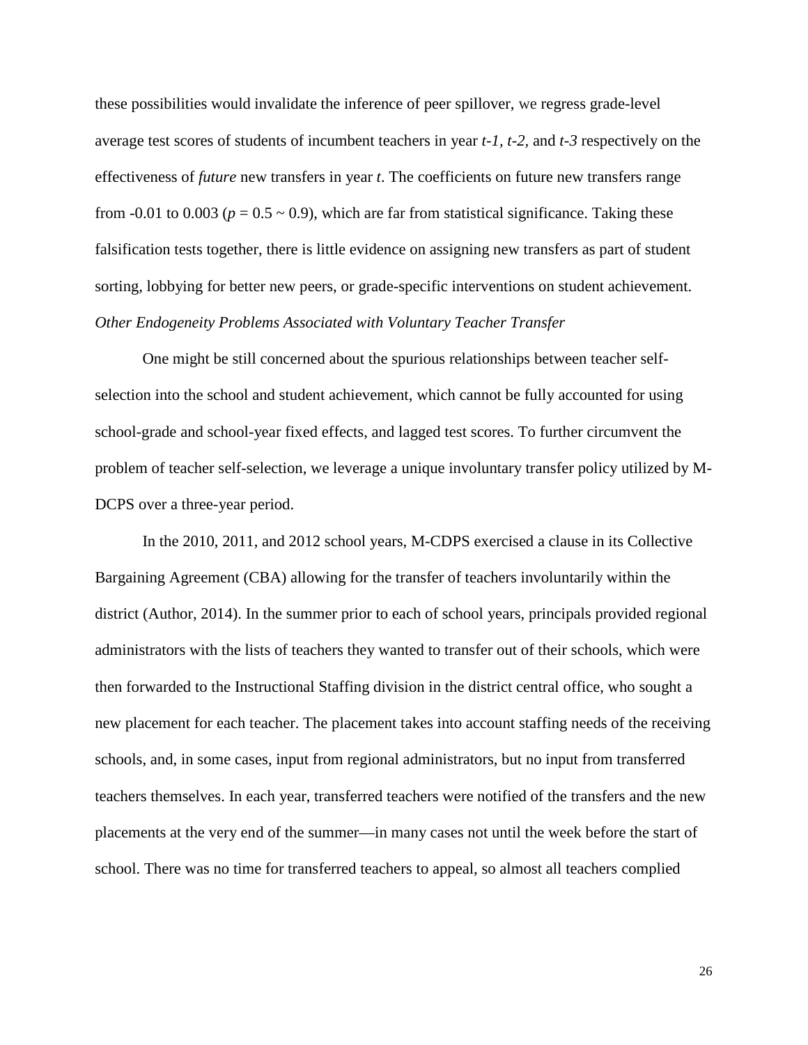these possibilities would invalidate the inference of peer spillover, we regress grade-level average test scores of students of incumbent teachers in year *t-1*, *t-2*, and *t-3* respectively on the effectiveness of *future* new transfers in year *t*. The coefficients on future new transfers range from -0.01 to 0.003 ($p = 0.5 \sim 0.9$), which are far from statistical significance. Taking these falsification tests together, there is little evidence on assigning new transfers as part of student sorting, lobbying for better new peers, or grade-specific interventions on student achievement.

*Other Endogeneity Problems Associated with Voluntary Teacher Transfer*

One might be still concerned about the spurious relationships between teacher self-selection into the school and student achievement, which cannot be fully accounted for using school-grade and school-year fixed effects, and lagged test scores. To further circumvent the problem of teacher self-selection, we leverage a unique involuntary transfer policy utilized by M-DCPS over a three-year period.

In the 2010, 2011, and 2012 school years, M-CDPS exercised a clause in its Collective Bargaining Agreement (CBA) allowing for the transfer of teachers involuntarily within the district (Author, 2014). In the summer prior to each of school years, principals provided regional administrators with the lists of teachers they wanted to transfer out of their schools, which were then forwarded to the Instructional Staffing division in the district central office, who sought a new placement for each teacher. The placement takes into account staffing needs of the receiving schools, and, in some cases, input from regional administrators, but no input from transferred teachers themselves. In each year, transferred teachers were notified of the transfers and the new placements at the very end of the summer—in many cases not until the week before the start of school. There was no time for transferred teachers to appeal, so almost all teachers complied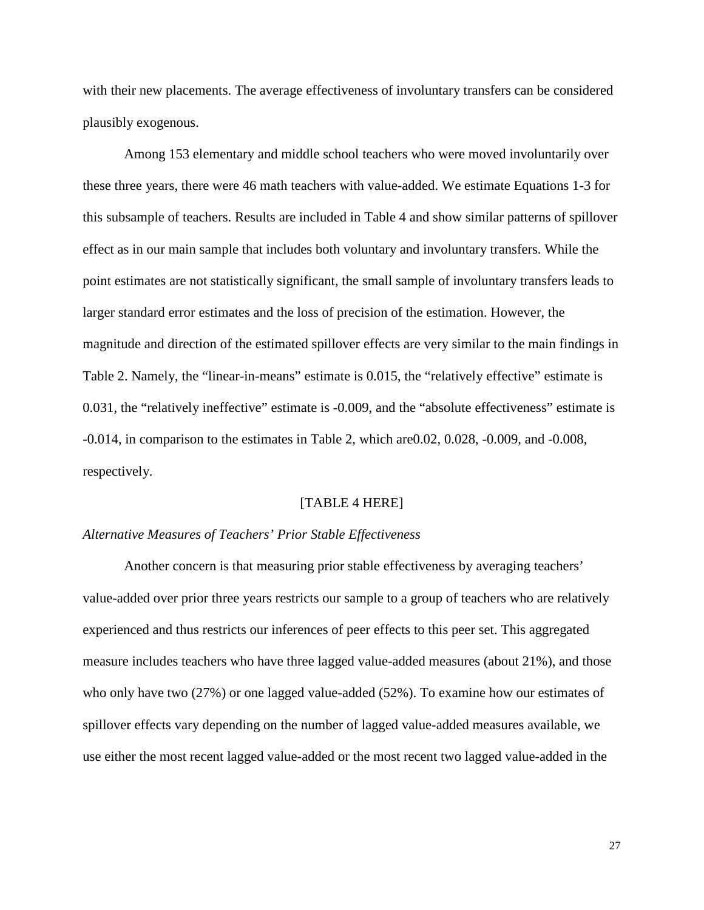with their new placements. The average effectiveness of involuntary transfers can be considered plausibly exogenous.

Among 153 elementary and middle school teachers who were moved involuntarily over these three years, there were 46 math teachers with value-added. We estimate Equations 1-3 for this subsample of teachers. Results are included in Table 4 and show similar patterns of spillover effect as in our main sample that includes both voluntary and involuntary transfers. While the point estimates are not statistically significant, the small sample of involuntary transfers leads to larger standard error estimates and the loss of precision of the estimation. However, the magnitude and direction of the estimated spillover effects are very similar to the main findings in Table 2. Namely, the "linear-in-means" estimate is 0.015, the "relatively effective" estimate is 0.031, the "relatively ineffective" estimate is -0.009, and the "absolute effectiveness" estimate is -0.014, in comparison to the estimates in Table 2, which are0.02, 0.028, -0.009, and -0.008, respectively.

[TABLE 4 HERE]

*Alternative Measures of Teachers' Prior Stable Effectiveness*

Another concern is that measuring prior stable effectiveness by averaging teachers' value-added over prior three years restricts our sample to a group of teachers who are relatively experienced and thus restricts our inferences of peer effects to this peer set. This aggregated measure includes teachers who have three lagged value-added measures (about 21%), and those who only have two (27%) or one lagged value-added (52%). To examine how our estimates of spillover effects vary depending on the number of lagged value-added measures available, we use either the most recent lagged value-added or the most recent two lagged value-added in the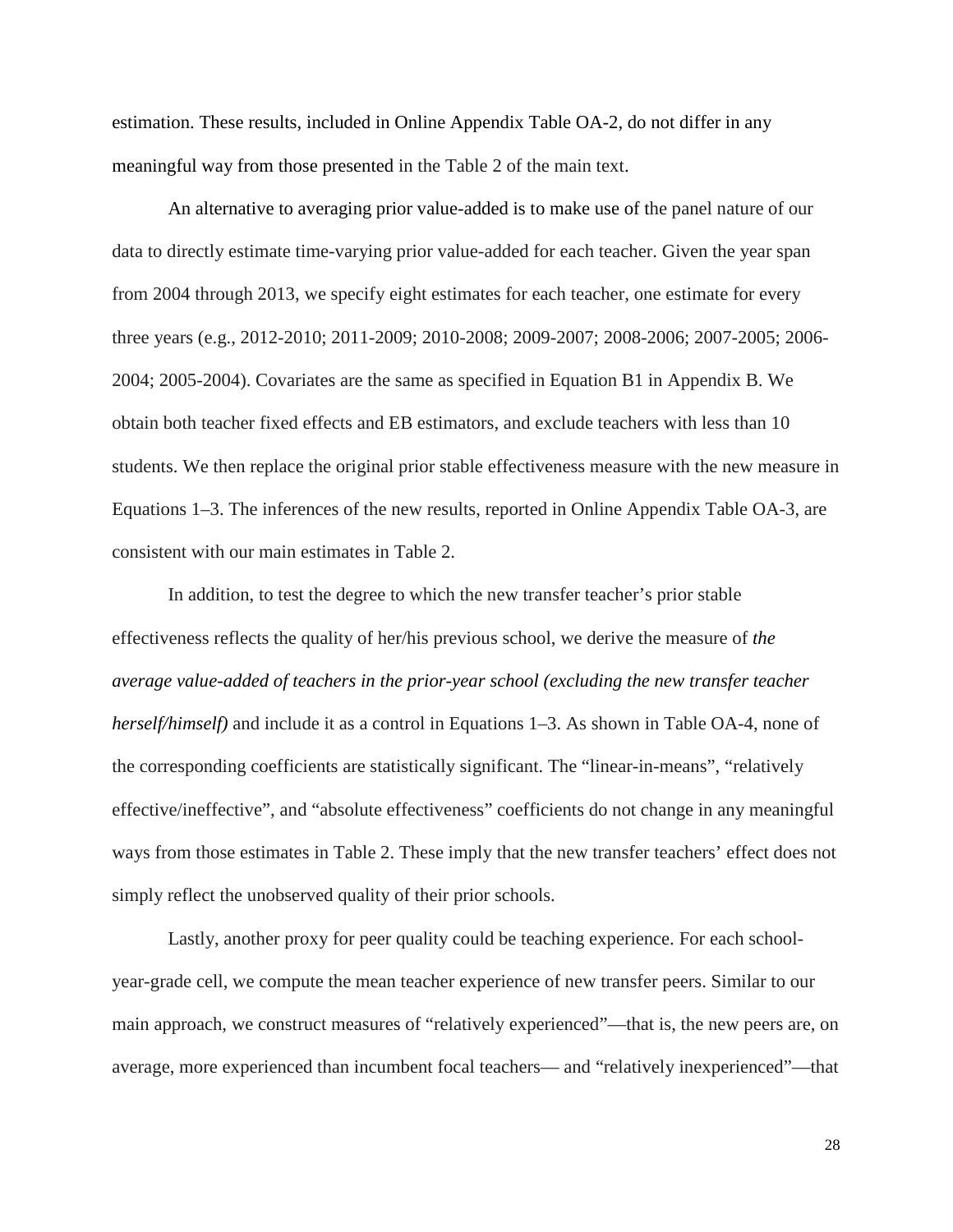estimation. These results, included in Online Appendix Table OA-2, do not differ in any meaningful way from those presented in the Table 2 of the main text.

An alternative to averaging prior value-added is to make use of the panel nature of our data to directly estimate time-varying prior value-added for each teacher. Given the year span from 2004 through 2013, we specify eight estimates for each teacher, one estimate for every three years (e.g., 2012-2010; 2011-2009; 2010-2008; 2009-2007; 2008-2006; 2007-2005; 2006-2004; 2005-2004). Covariates are the same as specified in Equation B1 in Appendix B. We obtain both teacher fixed effects and EB estimators, and exclude teachers with less than 10 students. We then replace the original prior stable effectiveness measure with the new measure in Equations 1–3. The inferences of the new results, reported in Online Appendix Table OA-3, are consistent with our main estimates in Table 2.

In addition, to test the degree to which the new transfer teacher's prior stable effectiveness reflects the quality of her/his previous school, we derive the measure of *the average value-added of teachers in the prior-year school (excluding the new transfer teacher herself/himself)* and include it as a control in Equations 1–3. As shown in Table OA-4, none of the corresponding coefficients are statistically significant. The "linear-in-means", "relatively effective/ineffective", and "absolute effectiveness" coefficients do not change in any meaningful ways from those estimates in Table 2. These imply that the new transfer teachers' effect does not simply reflect the unobserved quality of their prior schools.

Lastly, another proxy for peer quality could be teaching experience. For each school-year-grade cell, we compute the mean teacher experience of new transfer peers. Similar to our main approach, we construct measures of "relatively experienced"—that is, the new peers are, on average, more experienced than incumbent focal teachers— and "relatively inexperienced"—that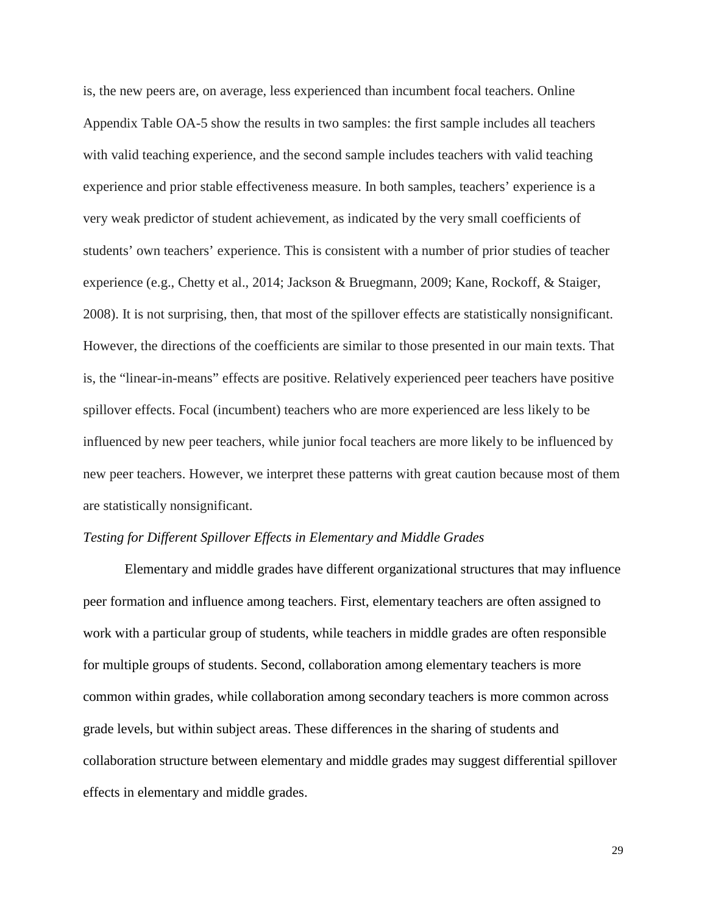is, the new peers are, on average, less experienced than incumbent focal teachers. Online Appendix Table OA-5 show the results in two samples: the first sample includes all teachers with valid teaching experience, and the second sample includes teachers with valid teaching experience and prior stable effectiveness measure. In both samples, teachers' experience is a very weak predictor of student achievement, as indicated by the very small coefficients of students' own teachers' experience. This is consistent with a number of prior studies of teacher experience (e.g., Chetty et al., 2014; Jackson & Bruegmann, 2009; Kane, Rockoff, & Staiger, 2008). It is not surprising, then, that most of the spillover effects are statistically nonsignificant. However, the directions of the coefficients are similar to those presented in our main texts. That is, the "linear-in-means" effects are positive. Relatively experienced peer teachers have positive spillover effects. Focal (incumbent) teachers who are more experienced are less likely to be influenced by new peer teachers, while junior focal teachers are more likely to be influenced by new peer teachers. However, we interpret these patterns with great caution because most of them are statistically nonsignificant.

*Testing for Different Spillover Effects in Elementary and Middle Grades*

Elementary and middle grades have different organizational structures that may influence peer formation and influence among teachers. First, elementary teachers are often assigned to work with a particular group of students, while teachers in middle grades are often responsible for multiple groups of students. Second, collaboration among elementary teachers is more common within grades, while collaboration among secondary teachers is more common across grade levels, but within subject areas. These differences in the sharing of students and collaboration structure between elementary and middle grades may suggest differential spillover effects in elementary and middle grades.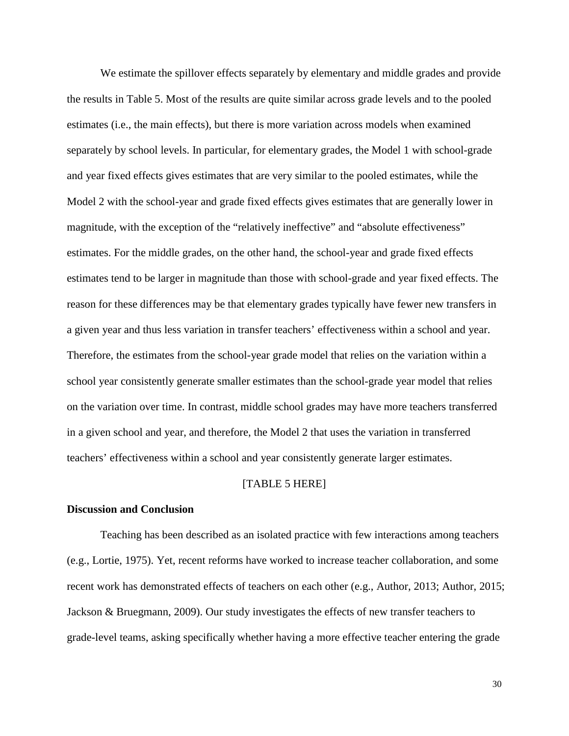We estimate the spillover effects separately by elementary and middle grades and provide the results in Table 5. Most of the results are quite similar across grade levels and to the pooled estimates (i.e., the main effects), but there is more variation across models when examined separately by school levels. In particular, for elementary grades, the Model 1 with school-grade and year fixed effects gives estimates that are very similar to the pooled estimates, while the Model 2 with the school-year and grade fixed effects gives estimates that are generally lower in magnitude, with the exception of the "relatively ineffective" and "absolute effectiveness" estimates. For the middle grades, on the other hand, the school-year and grade fixed effects estimates tend to be larger in magnitude than those with school-grade and year fixed effects. The reason for these differences may be that elementary grades typically have fewer new transfers in a given year and thus less variation in transfer teachers' effectiveness within a school and year. Therefore, the estimates from the school-year grade model that relies on the variation within a school year consistently generate smaller estimates than the school-grade year model that relies on the variation over time. In contrast, middle school grades may have more teachers transferred in a given school and year, and therefore, the Model 2 that uses the variation in transferred teachers' effectiveness within a school and year consistently generate larger estimates.

[TABLE 5 HERE]

**Discussion and Conclusion**

Teaching has been described as an isolated practice with few interactions among teachers (e.g., Lortie, 1975). Yet, recent reforms have worked to increase teacher collaboration, and some recent work has demonstrated effects of teachers on each other (e.g., Author, 2013; Author, 2015; Jackson & Bruegmann, 2009). Our study investigates the effects of new transfer teachers to grade-level teams, asking specifically whether having a more effective teacher entering the grade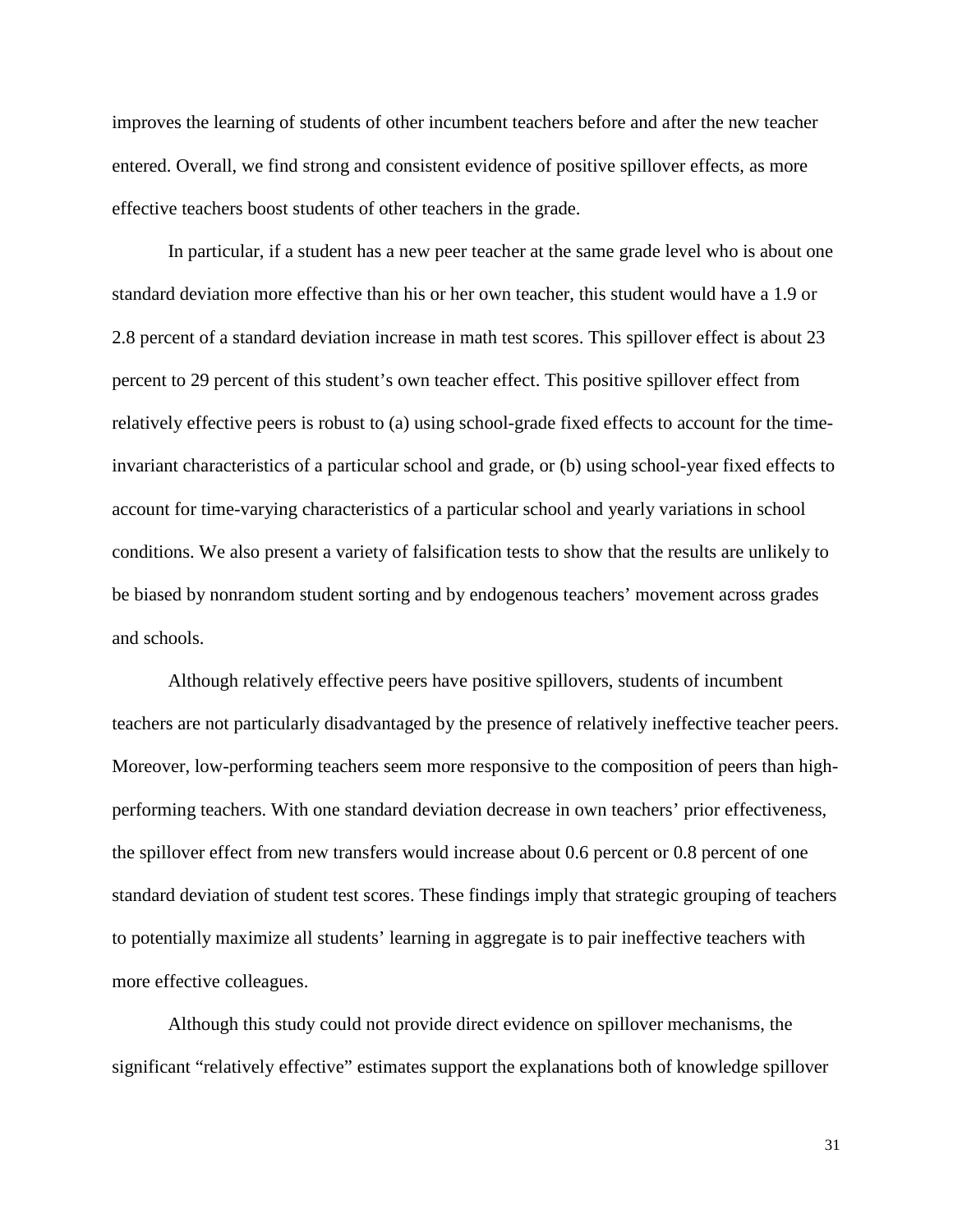improves the learning of students of other incumbent teachers before and after the new teacher entered. Overall, we find strong and consistent evidence of positive spillover effects, as more effective teachers boost students of other teachers in the grade.

In particular, if a student has a new peer teacher at the same grade level who is about one standard deviation more effective than his or her own teacher, this student would have a 1.9 or 2.8 percent of a standard deviation increase in math test scores. This spillover effect is about 23 percent to 29 percent of this student's own teacher effect. This positive spillover effect from relatively effective peers is robust to (a) using school-grade fixed effects to account for the time-invariant characteristics of a particular school and grade, or (b) using school-year fixed effects to account for time-varying characteristics of a particular school and yearly variations in school conditions. We also present a variety of falsification tests to show that the results are unlikely to be biased by nonrandom student sorting and by endogenous teachers' movement across grades and schools.

Although relatively effective peers have positive spillovers, students of incumbent teachers are not particularly disadvantaged by the presence of relatively ineffective teacher peers. Moreover, low-performing teachers seem more responsive to the composition of peers than high-performing teachers. With one standard deviation decrease in own teachers' prior effectiveness, the spillover effect from new transfers would increase about 0.6 percent or 0.8 percent of one standard deviation of student test scores. These findings imply that strategic grouping of teachers to potentially maximize all students' learning in aggregate is to pair ineffective teachers with more effective colleagues.

Although this study could not provide direct evidence on spillover mechanisms, the significant "relatively effective" estimates support the explanations both of knowledge spillover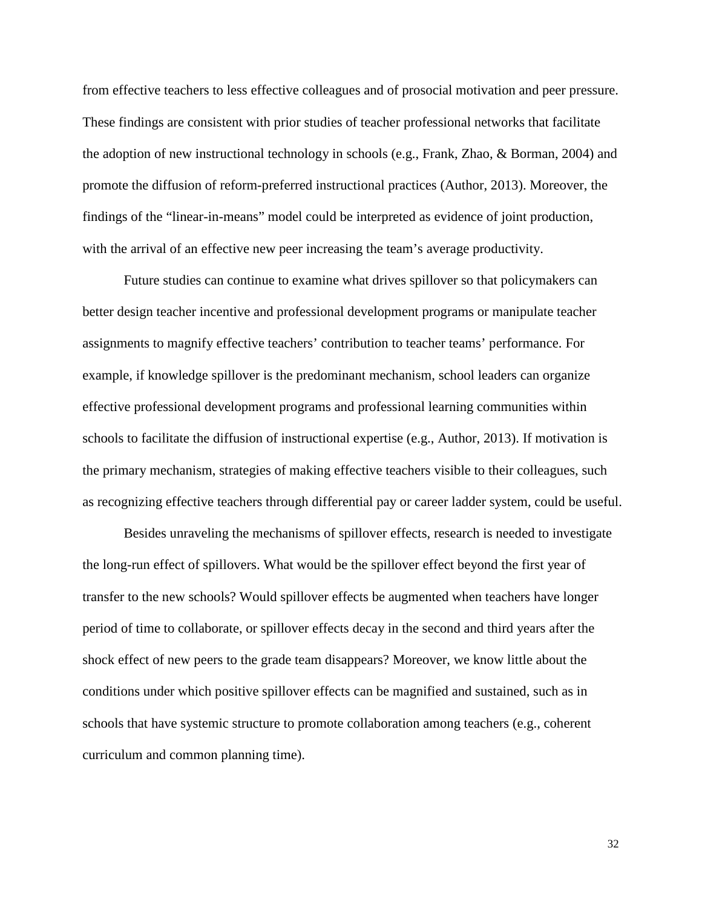from effective teachers to less effective colleagues and of prosocial motivation and peer pressure. These findings are consistent with prior studies of teacher professional networks that facilitate the adoption of new instructional technology in schools (e.g., Frank, Zhao, & Borman, 2004) and promote the diffusion of reform-preferred instructional practices (Author, 2013). Moreover, the findings of the "linear-in-means" model could be interpreted as evidence of joint production, with the arrival of an effective new peer increasing the team's average productivity.

Future studies can continue to examine what drives spillover so that policymakers can better design teacher incentive and professional development programs or manipulate teacher assignments to magnify effective teachers' contribution to teacher teams' performance. For example, if knowledge spillover is the predominant mechanism, school leaders can organize effective professional development programs and professional learning communities within schools to facilitate the diffusion of instructional expertise (e.g., Author, 2013). If motivation is the primary mechanism, strategies of making effective teachers visible to their colleagues, such as recognizing effective teachers through differential pay or career ladder system, could be useful.

Besides unraveling the mechanisms of spillover effects, research is needed to investigate the long-run effect of spillovers. What would be the spillover effect beyond the first year of transfer to the new schools? Would spillover effects be augmented when teachers have longer period of time to collaborate, or spillover effects decay in the second and third years after the shock effect of new peers to the grade team disappears? Moreover, we know little about the conditions under which positive spillover effects can be magnified and sustained, such as in schools that have systemic structure to promote collaboration among teachers (e.g., coherent curriculum and common planning time).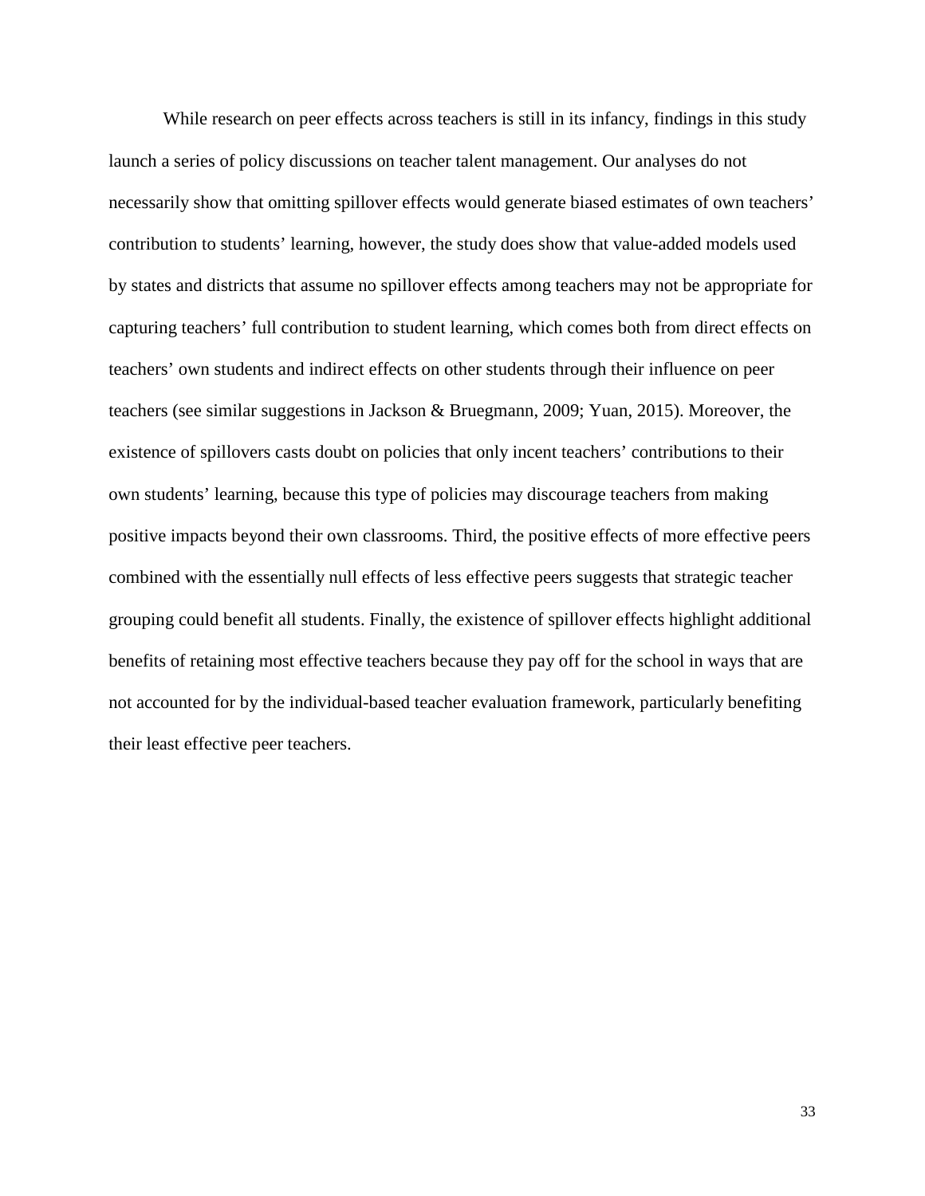While research on peer effects across teachers is still in its infancy, findings in this study launch a series of policy discussions on teacher talent management. Our analyses do not necessarily show that omitting spillover effects would generate biased estimates of own teachers' contribution to students' learning, however, the study does show that value-added models used by states and districts that assume no spillover effects among teachers may not be appropriate for capturing teachers' full contribution to student learning, which comes both from direct effects on teachers' own students and indirect effects on other students through their influence on peer teachers (see similar suggestions in Jackson & Bruegmann, 2009; Yuan, 2015). Moreover, the existence of spillovers casts doubt on policies that only incent teachers' contributions to their own students' learning, because this type of policies may discourage teachers from making positive impacts beyond their own classrooms. Third, the positive effects of more effective peers combined with the essentially null effects of less effective peers suggests that strategic teacher grouping could benefit all students. Finally, the existence of spillover effects highlight additional benefits of retaining most effective teachers because they pay off for the school in ways that are not accounted for by the individual-based teacher evaluation framework, particularly benefiting their least effective peer teachers.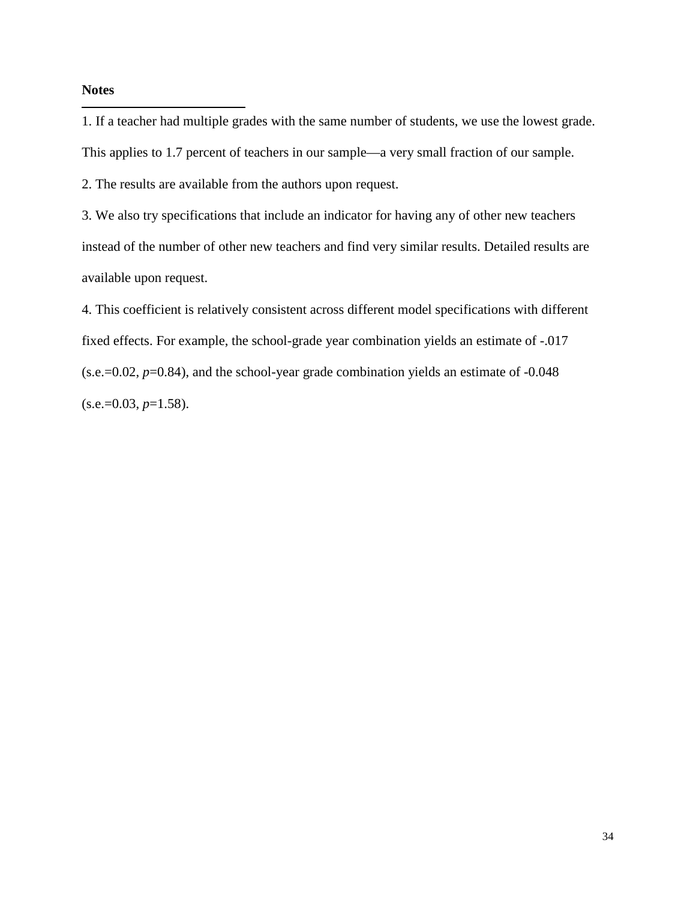**Notes**

1. If a teacher had multiple grades with the same number of students, we use the lowest grade. This applies to 1.7 percent of teachers in our sample—a very small fraction of our sample.

2. The results are available from the authors upon request.

3. We also try specifications that include an indicator for having any of other new teachers instead of the number of other new teachers and find very similar results. Detailed results are available upon request.

4. This coefficient is relatively consistent across different model specifications with different fixed effects. For example, the school-grade year combination yields an estimate of -.017 (s.e.=0.02, *p*=0.84), and the school-year grade combination yields an estimate of -0.048 (s.e.=0.03, *p*=1.58).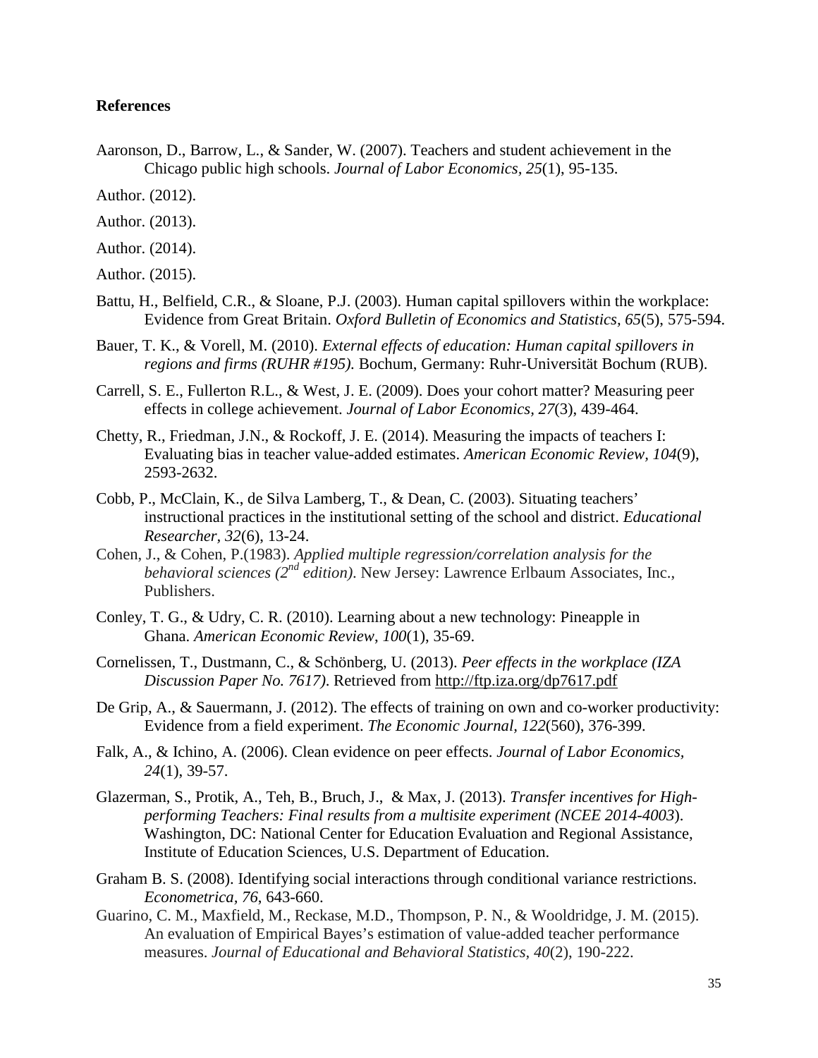**References**

Aaronson, D., Barrow, L., & Sander, W. (2007). Teachers and student achievement in the Chicago public high schools. *Journal of Labor Economics*, *25*(1), 95-135.

Author. (2012).

Author. (2013).

Author. (2014).

Author. (2015).

Battu, H., Belfield, C.R., & Sloane, P.J. (2003). Human capital spillovers within the workplace: Evidence from Great Britain. *Oxford Bulletin of Economics and Statistics, 65*(5), 575-594.

Bauer, T. K., & Vorell, M. (2010). *External effects of education: Human capital spillovers in regions and firms (RUHR #195).* Bochum, Germany: Ruhr-Universität Bochum (RUB).

Carrell, S. E., Fullerton R.L., & West, J. E. (2009). Does your cohort matter? Measuring peer effects in college achievement. *Journal of Labor Economics*, *27*(3), 439-464.

Chetty, R., Friedman, J.N., & Rockoff, J. E. (2014). Measuring the impacts of teachers I: Evaluating bias in teacher value-added estimates. *American Economic Review, 104*(9), 2593-2632.

Cobb, P., McClain, K., de Silva Lamberg, T., & Dean, C. (2003). Situating teachers' instructional practices in the institutional setting of the school and district. *Educational Researcher*, *32*(6), 13-24.

Cohen, J., & Cohen, P.(1983). *Applied multiple regression/correlation analysis for the behavioral sciences (2nd edition)*. New Jersey: Lawrence Erlbaum Associates, Inc., Publishers.

Conley, T. G., & Udry, C. R. (2010). Learning about a new technology: Pineapple in Ghana. *American Economic Review*, *100*(1), 35-69.

Cornelissen, T., Dustmann, C., & Schönberg, U. (2013). *Peer effects in the workplace (IZA Discussion Paper No. 7617)*. Retrieved from http://ftp.iza.org/dp7617.pdf

De Grip, A., & Sauermann, J. (2012). The effects of training on own and co-worker productivity: Evidence from a field experiment. *The Economic Journal, 122*(560), 376-399.

Falk, A., & Ichino, A. (2006). Clean evidence on peer effects. *Journal of Labor Economics, 24*(1), 39-57.

Glazerman, S., Protik, A., Teh, B., Bruch, J., & Max, J. (2013). *Transfer incentives for High-performing Teachers: Final results from a multisite experiment (NCEE 2014-4003*). Washington, DC: National Center for Education Evaluation and Regional Assistance, Institute of Education Sciences, U.S. Department of Education.

Graham B. S. (2008). Identifying social interactions through conditional variance restrictions. *Econometrica, 76*, 643-660.

Guarino, C. M., Maxfield, M., Reckase, M.D., Thompson, P. N., & Wooldridge, J. M. (2015). An evaluation of Empirical Bayes's estimation of value-added teacher performance measures. *Journal of Educational and Behavioral Statistics, 40*(2), 190-222.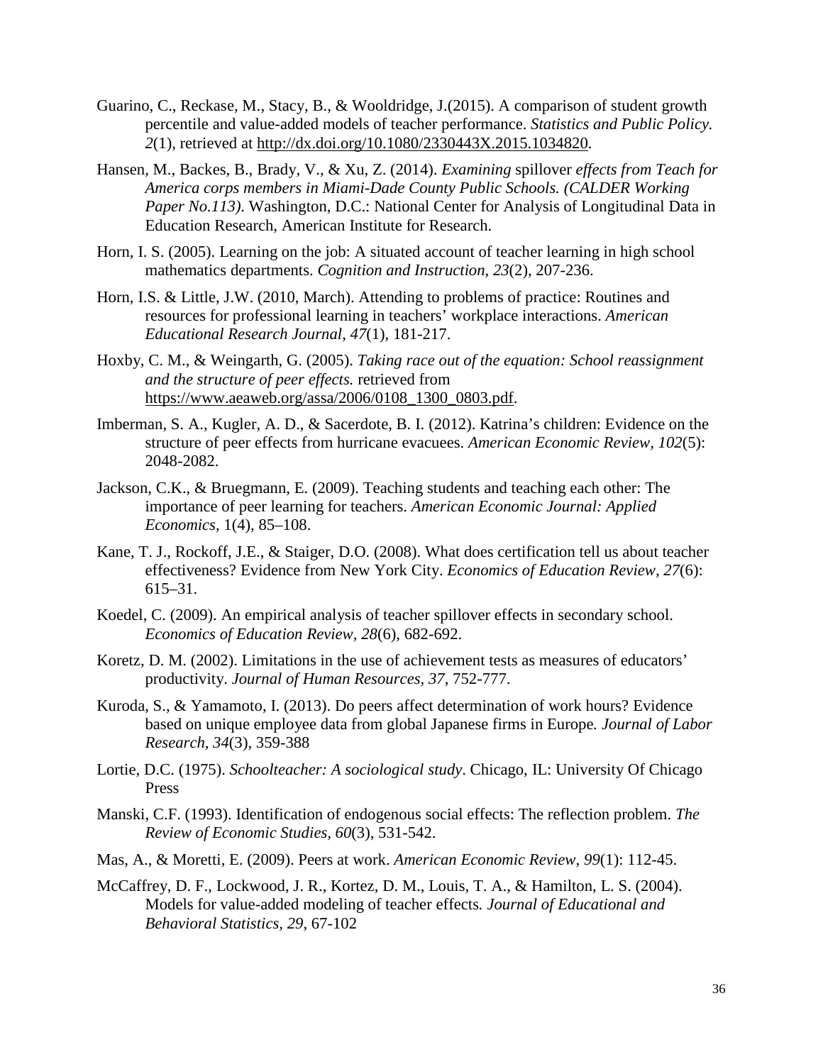Guarino, C., Reckase, M., Stacy, B., & Wooldridge, J.(2015). A comparison of student growth percentile and value-added models of teacher performance. *Statistics and Public Policy. 2*(1), retrieved at http://dx.doi.org/10.1080/2330443X.2015.1034820.

Hansen, M., Backes, B., Brady, V., & Xu, Z. (2014). *Examining* spillover *effects from Teach for America corps members in Miami-Dade County Public Schools. (CALDER Working Paper No.113)*. Washington, D.C.: National Center for Analysis of Longitudinal Data in Education Research, American Institute for Research.

Horn, I. S. (2005). Learning on the job: A situated account of teacher learning in high school mathematics departments. *Cognition and Instruction, 23*(2), 207-236.

Horn, I.S. & Little, J.W. (2010, March). Attending to problems of practice: Routines and resources for professional learning in teachers' workplace interactions. *American Educational Research Journal, 47*(1), 181-217.

Hoxby, C. M., & Weingarth, G. (2005). *Taking race out of the equation: School reassignment and the structure of peer effects.* retrieved from https://www.aeaweb.org/assa/2006/0108_1300_0803.pdf.

Imberman, S. A., Kugler, A. D., & Sacerdote, B. I. (2012). Katrina's children: Evidence on the structure of peer effects from hurricane evacuees. *American Economic Review, 102*(5): 2048-2082.

Jackson, C.K., & Bruegmann, E. (2009). Teaching students and teaching each other: The importance of peer learning for teachers. *American Economic Journal: Applied Economics,* 1(4), 85–108.

Kane, T. J., Rockoff, J.E., & Staiger, D.O. (2008). What does certification tell us about teacher effectiveness? Evidence from New York City. *Economics of Education Review, 27*(6): 615–31.

Koedel, C. (2009). An empirical analysis of teacher spillover effects in secondary school. *Economics of Education Review, 28*(6), 682-692.

Koretz, D. M. (2002). Limitations in the use of achievement tests as measures of educators' productivity. *Journal of Human Resources*, *37*, 752-777.

Kuroda, S., & Yamamoto, I. (2013). Do peers affect determination of work hours? Evidence based on unique employee data from global Japanese firms in Europe*. Journal of Labor Research, 34*(3), 359-388

Lortie, D.C. (1975). *Schoolteacher: A sociological study*. Chicago, IL: University Of Chicago Press

Manski, C.F. (1993). Identification of endogenous social effects: The reflection problem. *The Review of Economic Studies, 60*(3), 531-542.

Mas, A., & Moretti, E. (2009). Peers at work. *American Economic Review*, *99*(1): 112-45.

McCaffrey, D. F., Lockwood, J. R., Kortez, D. M., Louis, T. A., & Hamilton, L. S. (2004). Models for value-added modeling of teacher effects*. Journal of Educational and Behavioral Statistics, 29*, 67-102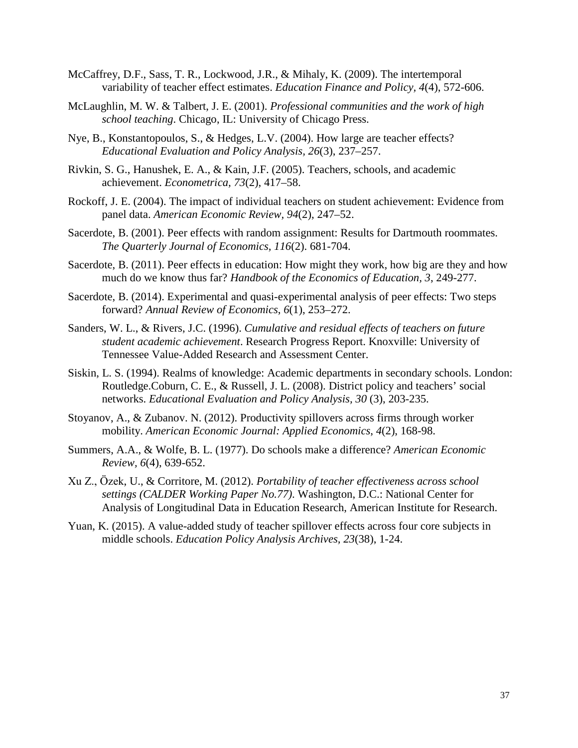McCaffrey, D.F., Sass, T. R., Lockwood, J.R., & Mihaly, K. (2009). The intertemporal variability of teacher effect estimates. *Education Finance and Policy, 4*(4), 572-606.

McLaughlin, M. W. & Talbert, J. E. (2001). *Professional communities and the work of high school teaching*. Chicago, IL: University of Chicago Press.

Nye, B., Konstantopoulos, S., & Hedges, L.V. (2004). How large are teacher effects? *Educational Evaluation and Policy Analysis, 26*(3), 237–257.

Rivkin, S. G., Hanushek, E. A., & Kain, J.F. (2005). Teachers, schools, and academic achievement. *Econometrica, 73*(2), 417–58.

Rockoff, J. E. (2004). The impact of individual teachers on student achievement: Evidence from panel data. *American Economic Review, 94*(2), 247–52.

Sacerdote, B. (2001). Peer effects with random assignment: Results for Dartmouth roommates. *The Quarterly Journal of Economics, 116*(2). 681-704.

Sacerdote, B. (2011). Peer effects in education: How might they work, how big are they and how much do we know thus far? *Handbook of the Economics of Education, 3*, 249-277.

Sacerdote, B. (2014). Experimental and quasi-experimental analysis of peer effects: Two steps forward? *Annual Review of Economics, 6*(1), 253–272.

Sanders, W. L., & Rivers, J.C. (1996). *Cumulative and residual effects of teachers on future student academic achievement*. Research Progress Report. Knoxville: University of Tennessee Value-Added Research and Assessment Center.

Siskin, L. S. (1994). Realms of knowledge: Academic departments in secondary schools. London: Routledge.Coburn, C. E., & Russell, J. L. (2008). District policy and teachers' social networks. *Educational Evaluation and Policy Analysis, 30* (3), 203-235.

Stoyanov, A., & Zubanov. N. (2012). Productivity spillovers across firms through worker mobility. *American Economic Journal: Applied Economics, 4*(2), 168-98.

Summers, A.A., & Wolfe, B. L. (1977). Do schools make a difference? *American Economic Review, 6*(4), 639-652.

Xu Z., Özek, U., & Corritore, M. (2012). *Portability of teacher effectiveness across school settings (CALDER Working Paper No.77)*. Washington, D.C.: National Center for Analysis of Longitudinal Data in Education Research, American Institute for Research.

Yuan, K. (2015). A value-added study of teacher spillover effects across four core subjects in middle schools. *Education Policy Analysis Archives, 23*(38), 1-24.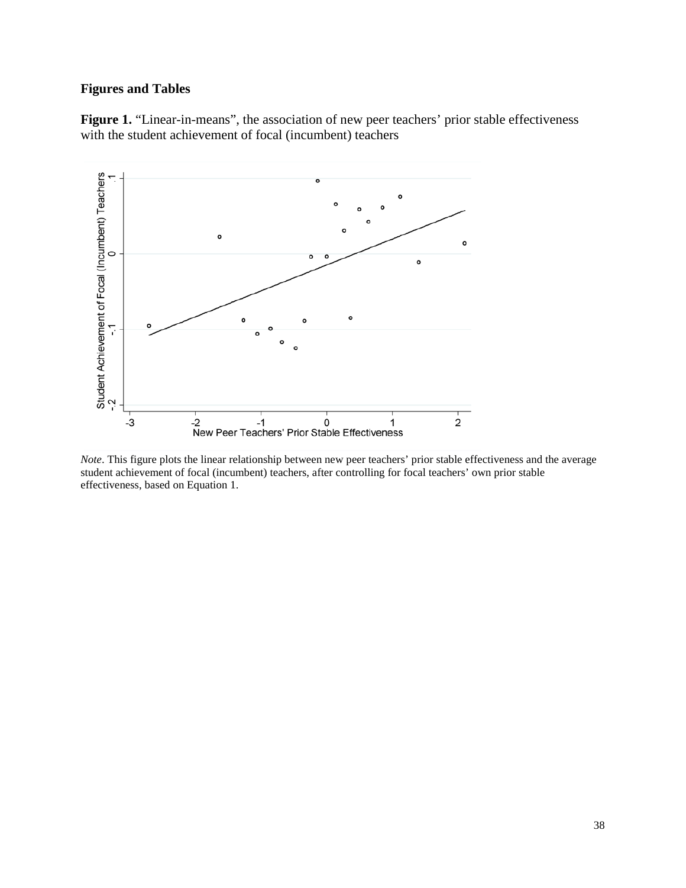# Figures and Tables

**Figure 1.** "Linear-in-means", the association of new peer teachers' prior stable effectiveness with the student achievement of focal (incumbent) teachers

*Note*. This figure plots the linear relationship between new peer teachers' prior stable effectiveness and the average student achievement of focal (incumbent) teachers, after controlling for focal teachers' own prior stable effectiveness, based on Equation 1.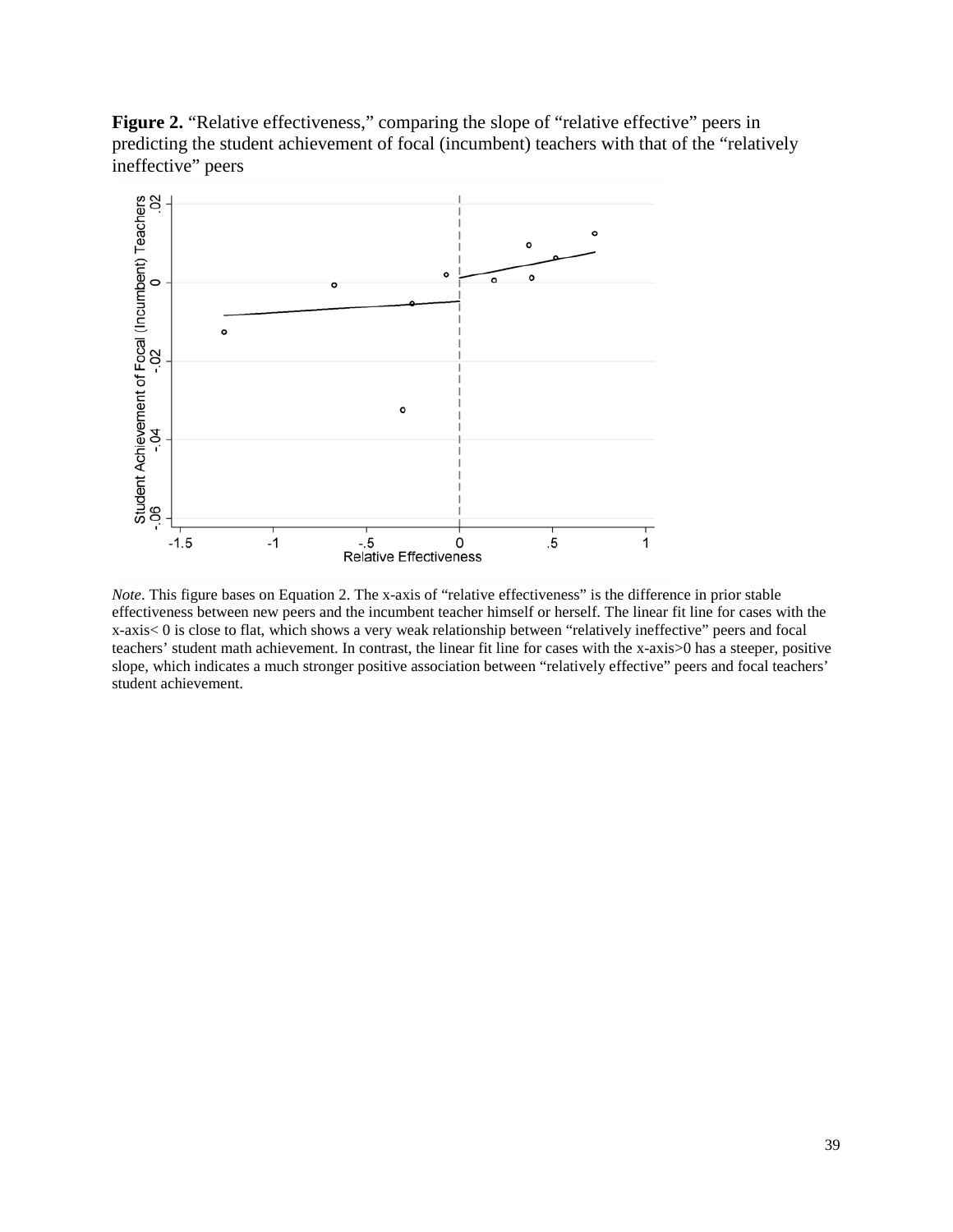**Figure 2.** “Relative effectiveness,” comparing the slope of “relative effective” peers in predicting the student achievement of focal (incumbent) teachers with that of the “relatively ineffective” peers

*Note*. This figure bases on Equation 2. The x-axis of “relative effectiveness” is the difference in prior stable effectiveness between new peers and the incumbent teacher himself or herself. The linear fit line for cases with the x-axis< 0 is close to flat, which shows a very weak relationship between “relatively ineffective” peers and focal teachers’ student math achievement. In contrast, the linear fit line for cases with the x-axis>0 has a steeper, positive slope, which indicates a much stronger positive association between “relatively effective” peers and focal teachers’ student achievement.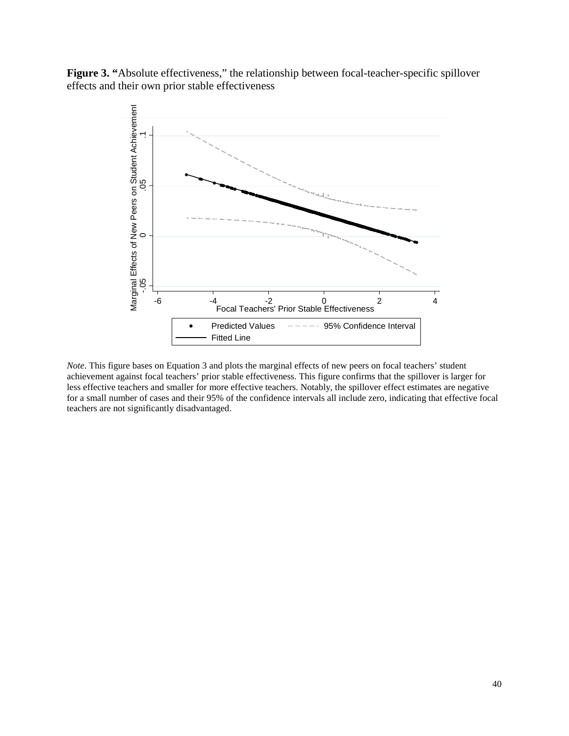**Figure 3. "**Absolute effectiveness," the relationship between focal-teacher-specific spillover effects and their own prior stable effectiveness

*Note*. This figure bases on Equation 3 and plots the marginal effects of new peers on focal teachers' student achievement against focal teachers' prior stable effectiveness. This figure confirms that the spillover is larger for less effective teachers and smaller for more effective teachers. Notably, the spillover effect estimates are negative for a small number of cases and their 95% of the confidence intervals all include zero, indicating that effective focal teachers are not significantly disadvantaged.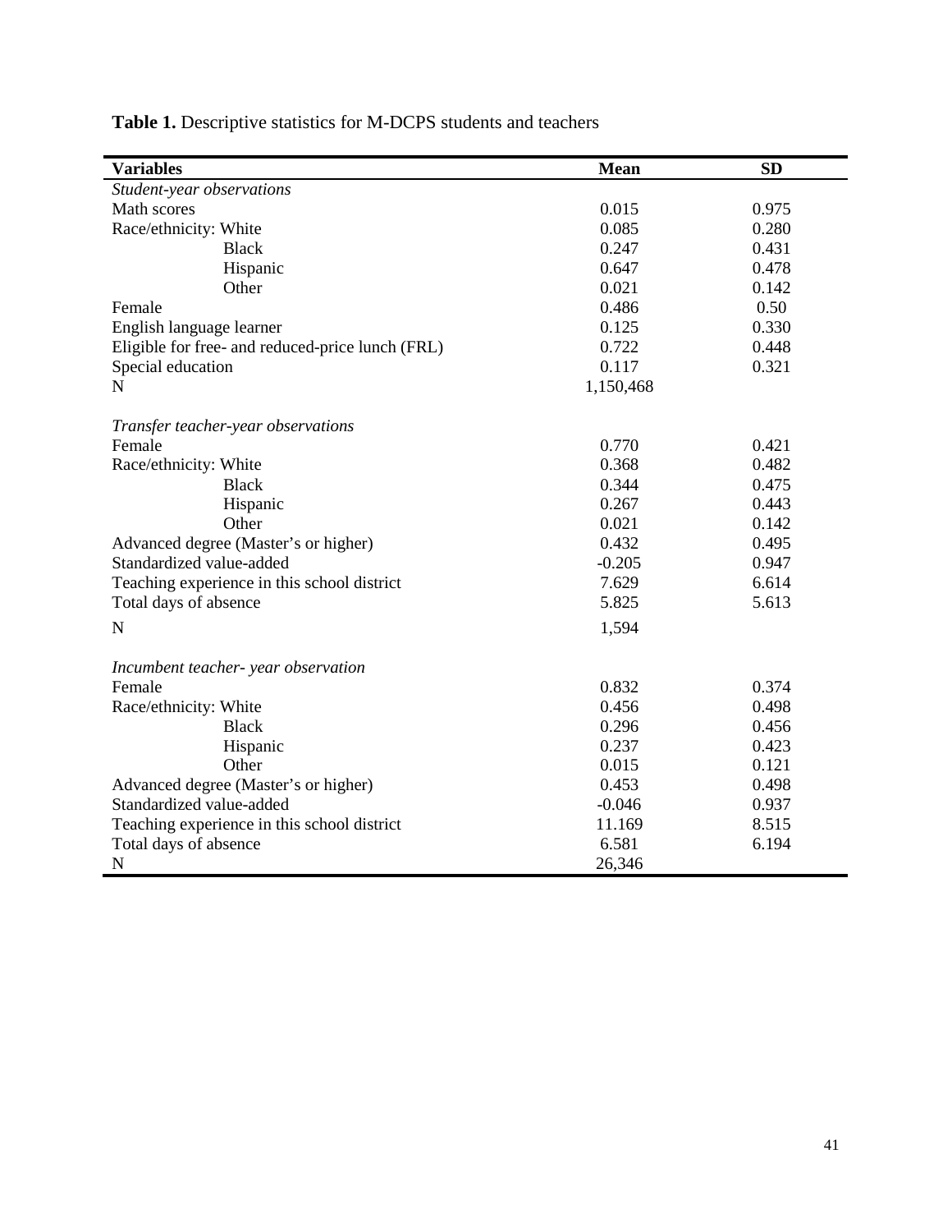**Table 1.** Descriptive statistics for M-DCPS students and teachers

| Variables | Mean | SD |
|---|---|---|
| *Student-year observations* | | |
| Math scores | 0.015 | 0.975 |
| Race/ethnicity: White | 0.085 | 0.280 |
| Black | 0.247 | 0.431 |
| Hispanic | 0.647 | 0.478 |
| Other | 0.021 | 0.142 |
| Female | 0.486 | 0.50 |
| English language learner | 0.125 | 0.330 |
| Eligible for free- and reduced-price lunch (FRL) | 0.722 | 0.448 |
| Special education | 0.117 | 0.321 |
| N | 1,150,468 | |
| *Transfer teacher-year observations* | | |
| Female | 0.770 | 0.421 |
| Race/ethnicity: White | 0.368 | 0.482 |
| Black | 0.344 | 0.475 |
| Hispanic | 0.267 | 0.443 |
| Other | 0.021 | 0.142 |
| Advanced degree (Master's or higher) | 0.432 | 0.495 |
| Standardized value-added | -0.205 | 0.947 |
| Teaching experience in this school district | 7.629 | 6.614 |
| Total days of absence | 5.825 | 5.613 |
| N | 1,594 | |
| *Incumbent teacher- year observation* | | |
| Female | 0.832 | 0.374 |
| Race/ethnicity: White | 0.456 | 0.498 |
| Black | 0.296 | 0.456 |
| Hispanic | 0.237 | 0.423 |
| Other | 0.015 | 0.121 |
| Advanced degree (Master's or higher) | 0.453 | 0.498 |
| Standardized value-added | -0.046 | 0.937 |
| Teaching experience in this school district | 11.169 | 8.515 |
| Total days of absence | 6.581 | 6.194 |
| N | 26,346 | |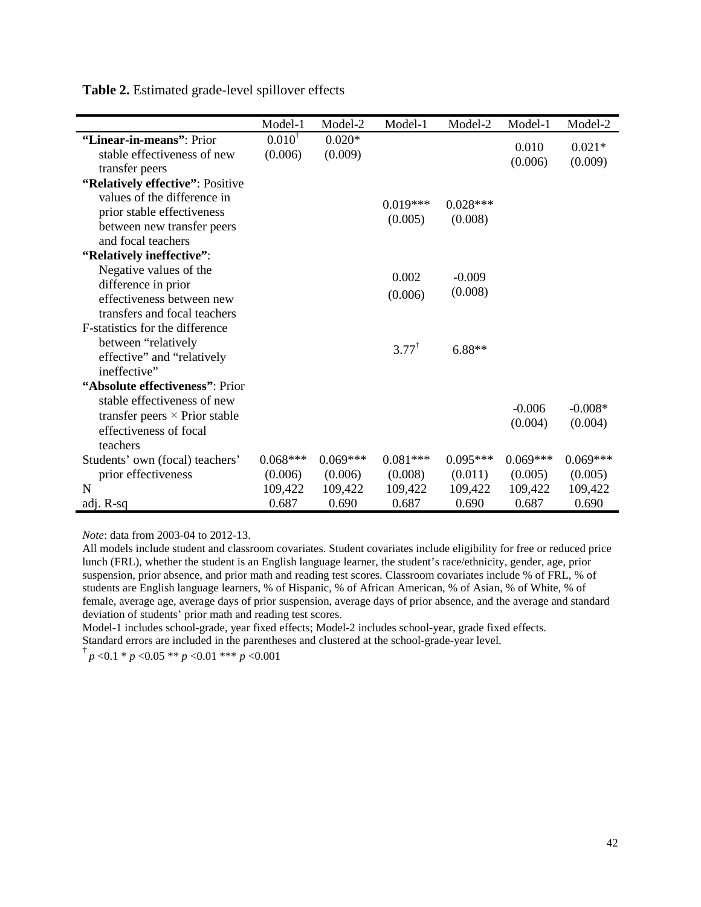**Table 2.** Estimated grade-level spillover effects

| | Model-1 | Model-2 | Model-1 | Model-2 | Model-1 | Model-2 |
|---|---|---|---|---|---|---|
| **"Linear-in-means"**: Prior stable effectiveness of new transfer peers | 0.010[†] (0.006) | 0.020* (0.009) | | | 0.010 (0.006) | 0.021* (0.009) |
| **"Relatively effective"**: Positive values of the difference in prior stable effectiveness between new transfer peers and focal teachers | | | 0.019*** (0.005) | 0.028*** (0.008) | | |
| **"Relatively ineffective"**: Negative values of the difference in prior effectiveness between new transfers and focal teachers | | | 0.002 (0.006) | -0.009 (0.008) | | |
| F-statistics for the difference between "relatively effective" and "relatively ineffective" | | | 3.77[†] | 6.88** | | |
| **"Absolute effectiveness"**: Prior stable effectiveness of new transfer peers × Prior stable effectiveness of focal teachers | | | | | -0.006 (0.004) | -0.008* (0.004) |
| Students' own (focal) teachers' prior effectiveness | 0.068*** (0.006) | 0.069*** (0.006) | 0.081*** (0.008) | 0.095*** (0.011) | 0.069*** (0.005) | 0.069*** (0.005) |
| N | 109,422 | 109,422 | 109,422 | 109,422 | 109,422 | 109,422 |
| adj. R-sq | 0.687 | 0.690 | 0.687 | 0.690 | 0.687 | 0.690 |

*Note*: data from 2003-04 to 2012-13.

All models include student and classroom covariates. Student covariates include eligibility for free or reduced price lunch (FRL), whether the student is an English language learner, the student's race/ethnicity, gender, age, prior suspension, prior absence, and prior math and reading test scores. Classroom covariates include % of FRL, % of students are English language learners, % of Hispanic, % of African American, % of Asian, % of White, % of female, average age, average days of prior suspension, average days of prior absence, and the average and standard deviation of students' prior math and reading test scores.

Model-1 includes school-grade, year fixed effects; Model-2 includes school-year, grade fixed effects.

Standard errors are included in the parentheses and clustered at the school-grade-year level.

[†] $p < 0.1$ * $p < 0.05$ ** $p < 0.01$ *** $p < 0.001$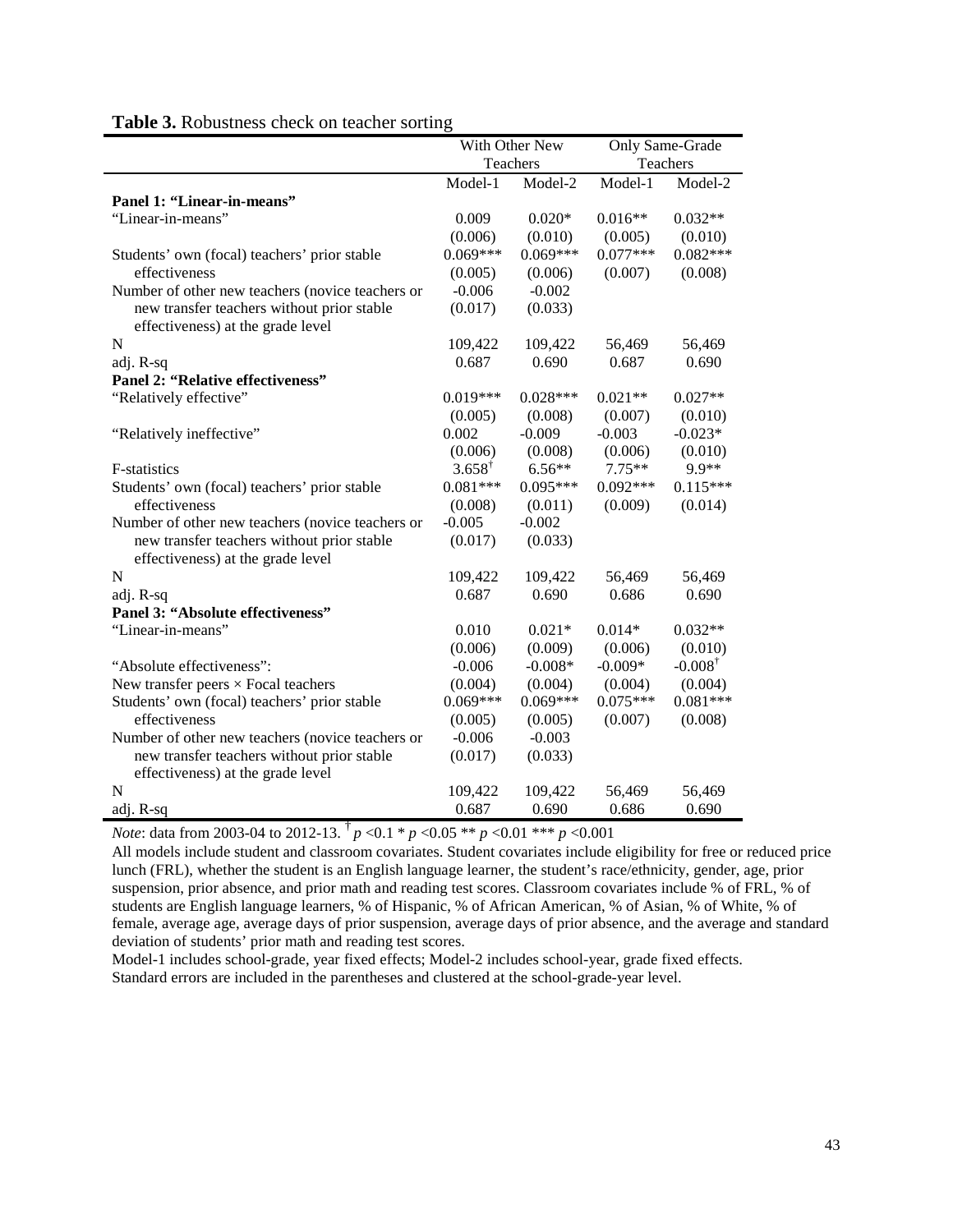**Table 3.** Robustness check on teacher sorting

| | With Other New Teachers | | Only Same-Grade Teachers | |
|---|---|---|---|---|
| | Model-1 | Model-2 | Model-1 | Model-2 |
| **Panel 1: "Linear-in-means"** | | | | |
| "Linear-in-means" | 0.009 | 0.020* | 0.016** | 0.032** |
| | (0.006) | (0.010) | (0.005) | (0.010) |
| Students' own (focal) teachers' prior stable effectiveness | 0.069*** | 0.069*** | 0.077*** | 0.082*** |
| | (0.005) | (0.006) | (0.007) | (0.008) |
| Number of other new teachers (novice teachers or new transfer teachers without prior stable effectiveness) at the grade level | -0.006 | -0.002 | | |
| | (0.017) | (0.033) | | |
| N | 109,422 | 109,422 | 56,469 | 56,469 |
| adj. R-sq | 0.687 | 0.690 | 0.687 | 0.690 |
| **Panel 2: "Relative effectiveness"** | | | | |
| "Relatively effective" | 0.019*** | 0.028*** | 0.021** | 0.027** |
| | (0.005) | (0.008) | (0.007) | (0.010) |
| "Relatively ineffective" | 0.002 | -0.009 | -0.003 | -0.023* |
| | (0.006) | (0.008) | (0.006) | (0.010) |
| F-statistics | 3.658† | 6.56** | 7.75** | 9.9** |
| Students' own (focal) teachers' prior stable effectiveness | 0.081*** | 0.095*** | 0.092*** | 0.115*** |
| | (0.008) | (0.011) | (0.009) | (0.014) |
| Number of other new teachers (novice teachers or new transfer teachers without prior stable effectiveness) at the grade level | -0.005 | -0.002 | | |
| | (0.017) | (0.033) | | |
| N | 109,422 | 109,422 | 56,469 | 56,469 |
| adj. R-sq | 0.687 | 0.690 | 0.686 | 0.690 |
| **Panel 3: "Absolute effectiveness"** | | | | |
| "Linear-in-means" | 0.010 | 0.021* | 0.014* | 0.032** |
| | (0.006) | (0.009) | (0.006) | (0.010) |
| "Absolute effectiveness": New transfer peers × Focal teachers | -0.006 | -0.008* | -0.009* | -0.008† |
| | (0.004) | (0.004) | (0.004) | (0.004) |
| Students' own (focal) teachers' prior stable effectiveness | 0.069*** | 0.069*** | 0.075*** | 0.081*** |
| | (0.005) | (0.005) | (0.007) | (0.008) |
| Number of other new teachers (novice teachers or new transfer teachers without prior stable effectiveness) at the grade level | -0.006 | -0.003 | | |
| | (0.017) | (0.033) | | |
| N | 109,422 | 109,422 | 56,469 | 56,469 |
| adj. R-sq | 0.687 | 0.690 | 0.686 | 0.690 |

*Note*: data from 2003-04 to 2012-13. † $p<0.1$ * $p<0.05$ ** $p<0.01$ *** $p<0.001$

All models include student and classroom covariates. Student covariates include eligibility for free or reduced price lunch (FRL), whether the student is an English language learner, the student's race/ethnicity, gender, age, prior suspension, prior absence, and prior math and reading test scores. Classroom covariates include % of FRL, % of students are English language learners, % of Hispanic, % of African American, % of Asian, % of White, % of female, average age, average days of prior suspension, average days of prior absence, and the average and standard deviation of students' prior math and reading test scores.

Model-1 includes school-grade, year fixed effects; Model-2 includes school-year, grade fixed effects.

Standard errors are included in the parentheses and clustered at the school-grade-year level.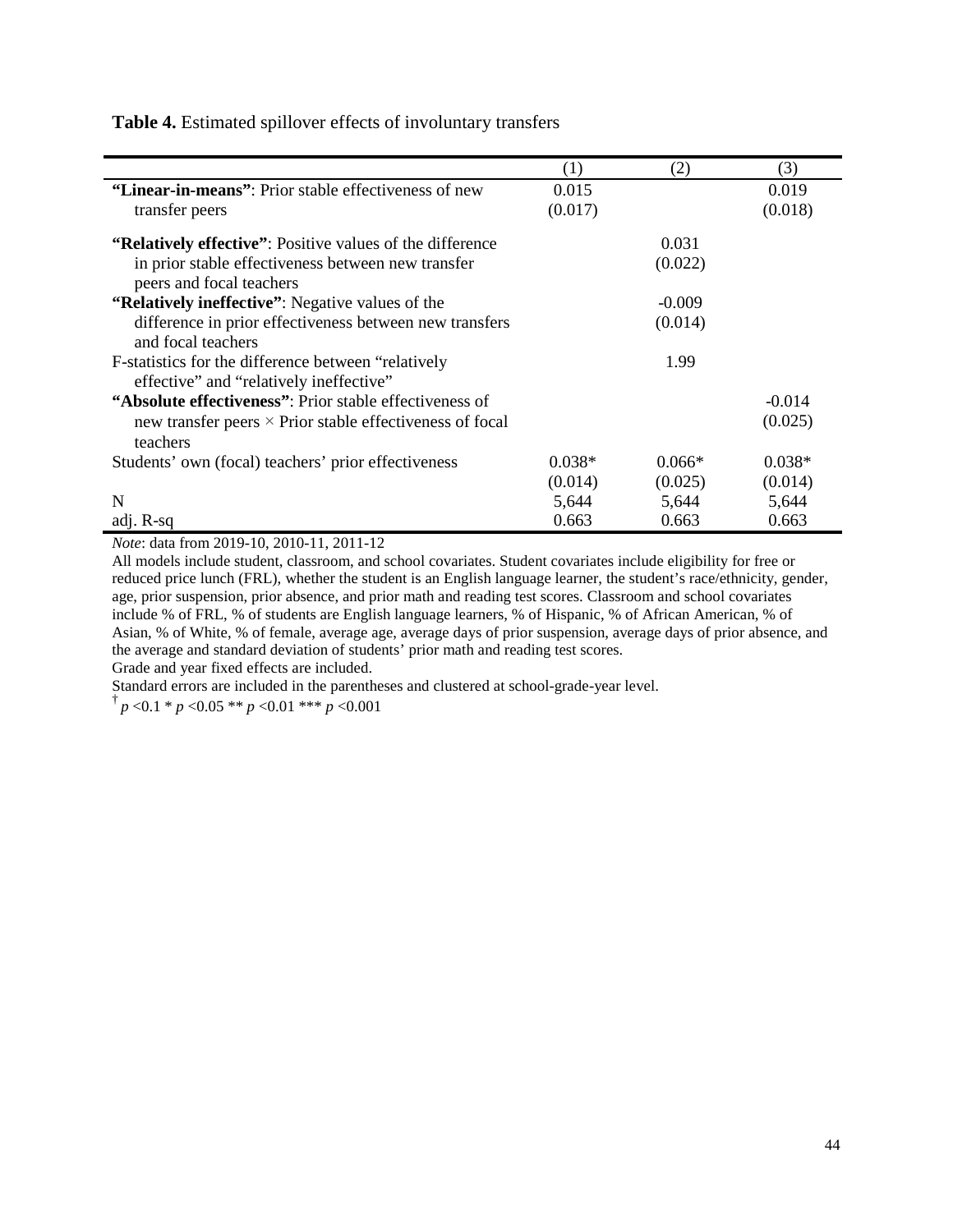**Table 4.** Estimated spillover effects of involuntary transfers

| | (1) | (2) | (3) |
|---|---|---|---|
| **"Linear-in-means"**: Prior stable effectiveness of new transfer peers | 0.015 | | 0.019 |
| | (0.017) | | (0.018) |
| **"Relatively effective"**: Positive values of the difference in prior stable effectiveness between new transfer peers and focal teachers | | 0.031 | |
| | | (0.022) | |
| **"Relatively ineffective"**: Negative values of the difference in prior effectiveness between new transfers and focal teachers | | -0.009 | |
| | | (0.014) | |
| F-statistics for the difference between "relatively effective" and "relatively ineffective" | | 1.99 | |
| **"Absolute effectiveness"**: Prior stable effectiveness of new transfer peers × Prior stable effectiveness of focal teachers | | | -0.014 |
| | | | (0.025) |
| Students' own (focal) teachers' prior effectiveness | 0.038* | 0.066* | 0.038* |
| | (0.014) | (0.025) | (0.014) |
| N | 5,644 | 5,644 | 5,644 |
| adj. R-sq | 0.663 | 0.663 | 0.663 |

*Note*: data from 2019-10, 2010-11, 2011-12

All models include student, classroom, and school covariates. Student covariates include eligibility for free or reduced price lunch (FRL), whether the student is an English language learner, the student's race/ethnicity, gender, age, prior suspension, prior absence, and prior math and reading test scores. Classroom and school covariates include % of FRL, % of students are English language learners, % of Hispanic, % of African American, % of Asian, % of White, % of female, average age, average days of prior suspension, average days of prior absence, and the average and standard deviation of students' prior math and reading test scores.

Grade and year fixed effects are included.

Standard errors are included in the parentheses and clustered at school-grade-year level.

† $p$ <0.1 * $p$ <0.05 ** $p$ <0.01 *** $p$ <0.001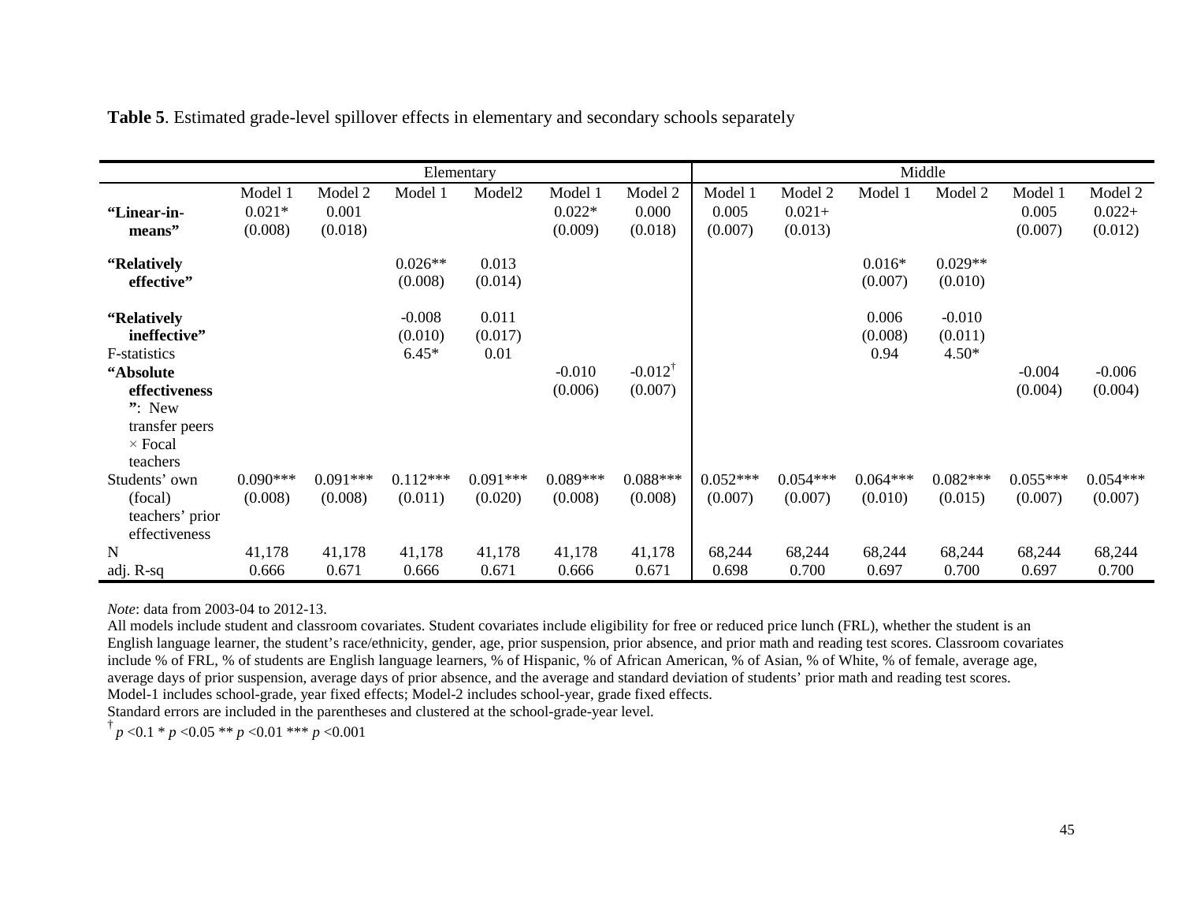**Table 5**. Estimated grade-level spillover effects in elementary and secondary schools separately

| | Elementary | | | | | | Middle | | | | | |
|---|---|---|---|---|---|---|---|---|---|---|---|---|
| | Model 1 | Model 2 | Model 1 | Model2 | Model 1 | Model 2 | Model 1 | Model 2 | Model 1 | Model 2 | Model 1 | Model 2 |
| **"Linear-in-means"** | 0.021* | 0.001 | | | 0.022* | 0.000 | 0.005 | 0.021+ | | | 0.005 | 0.022+ |
| | (0.008) | (0.018) | | | (0.009) | (0.018) | (0.007) | (0.013) | | | (0.007) | (0.012) |
| **"Relatively effective"** | | | 0.026** | 0.013 | | | | | 0.016* | 0.029** | | |
| | | | (0.008) | (0.014) | | | | | (0.007) | (0.010) | | |
| **"Relatively ineffective"** | | | -0.008 | 0.011 | | | | | 0.006 | -0.010 | | |
| | | | (0.010) | (0.017) | | | | | (0.008) | (0.011) | | |
| F-statistics | | | 6.45* | 0.01 | | | | | 0.94 | 4.50* | | |
| **"Absolute effectiveness"**: New transfer peers × Focal teachers | | | | | -0.010 | -0.012† | | | | | -0.004 | -0.006 |
| | | | | | (0.006) | (0.007) | | | | | (0.004) | (0.004) |
| Students' own (focal) teachers' prior effectiveness | 0.090*** | 0.091*** | 0.112*** | 0.091*** | 0.089*** | 0.088*** | 0.052*** | 0.054*** | 0.064*** | 0.082*** | 0.055*** | 0.054*** |
| | (0.008) | (0.008) | (0.011) | (0.020) | (0.008) | (0.008) | (0.007) | (0.007) | (0.010) | (0.015) | (0.007) | (0.007) |
| N | 41,178 | 41,178 | 41,178 | 41,178 | 41,178 | 41,178 | 68,244 | 68,244 | 68,244 | 68,244 | 68,244 | 68,244 |
| adj. R-sq | 0.666 | 0.671 | 0.666 | 0.671 | 0.666 | 0.671 | 0.698 | 0.700 | 0.697 | 0.700 | 0.697 | 0.700 |

*Note*: data from 2003-04 to 2012-13.

All models include student and classroom covariates. Student covariates include eligibility for free or reduced price lunch (FRL), whether the student is an English language learner, the student's race/ethnicity, gender, age, prior suspension, prior absence, and prior math and reading test scores. Classroom covariates include % of FRL, % of students are English language learners, % of Hispanic, % of African American, % of Asian, % of White, % of female, average age, average days of prior suspension, average days of prior absence, and the average and standard deviation of students' prior math and reading test scores.

Model-1 includes school-grade, year fixed effects; Model-2 includes school-year, grade fixed effects.

Standard errors are included in the parentheses and clustered at the school-grade-year level.

† $p$ <0.1 * $p$ <0.05 ** $p$ <0.01 *** $p$ <0.001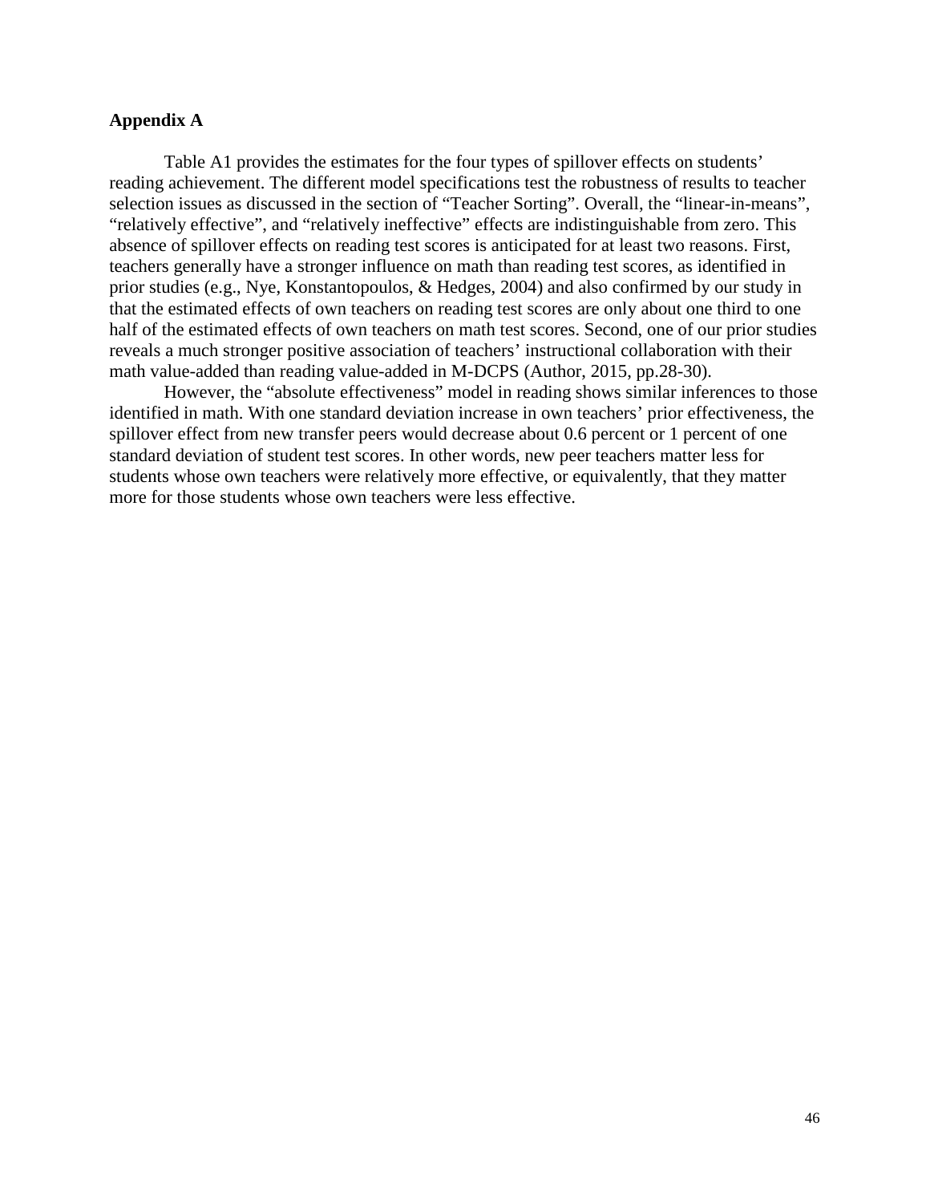**Appendix A**

Table A1 provides the estimates for the four types of spillover effects on students' reading achievement. The different model specifications test the robustness of results to teacher selection issues as discussed in the section of "Teacher Sorting". Overall, the "linear-in-means", "relatively effective", and "relatively ineffective" effects are indistinguishable from zero. This absence of spillover effects on reading test scores is anticipated for at least two reasons. First, teachers generally have a stronger influence on math than reading test scores, as identified in prior studies (e.g., Nye, Konstantopoulos, & Hedges, 2004) and also confirmed by our study in that the estimated effects of own teachers on reading test scores are only about one third to one half of the estimated effects of own teachers on math test scores. Second, one of our prior studies reveals a much stronger positive association of teachers' instructional collaboration with their math value-added than reading value-added in M-DCPS (Author, 2015, pp.28-30).

However, the "absolute effectiveness" model in reading shows similar inferences to those identified in math. With one standard deviation increase in own teachers' prior effectiveness, the spillover effect from new transfer peers would decrease about 0.6 percent or 1 percent of one standard deviation of student test scores. In other words, new peer teachers matter less for students whose own teachers were relatively more effective, or equivalently, that they matter more for those students whose own teachers were less effective.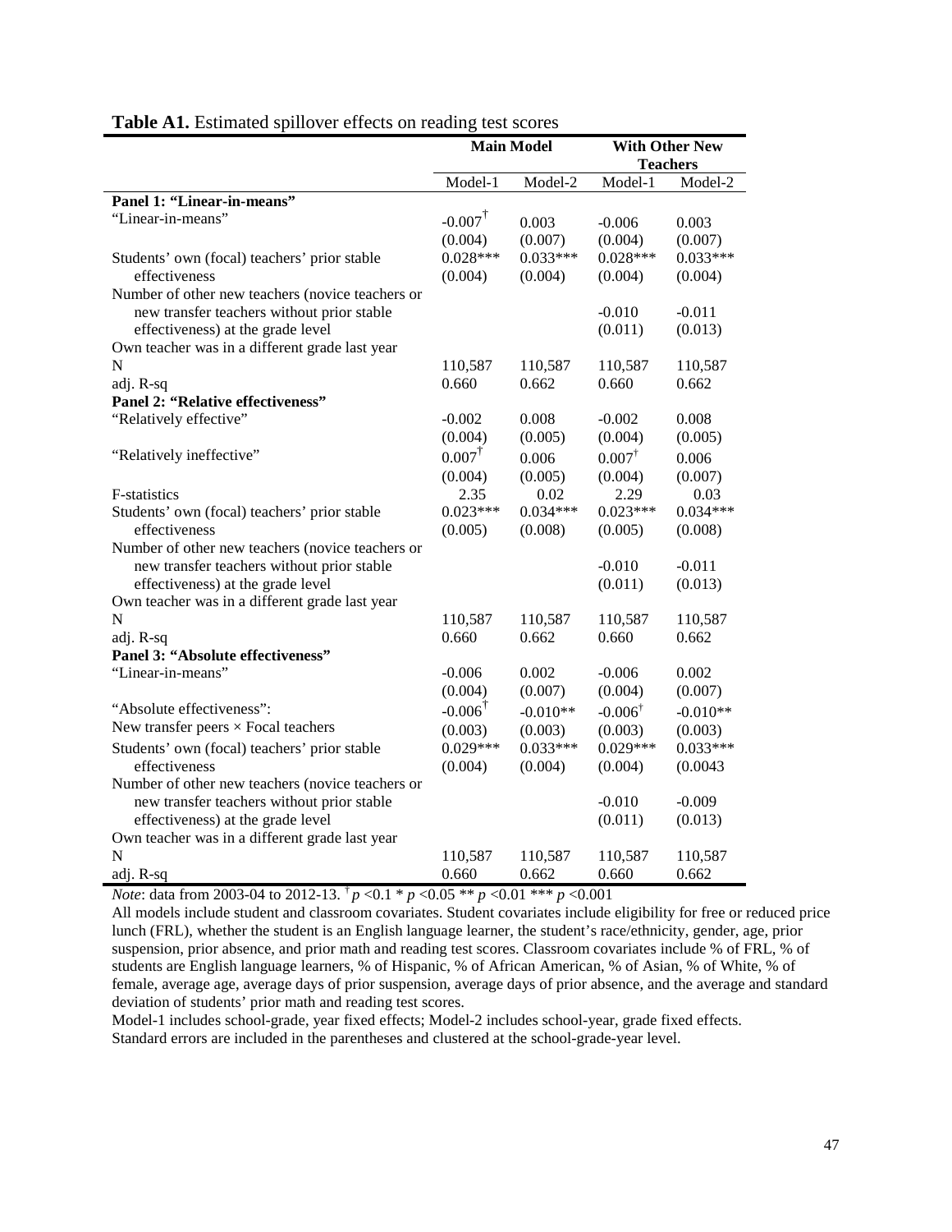**Table A1.** Estimated spillover effects on reading test scores

| | Main Model | | With Other New Teachers | |
|---|---|---|---|---|
| | Model-1 | Model-2 | Model-1 | Model-2 |
| **Panel 1: "Linear-in-means"** | | | | |
| "Linear-in-means" | -0.007† | 0.003 | -0.006 | 0.003 |
| | (0.004) | (0.007) | (0.004) | (0.007) |
| Students' own (focal) teachers' prior stable effectiveness | 0.028*** | 0.033*** | 0.028*** | 0.033*** |
| | (0.004) | (0.004) | (0.004) | (0.004) |
| Number of other new teachers (novice teachers or new transfer teachers without prior stable effectiveness) at the grade level | | | -0.010 | -0.011 |
| | | | (0.011) | (0.013) |
| Own teacher was in a different grade last year | | | | |
| N | 110,587 | 110,587 | 110,587 | 110,587 |
| adj. R-sq | 0.660 | 0.662 | 0.660 | 0.662 |
| **Panel 2: "Relative effectiveness"** | | | | |
| "Relatively effective" | -0.002 | 0.008 | -0.002 | 0.008 |
| | (0.004) | (0.005) | (0.004) | (0.005) |
| "Relatively ineffective" | 0.007† | 0.006 | 0.007† | 0.006 |
| | (0.004) | (0.005) | (0.004) | (0.007) |
| F-statistics | 2.35 | 0.02 | 2.29 | 0.03 |
| Students' own (focal) teachers' prior stable effectiveness | 0.023*** | 0.034*** | 0.023*** | 0.034*** |
| | (0.005) | (0.008) | (0.005) | (0.008) |
| Number of other new teachers (novice teachers or new transfer teachers without prior stable effectiveness) at the grade level | | | -0.010 | -0.011 |
| | | | (0.011) | (0.013) |
| Own teacher was in a different grade last year | | | | |
| N | 110,587 | 110,587 | 110,587 | 110,587 |
| adj. R-sq | 0.660 | 0.662 | 0.660 | 0.662 |
| **Panel 3: "Absolute effectiveness"** | | | | |
| "Linear-in-means" | -0.006 | 0.002 | -0.006 | 0.002 |
| | (0.004) | (0.007) | (0.004) | (0.007) |
| "Absolute effectiveness": | -0.006† | -0.010** | -0.006† | -0.010** |
| New transfer peers × Focal teachers | (0.003) | (0.003) | (0.003) | (0.003) |
| Students' own (focal) teachers' prior stable effectiveness | 0.029*** | 0.033*** | 0.029*** | 0.033*** |
| | (0.004) | (0.004) | (0.004) | (0.0043 |
| Number of other new teachers (novice teachers or new transfer teachers without prior stable effectiveness) at the grade level | | | -0.010 | -0.009 |
| | | | (0.011) | (0.013) |
| Own teacher was in a different grade last year | | | | |
| N | 110,587 | 110,587 | 110,587 | 110,587 |
| adj. R-sq | 0.660 | 0.662 | 0.660 | 0.662 |

*Note*: data from 2003-04 to 2012-13. † $p < 0.1$ * $p < 0.05$ ** $p < 0.01$ *** $p < 0.001$

All models include student and classroom covariates. Student covariates include eligibility for free or reduced price lunch (FRL), whether the student is an English language learner, the student's race/ethnicity, gender, age, prior suspension, prior absence, and prior math and reading test scores. Classroom covariates include % of FRL, % of students are English language learners, % of Hispanic, % of African American, % of Asian, % of White, % of female, average age, average days of prior suspension, average days of prior absence, and the average and standard deviation of students' prior math and reading test scores.

Model-1 includes school-grade, year fixed effects; Model-2 includes school-year, grade fixed effects.

Standard errors are included in the parentheses and clustered at the school-grade-year level.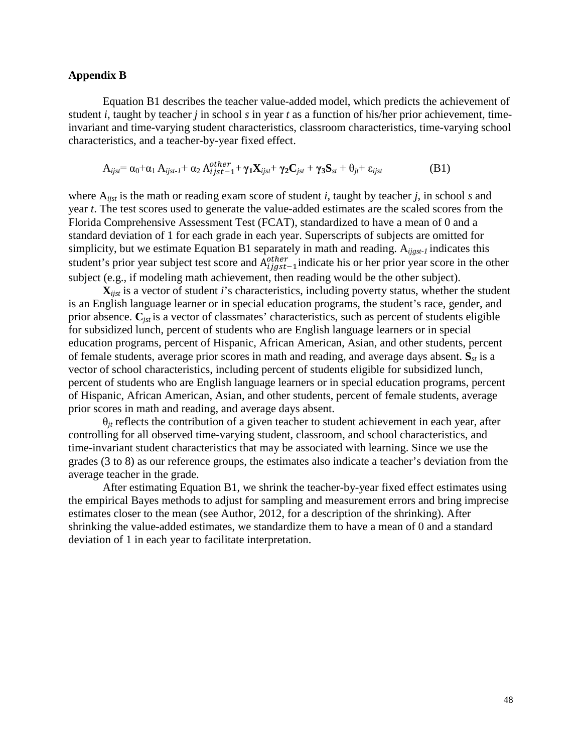**Appendix B**

Equation B1 describes the teacher value-added model, which predicts the achievement of student *i*, taught by teacher *j* in school *s* in year *t* as a function of his/her prior achievement, time-invariant and time-varying student characteristics, classroom characteristics, time-varying school characteristics, and a teacher-by-year fixed effect.

$$A_{ijst} = \alpha_0 + \alpha_1 A_{ijst-1} + \alpha_2 A_{ijst-1}^{other} + \boldsymbol{\gamma_1} \mathbf{X}_{ijst} + \boldsymbol{\gamma_2} \mathbf{C}_{jst} + \boldsymbol{\gamma_3} \mathbf{S}_{st} + \theta_{jt} + \varepsilon_{ijst} \qquad \text{(B1)}$$

where $A_{ijst}$ is the math or reading exam score of student *i*, taught by teacher *j*, in school *s* and year *t*. The test scores used to generate the value-added estimates are the scaled scores from the Florida Comprehensive Assessment Test (FCAT), standardized to have a mean of 0 and a standard deviation of 1 for each grade in each year. Superscripts of subjects are omitted for simplicity, but we estimate Equation B1 separately in math and reading. $A_{ijgst-1}$ indicates this student's prior year subject test score and $A_{ijgst-1}^{other}$ indicate his or her prior year score in the other subject (e.g., if modeling math achievement, then reading would be the other subject).

$\mathbf{X}_{ijst}$ is a vector of student *i*'s characteristics, including poverty status, whether the student is an English language learner or in special education programs, the student's race, gender, and prior absence. $\mathbf{C}_{jst}$ is a vector of classmates' characteristics, such as percent of students eligible for subsidized lunch, percent of students who are English language learners or in special education programs, percent of Hispanic, African American, Asian, and other students, percent of female students, average prior scores in math and reading, and average days absent. $\mathbf{S}_{st}$ is a vector of school characteristics, including percent of students eligible for subsidized lunch, percent of students who are English language learners or in special education programs, percent of Hispanic, African American, Asian, and other students, percent of female students, average prior scores in math and reading, and average days absent.

$\theta_{jt}$ reflects the contribution of a given teacher to student achievement in each year, after controlling for all observed time-varying student, classroom, and school characteristics, and time-invariant student characteristics that may be associated with learning. Since we use the grades (3 to 8) as our reference groups, the estimates also indicate a teacher's deviation from the average teacher in the grade.

After estimating Equation B1, we shrink the teacher-by-year fixed effect estimates using the empirical Bayes methods to adjust for sampling and measurement errors and bring imprecise estimates closer to the mean (see Author, 2012, for a description of the shrinking). After shrinking the value-added estimates, we standardize them to have a mean of 0 and a standard deviation of 1 in each year to facilitate interpretation.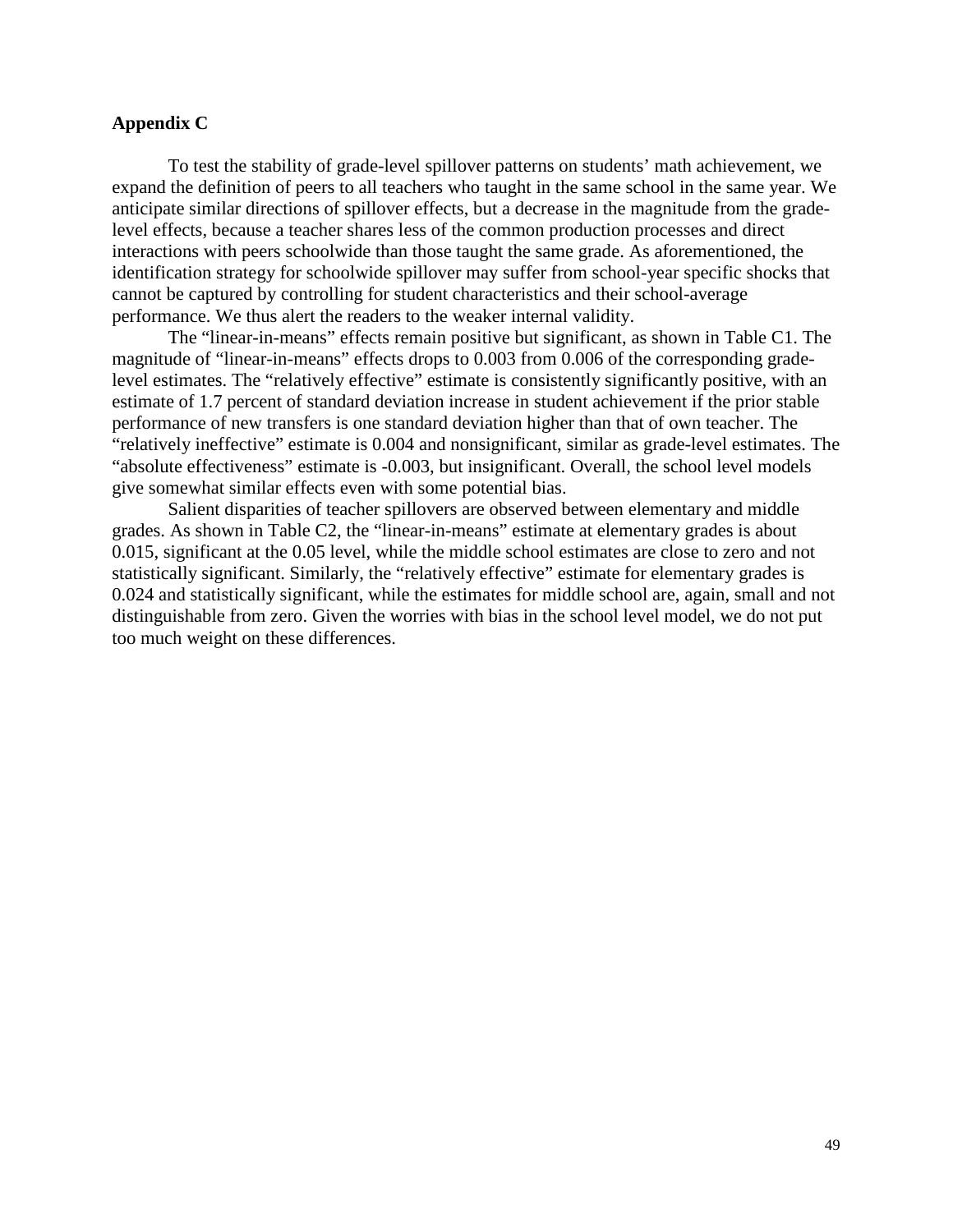## Appendix C

To test the stability of grade-level spillover patterns on students' math achievement, we expand the definition of peers to all teachers who taught in the same school in the same year. We anticipate similar directions of spillover effects, but a decrease in the magnitude from the grade-level effects, because a teacher shares less of the common production processes and direct interactions with peers schoolwide than those taught the same grade. As aforementioned, the identification strategy for schoolwide spillover may suffer from school-year specific shocks that cannot be captured by controlling for student characteristics and their school-average performance. We thus alert the readers to the weaker internal validity.

The "linear-in-means" effects remain positive but significant, as shown in Table C1. The magnitude of "linear-in-means" effects drops to 0.003 from 0.006 of the corresponding grade-level estimates. The "relatively effective" estimate is consistently significantly positive, with an estimate of 1.7 percent of standard deviation increase in student achievement if the prior stable performance of new transfers is one standard deviation higher than that of own teacher. The "relatively ineffective" estimate is 0.004 and nonsignificant, similar as grade-level estimates. The "absolute effectiveness" estimate is -0.003, but insignificant. Overall, the school level models give somewhat similar effects even with some potential bias.

Salient disparities of teacher spillovers are observed between elementary and middle grades. As shown in Table C2, the "linear-in-means" estimate at elementary grades is about 0.015, significant at the 0.05 level, while the middle school estimates are close to zero and not statistically significant. Similarly, the "relatively effective" estimate for elementary grades is 0.024 and statistically significant, while the estimates for middle school are, again, small and not distinguishable from zero. Given the worries with bias in the school level model, we do not put too much weight on these differences.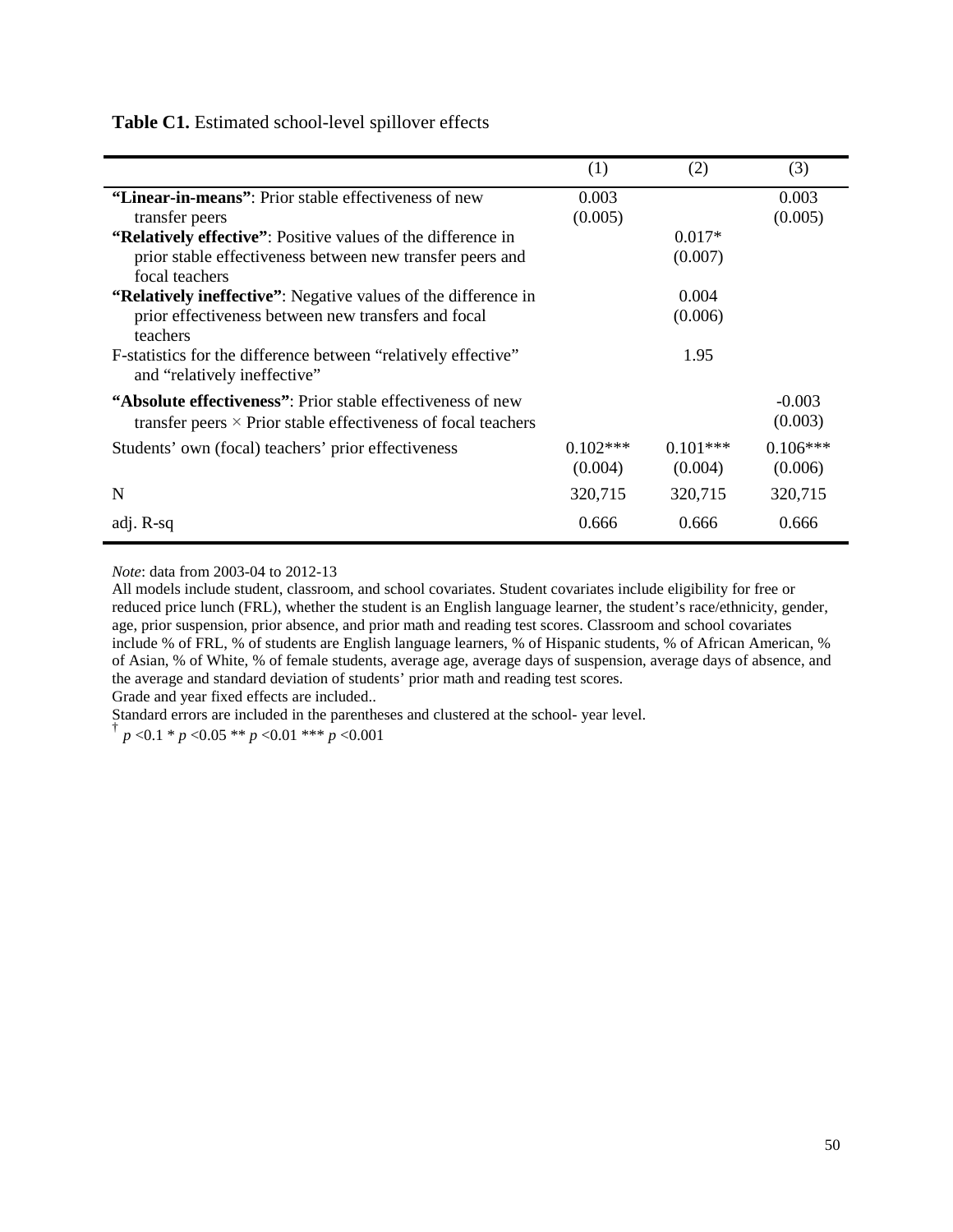**Table C1.** Estimated school-level spillover effects

| | (1) | (2) | (3) |
|---|---|---|---|
| **"Linear-in-means"**: Prior stable effectiveness of new transfer peers | 0.003<br>(0.005) | | 0.003<br>(0.005) |
| **"Relatively effective"**: Positive values of the difference in prior stable effectiveness between new transfer peers and focal teachers | | 0.017*<br>(0.007) | |
| **"Relatively ineffective"**: Negative values of the difference in prior effectiveness between new transfers and focal teachers | | 0.004<br>(0.006) | |
| F-statistics for the difference between "relatively effective" and "relatively ineffective" | | 1.95 | |
| **"Absolute effectiveness"**: Prior stable effectiveness of new transfer peers × Prior stable effectiveness of focal teachers | | | -0.003<br>(0.003) |
| Students' own (focal) teachers' prior effectiveness | 0.102***<br>(0.004) | 0.101***<br>(0.004) | 0.106***<br>(0.006) |
| N | 320,715 | 320,715 | 320,715 |
| adj. R-sq | 0.666 | 0.666 | 0.666 |

*Note*: data from 2003-04 to 2012-13

All models include student, classroom, and school covariates. Student covariates include eligibility for free or reduced price lunch (FRL), whether the student is an English language learner, the student's race/ethnicity, gender, age, prior suspension, prior absence, and prior math and reading test scores. Classroom and school covariates include % of FRL, % of students are English language learners, % of Hispanic students, % of African American, % of Asian, % of White, % of female students, average age, average days of suspension, average days of absence, and the average and standard deviation of students' prior math and reading test scores.

Grade and year fixed effects are included..

Standard errors are included in the parentheses and clustered at the school- year level.

† $p$ <0.1 * $p$ <0.05 ** $p$ <0.01 *** $p$ <0.001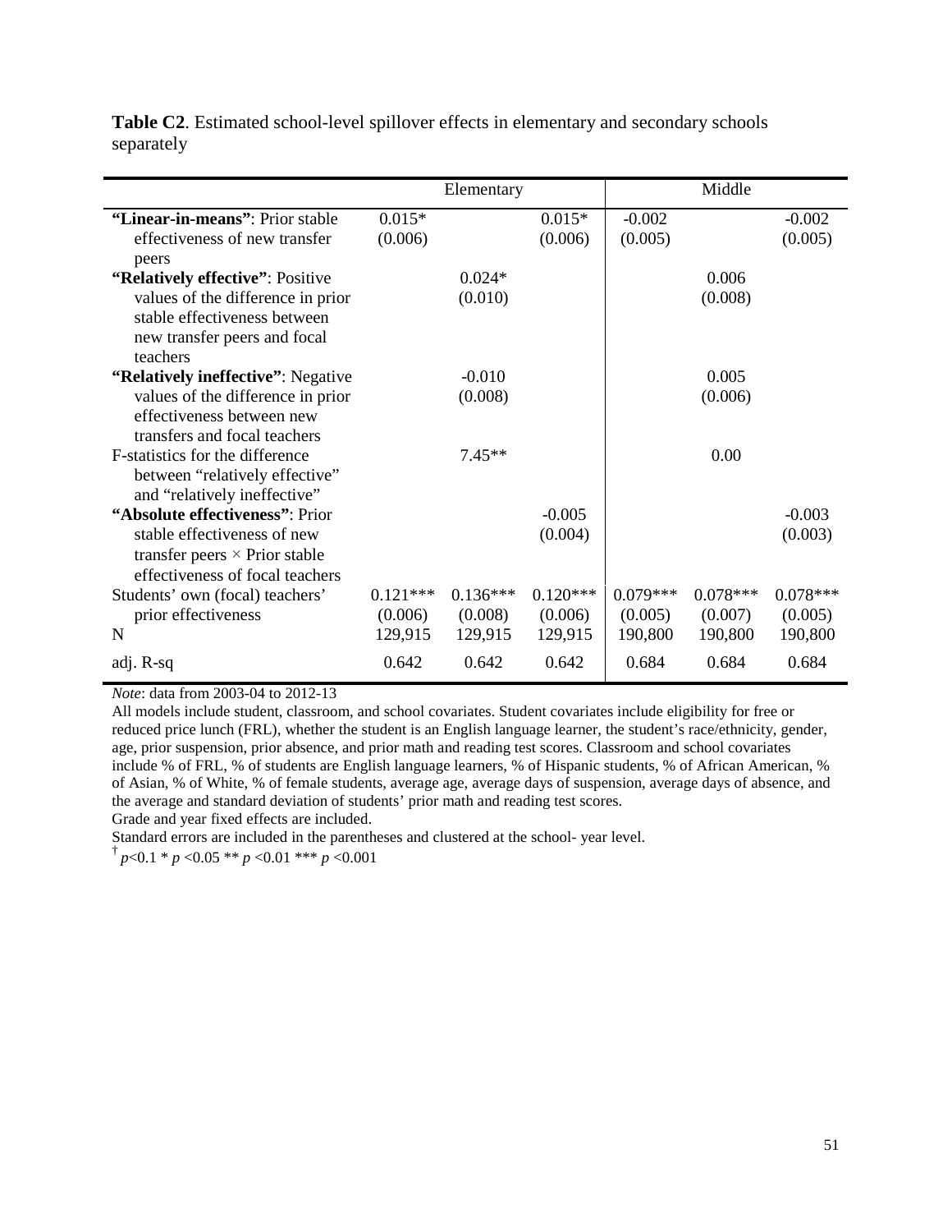**Table C2**. Estimated school-level spillover effects in elementary and secondary schools separately

| | Elementary | | | Middle | | |
|---|---|---|---|---|---|---|
| **"Linear-in-means"**: Prior stable effectiveness of new transfer peers | 0.015*<br>(0.006) | | 0.015*<br>(0.006) | -0.002<br>(0.005) | | -0.002<br>(0.005) |
| **"Relatively effective"**: Positive values of the difference in prior stable effectiveness between new transfer peers and focal teachers | | 0.024*<br>(0.010) | | | 0.006<br>(0.008) | |
| **"Relatively ineffective"**: Negative values of the difference in prior effectiveness between new transfers and focal teachers | | -0.010<br>(0.008) | | | 0.005<br>(0.006) | |
| F-statistics for the difference between "relatively effective" and "relatively ineffective" | | 7.45** | | | 0.00 | |
| **"Absolute effectiveness"**: Prior stable effectiveness of new transfer peers × Prior stable effectiveness of focal teachers | | | -0.005<br>(0.004) | | | -0.003<br>(0.003) |
| Students' own (focal) teachers' prior effectiveness | 0.121***<br>(0.006) | 0.136***<br>(0.008) | 0.120***<br>(0.006) | 0.079***<br>(0.005) | 0.078***<br>(0.007) | 0.078***<br>(0.005) |
| N | 129,915 | 129,915 | 129,915 | 190,800 | 190,800 | 190,800 |
| adj. R-sq | 0.642 | 0.642 | 0.642 | 0.684 | 0.684 | 0.684 |

*Note*: data from 2003-04 to 2012-13

All models include student, classroom, and school covariates. Student covariates include eligibility for free or reduced price lunch (FRL), whether the student is an English language learner, the student's race/ethnicity, gender, age, prior suspension, prior absence, and prior math and reading test scores. Classroom and school covariates include % of FRL, % of students are English language learners, % of Hispanic students, % of African American, % of Asian, % of White, % of female students, average age, average days of suspension, average days of absence, and the average and standard deviation of students' prior math and reading test scores.

Grade and year fixed effects are included.

Standard errors are included in the parentheses and clustered at the school- year level.

† $p$<0.1 * $p$ <0.05 ** $p$ <0.01 *** $p$ <0.001